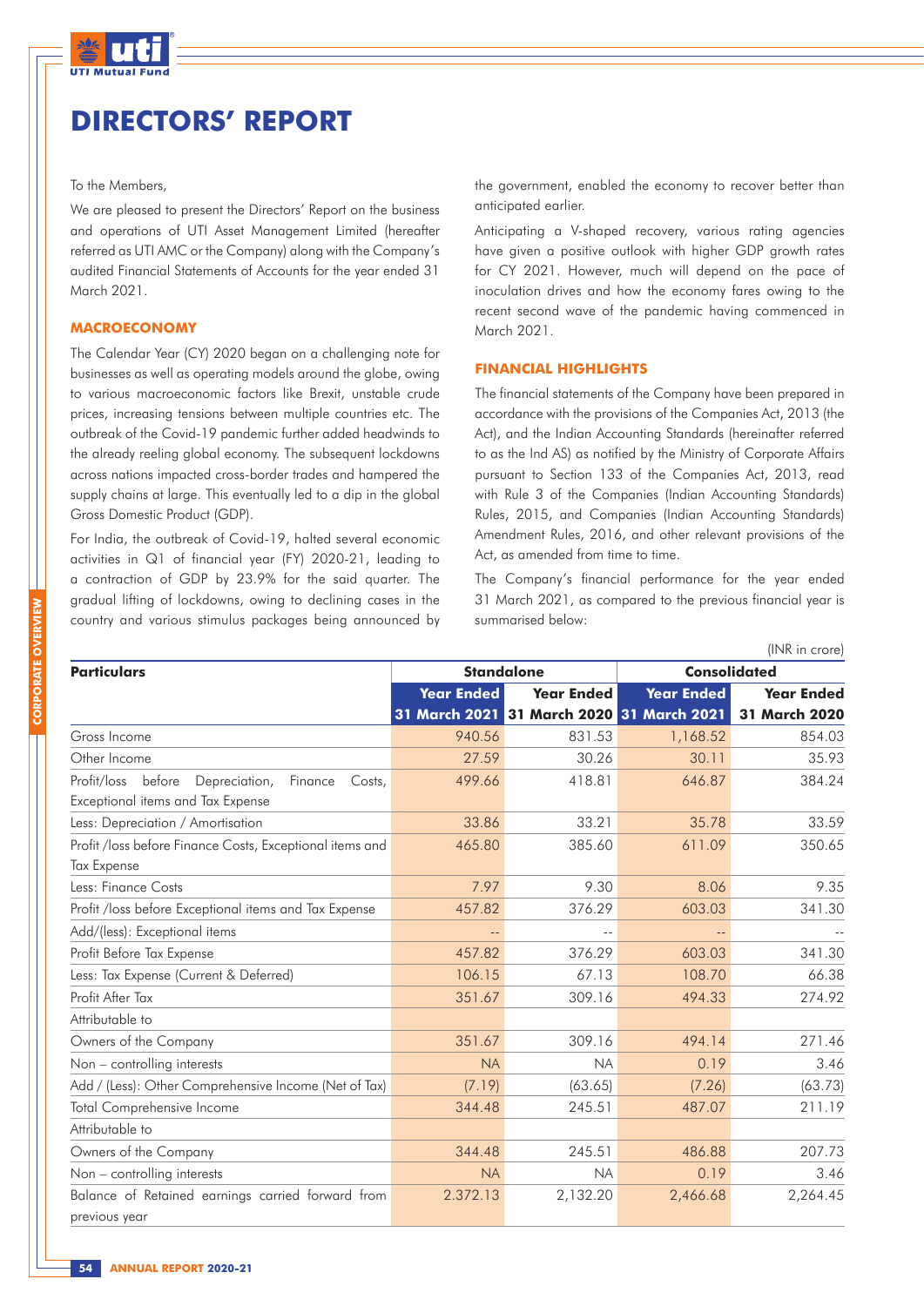# DIRECTORS' REPORT

To the Members,

We are pleased to present the Directors' Report on the business and operations of UTI Asset Management Limited (hereafter referred as UTI AMC or the Company) along with the Company's audited Financial Statements of Accounts for the year ended 31 March 2021.

## MACROECONOMY

The Calendar Year (CY) 2020 began on a challenging note for businesses as well as operating models around the globe, owing to various macroeconomic factors like Brexit, unstable crude prices, increasing tensions between multiple countries etc. The outbreak of the Covid-19 pandemic further added headwinds to the already reeling global economy. The subsequent lockdowns across nations impacted cross-border trades and hampered the supply chains at large. This eventually led to a dip in the global Gross Domestic Product (GDP).

For India, the outbreak of Covid-19, halted several economic activities in Q1 of financial year (FY) 2020-21, leading to a contraction of GDP by 23.9% for the said quarter. The gradual lifting of lockdowns, owing to declining cases in the country and various stimulus packages being announced by the government, enabled the economy to recover better than anticipated earlier.

Anticipating a V-shaped recovery, various rating agencies have given a positive outlook with higher GDP growth rates for CY 2021. However, much will depend on the pace of inoculation drives and how the economy fares owing to the recent second wave of the pandemic having commenced in March 2021.

## FINANCIAL HIGHLIGHTS

The financial statements of the Company have been prepared in accordance with the provisions of the Companies Act, 2013 (the Act), and the Indian Accounting Standards (hereinafter referred to as the Ind AS) as notified by the Ministry of Corporate Affairs pursuant to Section 133 of the Companies Act, 2013, read with Rule 3 of the Companies (Indian Accounting Standards) Rules, 2015, and Companies (Indian Accounting Standards) Amendment Rules, 2016, and other relevant provisions of the Act, as amended from time to time.

The Company's financial performance for the year ended 31 March 2021, as compared to the previous financial year is summarised below:

(INR in crore)

| Particulars | Standalone | | Consolidated | |
|---|---|---|---|---|
| | Year Ended 31 March 2021 | Year Ended 31 March 2020 | Year Ended 31 March 2021 | Year Ended 31 March 2020 |
| Gross Income | 940.56 | 831.53 | 1,168.52 | 854.03 |
| Other Income | 27.59 | 30.26 | 30.11 | 35.93 |
| Profit/loss before Depreciation, Finance Costs, Exceptional items and Tax Expense | 499.66 | 418.81 | 646.87 | 384.24 |
| Less: Depreciation / Amortisation | 33.86 | 33.21 | 35.78 | 33.59 |
| Profit /loss before Finance Costs, Exceptional items and Tax Expense | 465.80 | 385.60 | 611.09 | 350.65 |
| Less: Finance Costs | 7.97 | 9.30 | 8.06 | 9.35 |
| Profit /loss before Exceptional items and Tax Expense | 457.82 | 376.29 | 603.03 | 341.30 |
| Add/(less): Exceptional items | -- | -- | -- | -- |
| Profit Before Tax Expense | 457.82 | 376.29 | 603.03 | 341.30 |
| Less: Tax Expense (Current & Deferred) | 106.15 | 67.13 | 108.70 | 66.38 |
| Profit After Tax | 351.67 | 309.16 | 494.33 | 274.92 |
| Attributable to | | | | |
| Owners of the Company | 351.67 | 309.16 | 494.14 | 271.46 |
| Non – controlling interests | NA | NA | 0.19 | 3.46 |
| Add / (Less): Other Comprehensive Income (Net of Tax) | (7.19) | (63.65) | (7.26) | (63.73) |
| Total Comprehensive Income | 344.48 | 245.51 | 487.07 | 211.19 |
| Attributable to | | | | |
| Owners of the Company | 344.48 | 245.51 | 486.88 | 207.73 |
| Non – controlling interests | NA | NA | 0.19 | 3.46 |
| Balance of Retained earnings carried forward from previous year | 2,372.13 | 2,132.20 | 2,466.68 | 2,264.45 |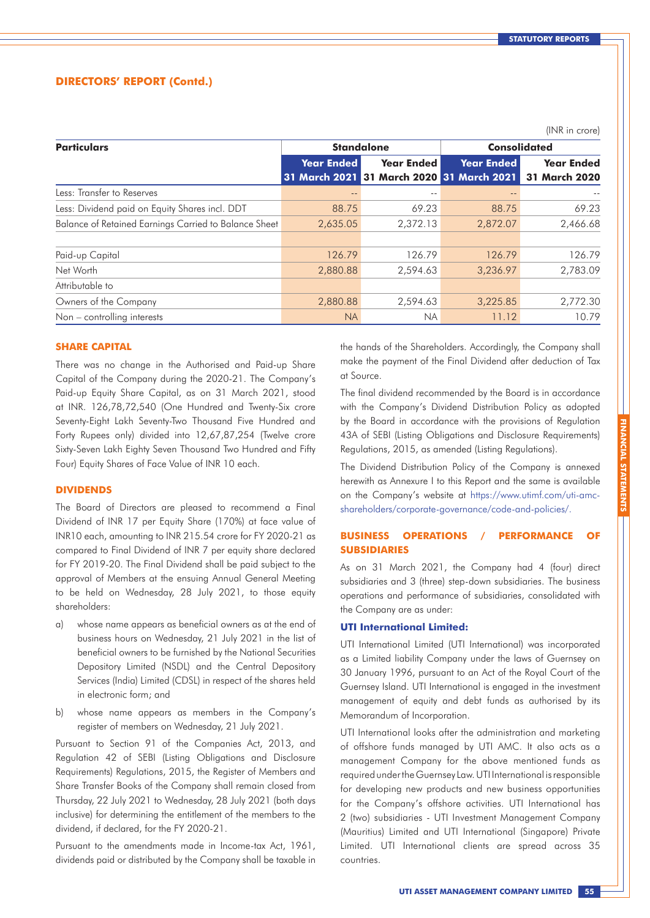## DIRECTORS' REPORT (Contd.)

(INR in crore)

| Particulars | Standalone | | Consolidated | |
|---|---|---|---|---|
| | Year Ended 31 March 2021 | Year Ended 31 March 2020 | Year Ended 31 March 2021 | Year Ended 31 March 2020 |
| Less: Transfer to Reserves | -- | -- | -- | -- |
| Less: Dividend paid on Equity Shares incl. DDT | 88.75 | 69.23 | 88.75 | 69.23 |
| Balance of Retained Earnings Carried to Balance Sheet | 2,635.05 | 2,372.13 | 2,872.07 | 2,466.68 |
| | | | | |
| Paid-up Capital | 126.79 | 126.79 | 126.79 | 126.79 |
| Net Worth | 2,880.88 | 2,594.63 | 3,236.97 | 2,783.09 |
| Attributable to | | | | |
| Owners of the Company | 2,880.88 | 2,594.63 | 3,225.85 | 2,772.30 |
| Non – controlling interests | NA | NA | 11.12 | 10.79 |

### SHARE CAPITAL

There was no change in the Authorised and Paid-up Share Capital of the Company during the 2020-21. The Company's Paid-up Equity Share Capital, as on 31 March 2021, stood at INR. 126,78,72,540 (One Hundred and Twenty-Six crore Seventy-Eight Lakh Seventy-Two Thousand Five Hundred and Forty Rupees only) divided into 12,67,87,254 (Twelve crore Sixty-Seven Lakh Eighty Seven Thousand Two Hundred and Fifty Four) Equity Shares of Face Value of INR 10 each.

### DIVIDENDS

The Board of Directors are pleased to recommend a Final Dividend of INR 17 per Equity Share (170%) at face value of INR10 each, amounting to INR 215.54 crore for FY 2020-21 as compared to Final Dividend of INR 7 per equity share declared for FY 2019-20. The Final Dividend shall be paid subject to the approval of Members at the ensuing Annual General Meeting to be held on Wednesday, 28 July 2021, to those equity shareholders:

a) whose name appears as beneficial owners as at the end of business hours on Wednesday, 21 July 2021 in the list of beneficial owners to be furnished by the National Securities Depository Limited (NSDL) and the Central Depository Services (India) Limited (CDSL) in respect of the shares held in electronic form; and

b) whose name appears as members in the Company's register of members on Wednesday, 21 July 2021.

Pursuant to Section 91 of the Companies Act, 2013, and Regulation 42 of SEBI (Listing Obligations and Disclosure Requirements) Regulations, 2015, the Register of Members and Share Transfer Books of the Company shall remain closed from Thursday, 22 July 2021 to Wednesday, 28 July 2021 (both days inclusive) for determining the entitlement of the members to the dividend, if declared, for the FY 2020-21.

Pursuant to the amendments made in Income-tax Act, 1961, dividends paid or distributed by the Company shall be taxable in the hands of the Shareholders. Accordingly, the Company shall make the payment of the Final Dividend after deduction of Tax at Source.

The final dividend recommended by the Board is in accordance with the Company's Dividend Distribution Policy as adopted by the Board in accordance with the provisions of Regulation 43A of SEBI (Listing Obligations and Disclosure Requirements) Regulations, 2015, as amended (Listing Regulations).

The Dividend Distribution Policy of the Company is annexed herewith as Annexure I to this Report and the same is available on the Company's website at https://www.utimf.com/uti-amc-shareholders/corporate-governance/code-and-policies/.

### BUSINESS OPERATIONS / PERFORMANCE OF SUBSIDIARIES

As on 31 March 2021, the Company had 4 (four) direct subsidiaries and 3 (three) step-down subsidiaries. The business operations and performance of subsidiaries, consolidated with the Company are as under:

#### UTI International Limited:

UTI International Limited (UTI International) was incorporated as a Limited liability Company under the laws of Guernsey on 30 January 1996, pursuant to an Act of the Royal Court of the Guernsey Island. UTI International is engaged in the investment management of equity and debt funds as authorised by its Memorandum of Incorporation.

UTI International looks after the administration and marketing of offshore funds managed by UTI AMC. It also acts as a management Company for the above mentioned funds as required under the Guernsey Law. UTI International is responsible for developing new products and new business opportunities for the Company's offshore activities. UTI International has 2 (two) subsidiaries - UTI Investment Management Company (Mauritius) Limited and UTI International (Singapore) Private Limited. UTI International clients are spread across 35 countries.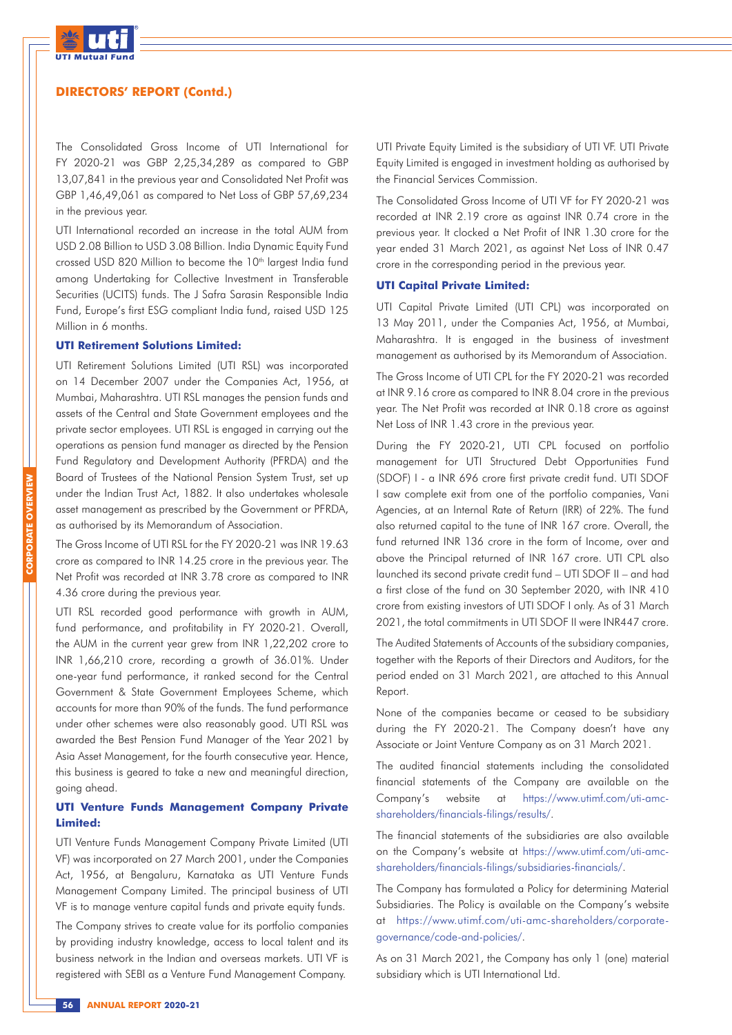## DIRECTORS' REPORT (Contd.)

The Consolidated Gross Income of UTI International for FY 2020-21 was GBP 2,25,34,289 as compared to GBP 13,07,841 in the previous year and Consolidated Net Profit was GBP 1,46,49,061 as compared to Net Loss of GBP 57,69,234 in the previous year.

UTI International recorded an increase in the total AUM from USD 2.08 Billion to USD 3.08 Billion. India Dynamic Equity Fund crossed USD 820 Million to become the 10th largest India fund among Undertaking for Collective Investment in Transferable Securities (UCITS) funds. The J Safra Sarasin Responsible India Fund, Europe's first ESG compliant India fund, raised USD 125 Million in 6 months.

### UTI Retirement Solutions Limited:

UTI Retirement Solutions Limited (UTI RSL) was incorporated on 14 December 2007 under the Companies Act, 1956, at Mumbai, Maharashtra. UTI RSL manages the pension funds and assets of the Central and State Government employees and the private sector employees. UTI RSL is engaged in carrying out the operations as pension fund manager as directed by the Pension Fund Regulatory and Development Authority (PFRDA) and the Board of Trustees of the National Pension System Trust, set up under the Indian Trust Act, 1882. It also undertakes wholesale asset management as prescribed by the Government or PFRDA, as authorised by its Memorandum of Association.

The Gross Income of UTI RSL for the FY 2020-21 was INR 19.63 crore as compared to INR 14.25 crore in the previous year. The Net Profit was recorded at INR 3.78 crore as compared to INR 4.36 crore during the previous year.

UTI RSL recorded good performance with growth in AUM, fund performance, and profitability in FY 2020-21. Overall, the AUM in the current year grew from INR 1,22,202 crore to INR 1,66,210 crore, recording a growth of 36.01%. Under one-year fund performance, it ranked second for the Central Government & State Government Employees Scheme, which accounts for more than 90% of the funds. The fund performance under other schemes were also reasonably good. UTI RSL was awarded the Best Pension Fund Manager of the Year 2021 by Asia Asset Management, for the fourth consecutive year. Hence, this business is geared to take a new and meaningful direction, going ahead.

### UTI Venture Funds Management Company Private Limited:

UTI Venture Funds Management Company Private Limited (UTI VF) was incorporated on 27 March 2001, under the Companies Act, 1956, at Bengaluru, Karnataka as UTI Venture Funds Management Company Limited. The principal business of UTI VF is to manage venture capital funds and private equity funds.

The Company strives to create value for its portfolio companies by providing industry knowledge, access to local talent and its business network in the Indian and overseas markets. UTI VF is registered with SEBI as a Venture Fund Management Company.

UTI Private Equity Limited is the subsidiary of UTI VF. UTI Private Equity Limited is engaged in investment holding as authorised by the Financial Services Commission.

The Consolidated Gross Income of UTI VF for FY 2020-21 was recorded at INR 2.19 crore as against INR 0.74 crore in the previous year. It clocked a Net Profit of INR 1.30 crore for the year ended 31 March 2021, as against Net Loss of INR 0.47 crore in the corresponding period in the previous year.

### UTI Capital Private Limited:

UTI Capital Private Limited (UTI CPL) was incorporated on 13 May 2011, under the Companies Act, 1956, at Mumbai, Maharashtra. It is engaged in the business of investment management as authorised by its Memorandum of Association.

The Gross Income of UTI CPL for the FY 2020-21 was recorded at INR 9.16 crore as compared to INR 8.04 crore in the previous year. The Net Profit was recorded at INR 0.18 crore as against Net Loss of INR 1.43 crore in the previous year.

During the FY 2020-21, UTI CPL focused on portfolio management for UTI Structured Debt Opportunities Fund (SDOF) I - a INR 696 crore first private credit fund. UTI SDOF I saw complete exit from one of the portfolio companies, Vani Agencies, at an Internal Rate of Return (IRR) of 22%. The fund also returned capital to the tune of INR 167 crore. Overall, the fund returned INR 136 crore in the form of Income, over and above the Principal returned of INR 167 crore. UTI CPL also launched its second private credit fund – UTI SDOF II – and had a first close of the fund on 30 September 2020, with INR 410 crore from existing investors of UTI SDOF I only. As of 31 March 2021, the total commitments in UTI SDOF II were INR447 crore.

The Audited Statements of Accounts of the subsidiary companies, together with the Reports of their Directors and Auditors, for the period ended on 31 March 2021, are attached to this Annual Report.

None of the companies became or ceased to be subsidiary during the FY 2020-21. The Company doesn't have any Associate or Joint Venture Company as on 31 March 2021.

The audited financial statements including the consolidated financial statements of the Company are available on the Company's website at https://www.utimf.com/uti-amc-shareholders/financials-filings/results/.

The financial statements of the subsidiaries are also available on the Company's website at https://www.utimf.com/uti-amc-shareholders/financials-filings/subsidiaries-financials/.

The Company has formulated a Policy for determining Material Subsidiaries. The Policy is available on the Company's website at https://www.utimf.com/uti-amc-shareholders/corporate-governance/code-and-policies/.

As on 31 March 2021, the Company has only 1 (one) material subsidiary which is UTI International Ltd.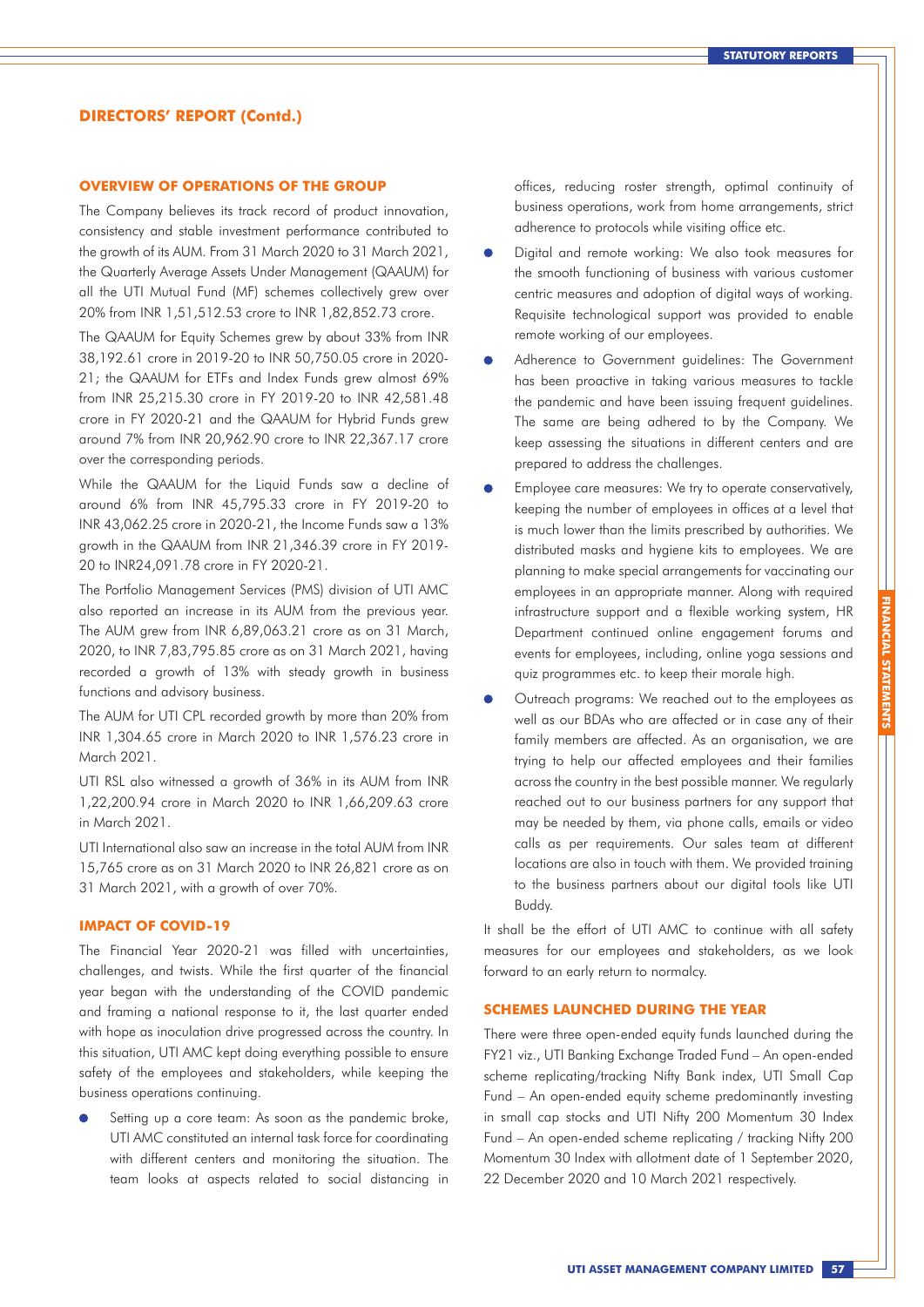## DIRECTORS' REPORT (Contd.)

### OVERVIEW OF OPERATIONS OF THE GROUP

The Company believes its track record of product innovation, consistency and stable investment performance contributed to the growth of its AUM. From 31 March 2020 to 31 March 2021, the Quarterly Average Assets Under Management (QAAUM) for all the UTI Mutual Fund (MF) schemes collectively grew over 20% from INR 1,51,512.53 crore to INR 1,82,852.73 crore.

The QAAUM for Equity Schemes grew by about 33% from INR 38,192.61 crore in 2019-20 to INR 50,750.05 crore in 2020-21; the QAAUM for ETFs and Index Funds grew almost 69% from INR 25,215.30 crore in FY 2019-20 to INR 42,581.48 crore in FY 2020-21 and the QAAUM for Hybrid Funds grew around 7% from INR 20,962.90 crore to INR 22,367.17 crore over the corresponding periods.

While the QAAUM for the Liquid Funds saw a decline of around 6% from INR 45,795.33 crore in FY 2019-20 to INR 43,062.25 crore in 2020-21, the Income Funds saw a 13% growth in the QAAUM from INR 21,346.39 crore in FY 2019-20 to INR24,091.78 crore in FY 2020-21.

The Portfolio Management Services (PMS) division of UTI AMC also reported an increase in its AUM from the previous year. The AUM grew from INR 6,89,063.21 crore as on 31 March, 2020, to INR 7,83,795.85 crore as on 31 March 2021, having recorded a growth of 13% with steady growth in business functions and advisory business.

The AUM for UTI CPL recorded growth by more than 20% from INR 1,304.65 crore in March 2020 to INR 1,576.23 crore in March 2021.

UTI RSL also witnessed a growth of 36% in its AUM from INR 1,22,200.94 crore in March 2020 to INR 1,66,209.63 crore in March 2021.

UTI International also saw an increase in the total AUM from INR 15,765 crore as on 31 March 2020 to INR 26,821 crore as on 31 March 2021, with a growth of over 70%.

### IMPACT OF COVID-19

The Financial Year 2020-21 was filled with uncertainties, challenges, and twists. While the first quarter of the financial year began with the understanding of the COVID pandemic and framing a national response to it, the last quarter ended with hope as inoculation drive progressed across the country. In this situation, UTI AMC kept doing everything possible to ensure safety of the employees and stakeholders, while keeping the business operations continuing.

- Setting up a core team: As soon as the pandemic broke, UTI AMC constituted an internal task force for coordinating with different centers and monitoring the situation. The team looks at aspects related to social distancing in offices, reducing roster strength, optimal continuity of business operations, work from home arrangements, strict adherence to protocols while visiting office etc.
- Digital and remote working: We also took measures for the smooth functioning of business with various customer centric measures and adoption of digital ways of working. Requisite technological support was provided to enable remote working of our employees.
- Adherence to Government guidelines: The Government has been proactive in taking various measures to tackle the pandemic and have been issuing frequent guidelines. The same are being adhered to by the Company. We keep assessing the situations in different centers and are prepared to address the challenges.
- Employee care measures: We try to operate conservatively, keeping the number of employees in offices at a level that is much lower than the limits prescribed by authorities. We distributed masks and hygiene kits to employees. We are planning to make special arrangements for vaccinating our employees in an appropriate manner. Along with required infrastructure support and a flexible working system, HR Department continued online engagement forums and events for employees, including, online yoga sessions and quiz programmes etc. to keep their morale high.
- Outreach programs: We reached out to the employees as well as our BDAs who are affected or in case any of their family members are affected. As an organisation, we are trying to help our affected employees and their families across the country in the best possible manner. We regularly reached out to our business partners for any support that may be needed by them, via phone calls, emails or video calls as per requirements. Our sales team at different locations are also in touch with them. We provided training to the business partners about our digital tools like UTI Buddy.

It shall be the effort of UTI AMC to continue with all safety measures for our employees and stakeholders, as we look forward to an early return to normalcy.

### SCHEMES LAUNCHED DURING THE YEAR

There were three open-ended equity funds launched during the FY21 viz., UTI Banking Exchange Traded Fund – An open-ended scheme replicating/tracking Nifty Bank index, UTI Small Cap Fund – An open-ended equity scheme predominantly investing in small cap stocks and UTI Nifty 200 Momentum 30 Index Fund – An open-ended scheme replicating / tracking Nifty 200 Momentum 30 Index with allotment date of 1 September 2020, 22 December 2020 and 10 March 2021 respectively.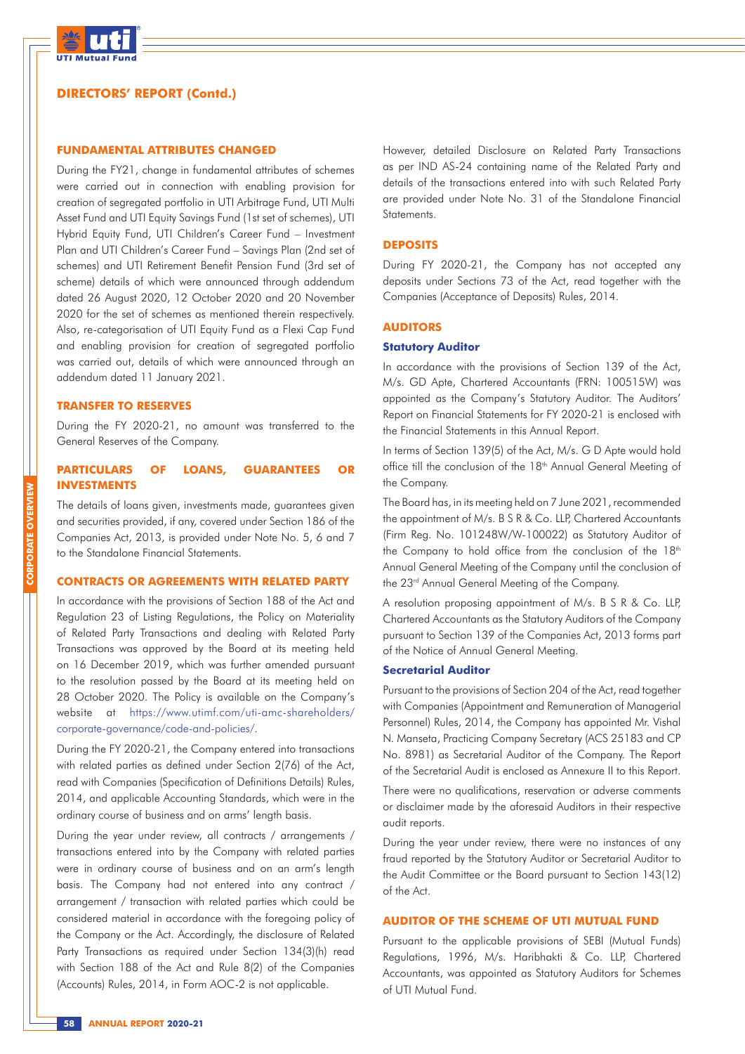## DIRECTORS' REPORT (Contd.)

### FUNDAMENTAL ATTRIBUTES CHANGED

During the FY21, change in fundamental attributes of schemes were carried out in connection with enabling provision for creation of segregated portfolio in UTI Arbitrage Fund, UTI Multi Asset Fund and UTI Equity Savings Fund (1st set of schemes), UTI Hybrid Equity Fund, UTI Children's Career Fund – Investment Plan and UTI Children's Career Fund – Savings Plan (2nd set of schemes) and UTI Retirement Benefit Pension Fund (3rd set of scheme) details of which were announced through addendum dated 26 August 2020, 12 October 2020 and 20 November 2020 for the set of schemes as mentioned therein respectively. Also, re-categorisation of UTI Equity Fund as a Flexi Cap Fund and enabling provision for creation of segregated portfolio was carried out, details of which were announced through an addendum dated 11 January 2021.

### TRANSFER TO RESERVES

During the FY 2020-21, no amount was transferred to the General Reserves of the Company.

### PARTICULARS OF LOANS, GUARANTEES OR INVESTMENTS

The details of loans given, investments made, guarantees given and securities provided, if any, covered under Section 186 of the Companies Act, 2013, is provided under Note No. 5, 6 and 7 to the Standalone Financial Statements.

### CONTRACTS OR AGREEMENTS WITH RELATED PARTY

In accordance with the provisions of Section 188 of the Act and Regulation 23 of Listing Regulations, the Policy on Materiality of Related Party Transactions and dealing with Related Party Transactions was approved by the Board at its meeting held on 16 December 2019, which was further amended pursuant to the resolution passed by the Board at its meeting held on 28 October 2020. The Policy is available on the Company's website at https://www.utimf.com/uti-amc-shareholders/corporate-governance/code-and-policies/.

During the FY 2020-21, the Company entered into transactions with related parties as defined under Section 2(76) of the Act, read with Companies (Specification of Definitions Details) Rules, 2014, and applicable Accounting Standards, which were in the ordinary course of business and on arms' length basis.

During the year under review, all contracts / arrangements / transactions entered into by the Company with related parties were in ordinary course of business and on an arm's length basis. The Company had not entered into any contract / arrangement / transaction with related parties which could be considered material in accordance with the foregoing policy of the Company or the Act. Accordingly, the disclosure of Related Party Transactions as required under Section 134(3)(h) read with Section 188 of the Act and Rule 8(2) of the Companies (Accounts) Rules, 2014, in Form AOC-2 is not applicable.

However, detailed Disclosure on Related Party Transactions as per IND AS-24 containing name of the Related Party and details of the transactions entered into with such Related Party are provided under Note No. 31 of the Standalone Financial Statements.

### DEPOSITS

During FY 2020-21, the Company has not accepted any deposits under Sections 73 of the Act, read together with the Companies (Acceptance of Deposits) Rules, 2014.

### AUDITORS

#### Statutory Auditor

In accordance with the provisions of Section 139 of the Act, M/s. GD Apte, Chartered Accountants (FRN: 100515W) was appointed as the Company's Statutory Auditor. The Auditors' Report on Financial Statements for FY 2020-21 is enclosed with the Financial Statements in this Annual Report.

In terms of Section 139(5) of the Act, M/s. G D Apte would hold office till the conclusion of the 18th Annual General Meeting of the Company.

The Board has, in its meeting held on 7 June 2021, recommended the appointment of M/s. B S R & Co. LLP, Chartered Accountants (Firm Reg. No. 101248W/W-100022) as Statutory Auditor of the Company to hold office from the conclusion of the 18th Annual General Meeting of the Company until the conclusion of the 23rd Annual General Meeting of the Company.

A resolution proposing appointment of M/s. B S R & Co. LLP, Chartered Accountants as the Statutory Auditors of the Company pursuant to Section 139 of the Companies Act, 2013 forms part of the Notice of Annual General Meeting.

#### Secretarial Auditor

Pursuant to the provisions of Section 204 of the Act, read together with Companies (Appointment and Remuneration of Managerial Personnel) Rules, 2014, the Company has appointed Mr. Vishal N. Manseta, Practicing Company Secretary (ACS 25183 and CP No. 8981) as Secretarial Auditor of the Company. The Report of the Secretarial Audit is enclosed as Annexure II to this Report.

There were no qualifications, reservation or adverse comments or disclaimer made by the aforesaid Auditors in their respective audit reports.

During the year under review, there were no instances of any fraud reported by the Statutory Auditor or Secretarial Auditor to the Audit Committee or the Board pursuant to Section 143(12) of the Act.

### AUDITOR OF THE SCHEME OF UTI MUTUAL FUND

Pursuant to the applicable provisions of SEBI (Mutual Funds) Regulations, 1996, M/s. Haribhakti & Co. LLP, Chartered Accountants, was appointed as Statutory Auditors for Schemes of UTI Mutual Fund.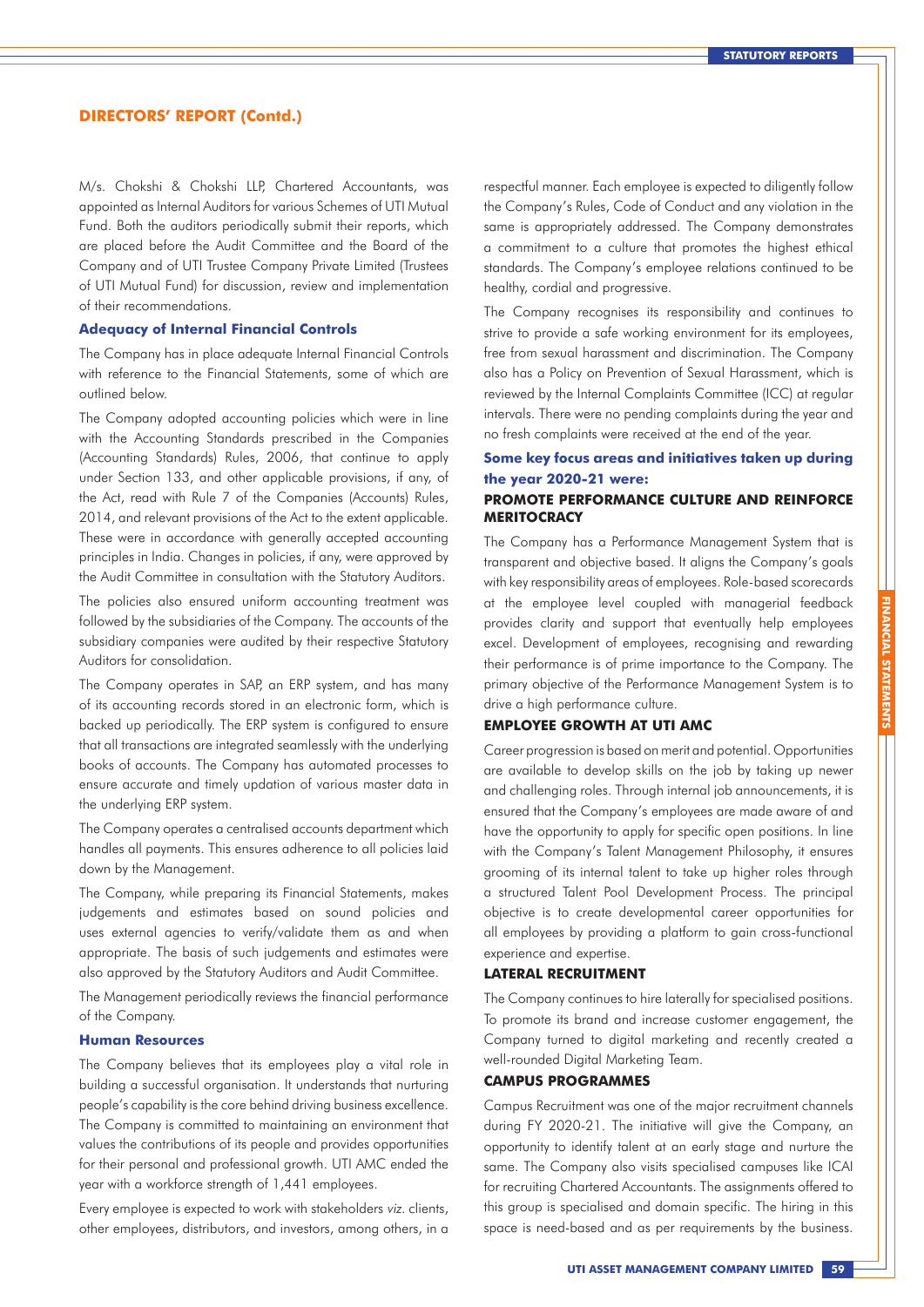## DIRECTORS' REPORT (Contd.)

M/s. Chokshi & Chokshi LLP, Chartered Accountants, was appointed as Internal Auditors for various Schemes of UTI Mutual Fund. Both the auditors periodically submit their reports, which are placed before the Audit Committee and the Board of the Company and of UTI Trustee Company Private Limited (Trustees of UTI Mutual Fund) for discussion, review and implementation of their recommendations.

### Adequacy of Internal Financial Controls

The Company has in place adequate Internal Financial Controls with reference to the Financial Statements, some of which are outlined below.

The Company adopted accounting policies which were in line with the Accounting Standards prescribed in the Companies (Accounting Standards) Rules, 2006, that continue to apply under Section 133, and other applicable provisions, if any, of the Act, read with Rule 7 of the Companies (Accounts) Rules, 2014, and relevant provisions of the Act to the extent applicable. These were in accordance with generally accepted accounting principles in India. Changes in policies, if any, were approved by the Audit Committee in consultation with the Statutory Auditors.

The policies also ensured uniform accounting treatment was followed by the subsidiaries of the Company. The accounts of the subsidiary companies were audited by their respective Statutory Auditors for consolidation.

The Company operates in SAP, an ERP system, and has many of its accounting records stored in an electronic form, which is backed up periodically. The ERP system is configured to ensure that all transactions are integrated seamlessly with the underlying books of accounts. The Company has automated processes to ensure accurate and timely updation of various master data in the underlying ERP system.

The Company operates a centralised accounts department which handles all payments. This ensures adherence to all policies laid down by the Management.

The Company, while preparing its Financial Statements, makes judgements and estimates based on sound policies and uses external agencies to verify/validate them as and when appropriate. The basis of such judgements and estimates were also approved by the Statutory Auditors and Audit Committee.

The Management periodically reviews the financial performance of the Company.

### Human Resources

The Company believes that its employees play a vital role in building a successful organisation. It understands that nurturing people's capability is the core behind driving business excellence. The Company is committed to maintaining an environment that values the contributions of its people and provides opportunities for their personal and professional growth. UTI AMC ended the year with a workforce strength of 1,441 employees.

Every employee is expected to work with stakeholders *viz.* clients, other employees, distributors, and investors, among others, in a respectful manner. Each employee is expected to diligently follow the Company's Rules, Code of Conduct and any violation in the same is appropriately addressed. The Company demonstrates a commitment to a culture that promotes the highest ethical standards. The Company's employee relations continued to be healthy, cordial and progressive.

The Company recognises its responsibility and continues to strive to provide a safe working environment for its employees, free from sexual harassment and discrimination. The Company also has a Policy on Prevention of Sexual Harassment, which is reviewed by the Internal Complaints Committee (ICC) at regular intervals. There were no pending complaints during the year and no fresh complaints were received at the end of the year.

### Some key focus areas and initiatives taken up during the year 2020-21 were:

#### PROMOTE PERFORMANCE CULTURE AND REINFORCE MERITOCRACY

The Company has a Performance Management System that is transparent and objective based. It aligns the Company's goals with key responsibility areas of employees. Role-based scorecards at the employee level coupled with managerial feedback provides clarity and support that eventually help employees excel. Development of employees, recognising and rewarding their performance is of prime importance to the Company. The primary objective of the Performance Management System is to drive a high performance culture.

#### EMPLOYEE GROWTH AT UTI AMC

Career progression is based on merit and potential. Opportunities are available to develop skills on the job by taking up newer and challenging roles. Through internal job announcements, it is ensured that the Company's employees are made aware of and have the opportunity to apply for specific open positions. In line with the Company's Talent Management Philosophy, it ensures grooming of its internal talent to take up higher roles through a structured Talent Pool Development Process. The principal objective is to create developmental career opportunities for all employees by providing a platform to gain cross-functional experience and expertise.

#### LATERAL RECRUITMENT

The Company continues to hire laterally for specialised positions. To promote its brand and increase customer engagement, the Company turned to digital marketing and recently created a well-rounded Digital Marketing Team.

#### CAMPUS PROGRAMMES

Campus Recruitment was one of the major recruitment channels during FY 2020-21. The initiative will give the Company, an opportunity to identify talent at an early stage and nurture the same. The Company also visits specialised campuses like ICAI for recruiting Chartered Accountants. The assignments offered to this group is specialised and domain specific. The hiring in this space is need-based and as per requirements by the business.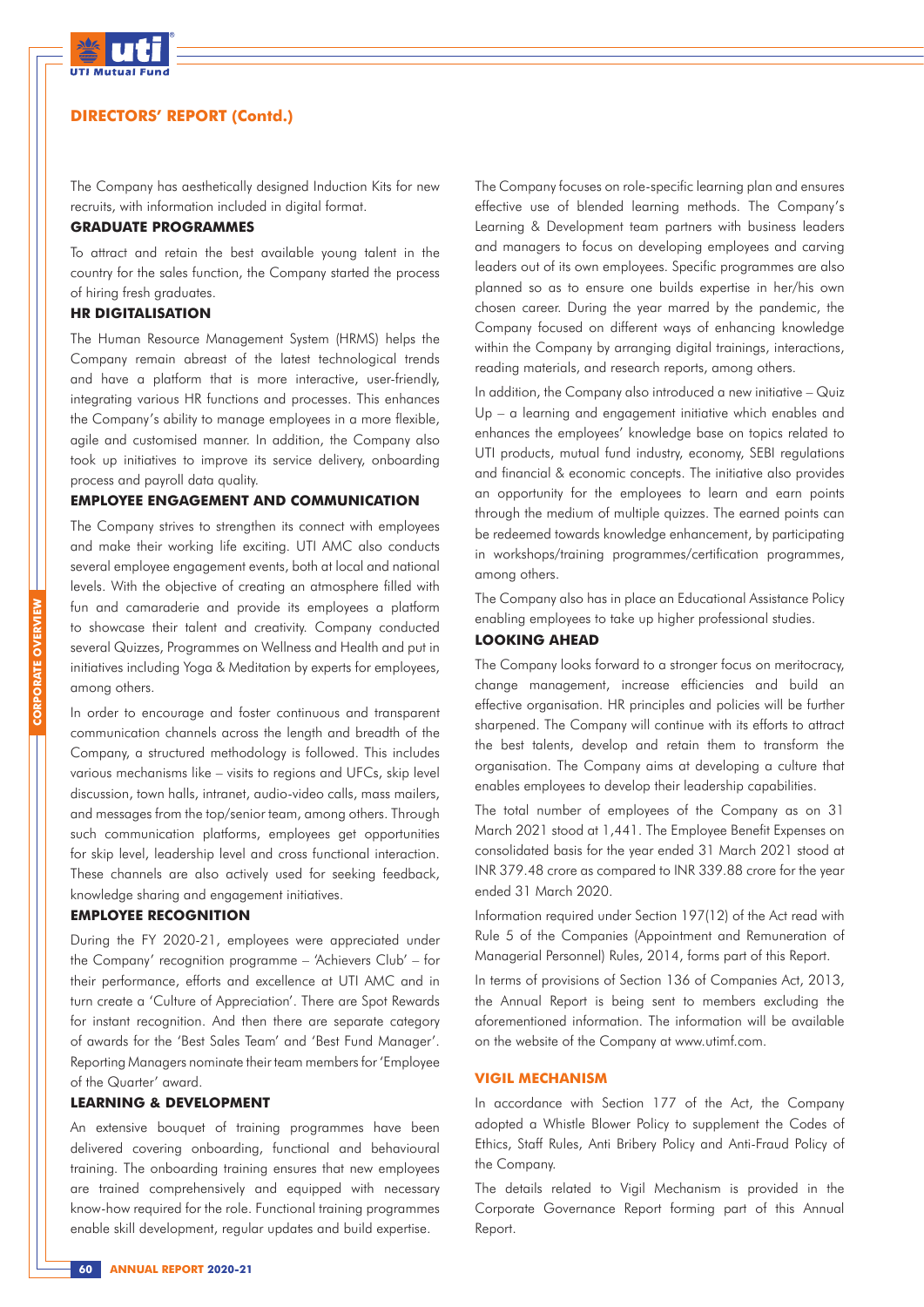## DIRECTORS' REPORT (Contd.)

The Company has aesthetically designed Induction Kits for new recruits, with information included in digital format.

### GRADUATE PROGRAMMES

To attract and retain the best available young talent in the country for the sales function, the Company started the process of hiring fresh graduates.

### HR DIGITALISATION

The Human Resource Management System (HRMS) helps the Company remain abreast of the latest technological trends and have a platform that is more interactive, user-friendly, integrating various HR functions and processes. This enhances the Company's ability to manage employees in a more flexible, agile and customised manner. In addition, the Company also took up initiatives to improve its service delivery, onboarding process and payroll data quality.

### EMPLOYEE ENGAGEMENT AND COMMUNICATION

The Company strives to strengthen its connect with employees and make their working life exciting. UTI AMC also conducts several employee engagement events, both at local and national levels. With the objective of creating an atmosphere filled with fun and camaraderie and provide its employees a platform to showcase their talent and creativity. Company conducted several Quizzes, Programmes on Wellness and Health and put in initiatives including Yoga & Meditation by experts for employees, among others.

In order to encourage and foster continuous and transparent communication channels across the length and breadth of the Company, a structured methodology is followed. This includes various mechanisms like – visits to regions and UFCs, skip level discussion, town halls, intranet, audio-video calls, mass mailers, and messages from the top/senior team, among others. Through such communication platforms, employees get opportunities for skip level, leadership level and cross functional interaction. These channels are also actively used for seeking feedback, knowledge sharing and engagement initiatives.

### EMPLOYEE RECOGNITION

During the FY 2020-21, employees were appreciated under the Company' recognition programme – 'Achievers Club' – for their performance, efforts and excellence at UTI AMC and in turn create a 'Culture of Appreciation'. There are Spot Rewards for instant recognition. And then there are separate category of awards for the 'Best Sales Team' and 'Best Fund Manager'. Reporting Managers nominate their team members for 'Employee of the Quarter' award.

### LEARNING & DEVELOPMENT

An extensive bouquet of training programmes have been delivered covering onboarding, functional and behavioural training. The onboarding training ensures that new employees are trained comprehensively and equipped with necessary know-how required for the role. Functional training programmes enable skill development, regular updates and build expertise.

The Company focuses on role-specific learning plan and ensures effective use of blended learning methods. The Company's Learning & Development team partners with business leaders and managers to focus on developing employees and carving leaders out of its own employees. Specific programmes are also planned so as to ensure one builds expertise in her/his own chosen career. During the year marred by the pandemic, the Company focused on different ways of enhancing knowledge within the Company by arranging digital trainings, interactions, reading materials, and research reports, among others.

In addition, the Company also introduced a new initiative – Quiz Up – a learning and engagement initiative which enables and enhances the employees' knowledge base on topics related to UTI products, mutual fund industry, economy, SEBI regulations and financial & economic concepts. The initiative also provides an opportunity for the employees to learn and earn points through the medium of multiple quizzes. The earned points can be redeemed towards knowledge enhancement, by participating in workshops/training programmes/certification programmes, among others.

The Company also has in place an Educational Assistance Policy enabling employees to take up higher professional studies.

### LOOKING AHEAD

The Company looks forward to a stronger focus on meritocracy, change management, increase efficiencies and build an effective organisation. HR principles and policies will be further sharpened. The Company will continue with its efforts to attract the best talents, develop and retain them to transform the organisation. The Company aims at developing a culture that enables employees to develop their leadership capabilities.

The total number of employees of the Company as on 31 March 2021 stood at 1,441. The Employee Benefit Expenses on consolidated basis for the year ended 31 March 2021 stood at INR 379.48 crore as compared to INR 339.88 crore for the year ended 31 March 2020.

Information required under Section 197(12) of the Act read with Rule 5 of the Companies (Appointment and Remuneration of Managerial Personnel) Rules, 2014, forms part of this Report.

In terms of provisions of Section 136 of Companies Act, 2013, the Annual Report is being sent to members excluding the aforementioned information. The information will be available on the website of the Company at www.utimf.com.

## VIGIL MECHANISM

In accordance with Section 177 of the Act, the Company adopted a Whistle Blower Policy to supplement the Codes of Ethics, Staff Rules, Anti Bribery Policy and Anti-Fraud Policy of the Company.

The details related to Vigil Mechanism is provided in the Corporate Governance Report forming part of this Annual Report.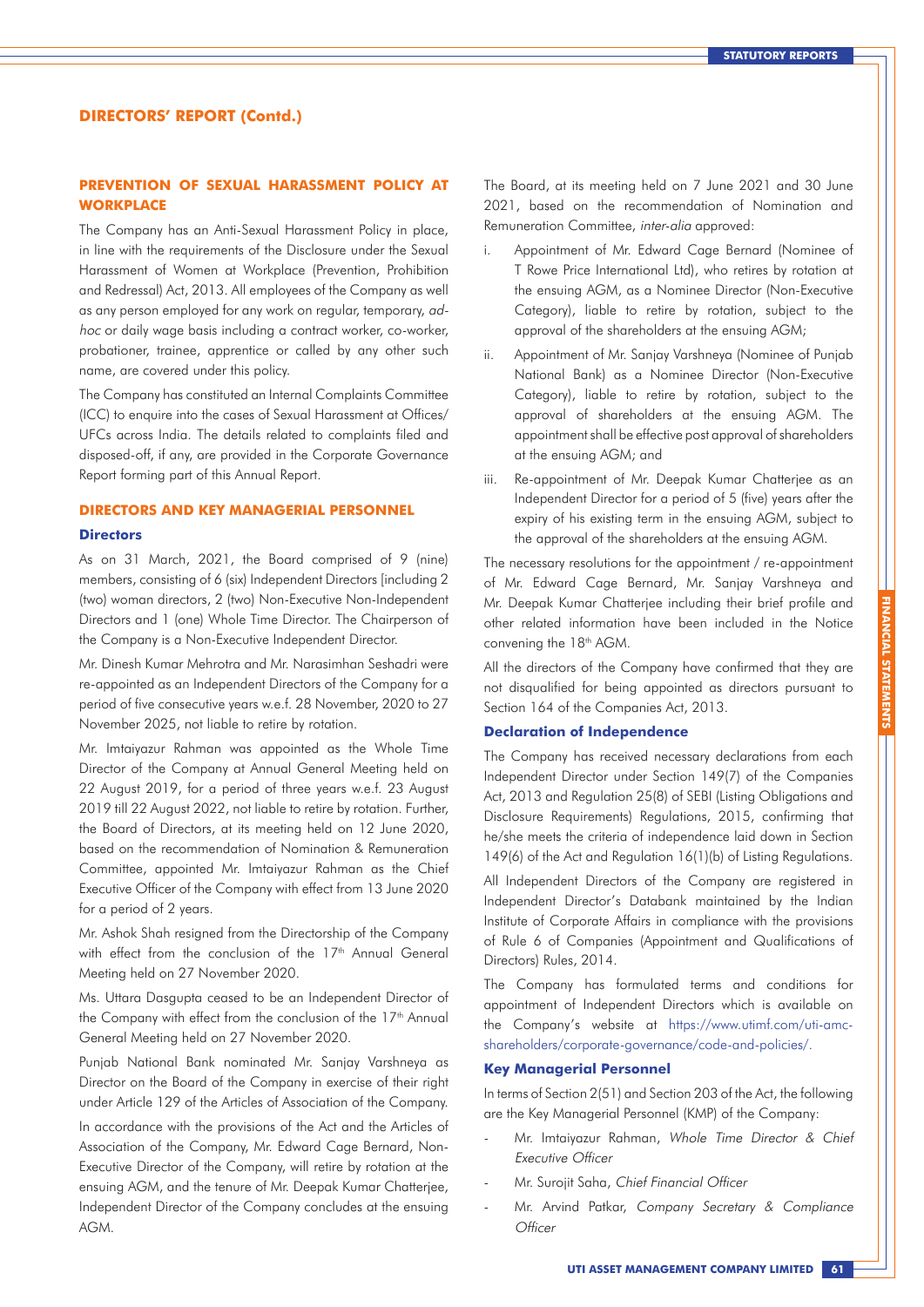## DIRECTORS' REPORT (Contd.)

### PREVENTION OF SEXUAL HARASSMENT POLICY AT WORKPLACE

The Company has an Anti-Sexual Harassment Policy in place, in line with the requirements of the Disclosure under the Sexual Harassment of Women at Workplace (Prevention, Prohibition and Redressal) Act, 2013. All employees of the Company as well as any person employed for any work on regular, temporary, *ad-hoc* or daily wage basis including a contract worker, co-worker, probationer, trainee, apprentice or called by any other such name, are covered under this policy.

The Company has constituted an Internal Complaints Committee (ICC) to enquire into the cases of Sexual Harassment at Offices/ UFCs across India. The details related to complaints filed and disposed-off, if any, are provided in the Corporate Governance Report forming part of this Annual Report.

### DIRECTORS AND KEY MANAGERIAL PERSONNEL

#### Directors

As on 31 March, 2021, the Board comprised of 9 (nine) members, consisting of 6 (six) Independent Directors [including 2 (two) woman directors, 2 (two) Non-Executive Non-Independent Directors and 1 (one) Whole Time Director. The Chairperson of the Company is a Non-Executive Independent Director.

Mr. Dinesh Kumar Mehrotra and Mr. Narasimhan Seshadri were re-appointed as an Independent Directors of the Company for a period of five consecutive years w.e.f. 28 November, 2020 to 27 November 2025, not liable to retire by rotation.

Mr. Imtaiyazur Rahman was appointed as the Whole Time Director of the Company at Annual General Meeting held on 22 August 2019, for a period of three years w.e.f. 23 August 2019 till 22 August 2022, not liable to retire by rotation. Further, the Board of Directors, at its meeting held on 12 June 2020, based on the recommendation of Nomination & Remuneration Committee, appointed Mr. Imtaiyazur Rahman as the Chief Executive Officer of the Company with effect from 13 June 2020 for a period of 2 years.

Mr. Ashok Shah resigned from the Directorship of the Company with effect from the conclusion of the 17th Annual General Meeting held on 27 November 2020.

Ms. Uttara Dasgupta ceased to be an Independent Director of the Company with effect from the conclusion of the 17th Annual General Meeting held on 27 November 2020.

Punjab National Bank nominated Mr. Sanjay Varshneya as Director on the Board of the Company in exercise of their right under Article 129 of the Articles of Association of the Company.

In accordance with the provisions of the Act and the Articles of Association of the Company, Mr. Edward Cage Bernard, Non-Executive Director of the Company, will retire by rotation at the ensuing AGM, and the tenure of Mr. Deepak Kumar Chatterjee, Independent Director of the Company concludes at the ensuing AGM.

The Board, at its meeting held on 7 June 2021 and 30 June 2021, based on the recommendation of Nomination and Remuneration Committee, *inter-alia* approved:

i. Appointment of Mr. Edward Cage Bernard (Nominee of T Rowe Price International Ltd), who retires by rotation at the ensuing AGM, as a Nominee Director (Non-Executive Category), liable to retire by rotation, subject to the approval of the shareholders at the ensuing AGM;

ii. Appointment of Mr. Sanjay Varshneya (Nominee of Punjab National Bank) as a Nominee Director (Non-Executive Category), liable to retire by rotation, subject to the approval of shareholders at the ensuing AGM. The appointment shall be effective post approval of shareholders at the ensuing AGM; and

iii. Re-appointment of Mr. Deepak Kumar Chatterjee as an Independent Director for a period of 5 (five) years after the expiry of his existing term in the ensuing AGM, subject to the approval of the shareholders at the ensuing AGM.

The necessary resolutions for the appointment / re-appointment of Mr. Edward Cage Bernard, Mr. Sanjay Varshneya and Mr. Deepak Kumar Chatterjee including their brief profile and other related information have been included in the Notice convening the 18th AGM.

All the directors of the Company have confirmed that they are not disqualified for being appointed as directors pursuant to Section 164 of the Companies Act, 2013.

#### Declaration of Independence

The Company has received necessary declarations from each Independent Director under Section 149(7) of the Companies Act, 2013 and Regulation 25(8) of SEBI (Listing Obligations and Disclosure Requirements) Regulations, 2015, confirming that he/she meets the criteria of independence laid down in Section 149(6) of the Act and Regulation 16(1)(b) of Listing Regulations.

All Independent Directors of the Company are registered in Independent Director's Databank maintained by the Indian Institute of Corporate Affairs in compliance with the provisions of Rule 6 of Companies (Appointment and Qualifications of Directors) Rules, 2014.

The Company has formulated terms and conditions for appointment of Independent Directors which is available on the Company's website at https://www.utimf.com/uti-amc-shareholders/corporate-governance/code-and-policies/.

#### Key Managerial Personnel

In terms of Section 2(51) and Section 203 of the Act, the following are the Key Managerial Personnel (KMP) of the Company:

- Mr. Imtaiyazur Rahman, *Whole Time Director & Chief Executive Officer*
- Mr. Surojit Saha, *Chief Financial Officer*
- Mr. Arvind Patkar, *Company Secretary & Compliance Officer*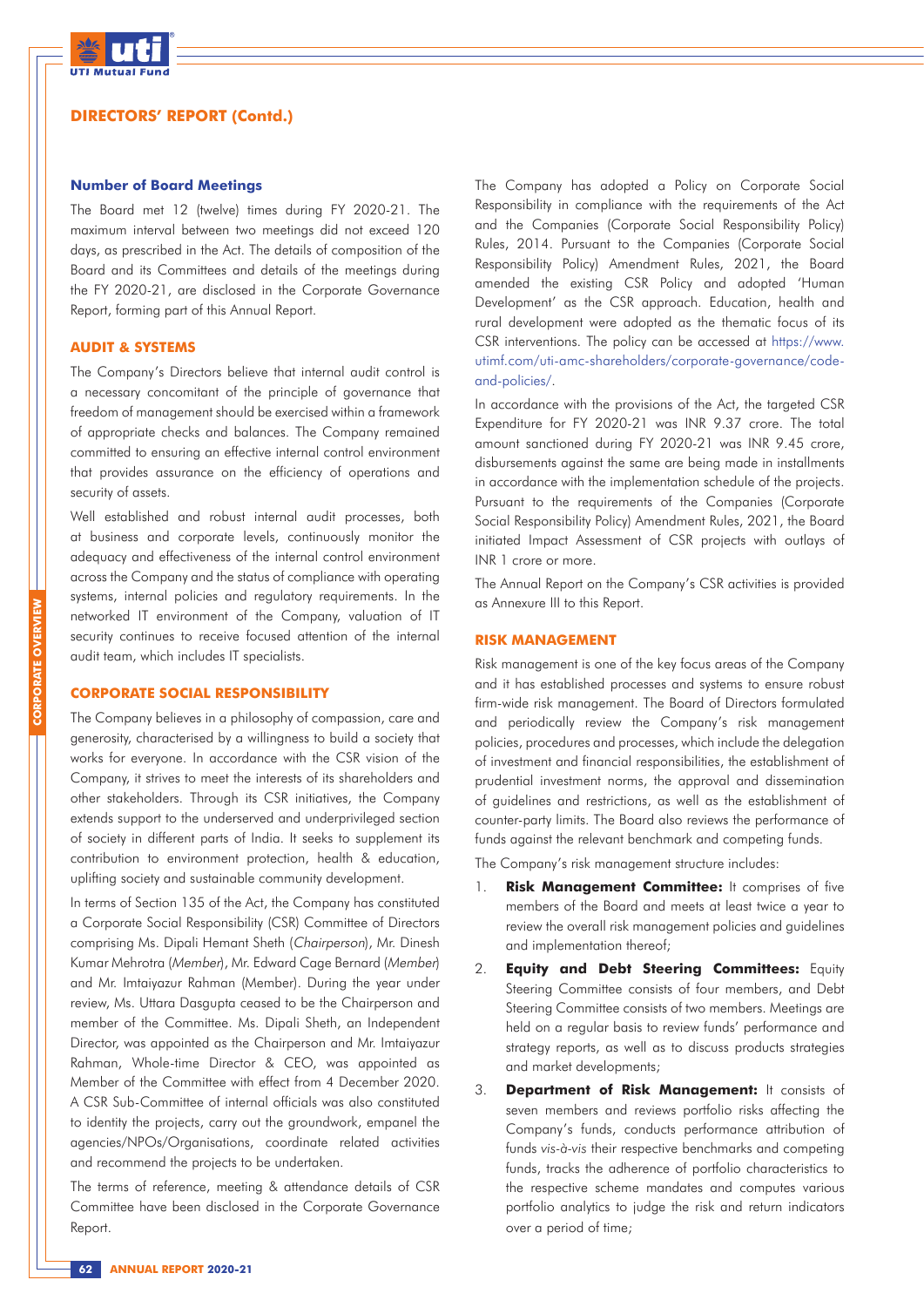## DIRECTORS' REPORT (Contd.)

### Number of Board Meetings

The Board met 12 (twelve) times during FY 2020-21. The maximum interval between two meetings did not exceed 120 days, as prescribed in the Act. The details of composition of the Board and its Committees and details of the meetings during the FY 2020-21, are disclosed in the Corporate Governance Report, forming part of this Annual Report.

### AUDIT & SYSTEMS

The Company's Directors believe that internal audit control is a necessary concomitant of the principle of governance that freedom of management should be exercised within a framework of appropriate checks and balances. The Company remained committed to ensuring an effective internal control environment that provides assurance on the efficiency of operations and security of assets.

Well established and robust internal audit processes, both at business and corporate levels, continuously monitor the adequacy and effectiveness of the internal control environment across the Company and the status of compliance with operating systems, internal policies and regulatory requirements. In the networked IT environment of the Company, valuation of IT security continues to receive focused attention of the internal audit team, which includes IT specialists.

### CORPORATE SOCIAL RESPONSIBILITY

The Company believes in a philosophy of compassion, care and generosity, characterised by a willingness to build a society that works for everyone. In accordance with the CSR vision of the Company, it strives to meet the interests of its shareholders and other stakeholders. Through its CSR initiatives, the Company extends support to the underserved and underprivileged section of society in different parts of India. It seeks to supplement its contribution to environment protection, health & education, uplifting society and sustainable community development.

In terms of Section 135 of the Act, the Company has constituted a Corporate Social Responsibility (CSR) Committee of Directors comprising Ms. Dipali Hemant Sheth (*Chairperson*), Mr. Dinesh Kumar Mehrotra (*Member*), Mr. Edward Cage Bernard (*Member*) and Mr. Imtaiyazur Rahman (Member). During the year under review, Ms. Uttara Dasgupta ceased to be the Chairperson and member of the Committee. Ms. Dipali Sheth, an Independent Director, was appointed as the Chairperson and Mr. Imtaiyazur Rahman, Whole-time Director & CEO, was appointed as Member of the Committee with effect from 4 December 2020. A CSR Sub-Committee of internal officials was also constituted to identity the projects, carry out the groundwork, empanel the agencies/NPOs/Organisations, coordinate related activities and recommend the projects to be undertaken.

The terms of reference, meeting & attendance details of CSR Committee have been disclosed in the Corporate Governance Report.

The Company has adopted a Policy on Corporate Social Responsibility in compliance with the requirements of the Act and the Companies (Corporate Social Responsibility Policy) Rules, 2014. Pursuant to the Companies (Corporate Social Responsibility Policy) Amendment Rules, 2021, the Board amended the existing CSR Policy and adopted 'Human Development' as the CSR approach. Education, health and rural development were adopted as the thematic focus of its CSR interventions. The policy can be accessed at https://www.utimf.com/uti-amc-shareholders/corporate-governance/code-and-policies/.

In accordance with the provisions of the Act, the targeted CSR Expenditure for FY 2020-21 was INR 9.37 crore. The total amount sanctioned during FY 2020-21 was INR 9.45 crore, disbursements against the same are being made in installments in accordance with the implementation schedule of the projects. Pursuant to the requirements of the Companies (Corporate Social Responsibility Policy) Amendment Rules, 2021, the Board initiated Impact Assessment of CSR projects with outlays of INR 1 crore or more.

The Annual Report on the Company's CSR activities is provided as Annexure III to this Report.

### RISK MANAGEMENT

Risk management is one of the key focus areas of the Company and it has established processes and systems to ensure robust firm-wide risk management. The Board of Directors formulated and periodically review the Company's risk management policies, procedures and processes, which include the delegation of investment and financial responsibilities, the establishment of prudential investment norms, the approval and dissemination of guidelines and restrictions, as well as the establishment of counter-party limits. The Board also reviews the performance of funds against the relevant benchmark and competing funds.

The Company's risk management structure includes:

1. **Risk Management Committee:** It comprises of five members of the Board and meets at least twice a year to review the overall risk management policies and guidelines and implementation thereof;
2. **Equity and Debt Steering Committees:** Equity Steering Committee consists of four members, and Debt Steering Committee consists of two members. Meetings are held on a regular basis to review funds' performance and strategy reports, as well as to discuss products strategies and market developments;
3. **Department of Risk Management:** It consists of seven members and reviews portfolio risks affecting the Company's funds, conducts performance attribution of funds *vis-à-vis* their respective benchmarks and competing funds, tracks the adherence of portfolio characteristics to the respective scheme mandates and computes various portfolio analytics to judge the risk and return indicators over a period of time;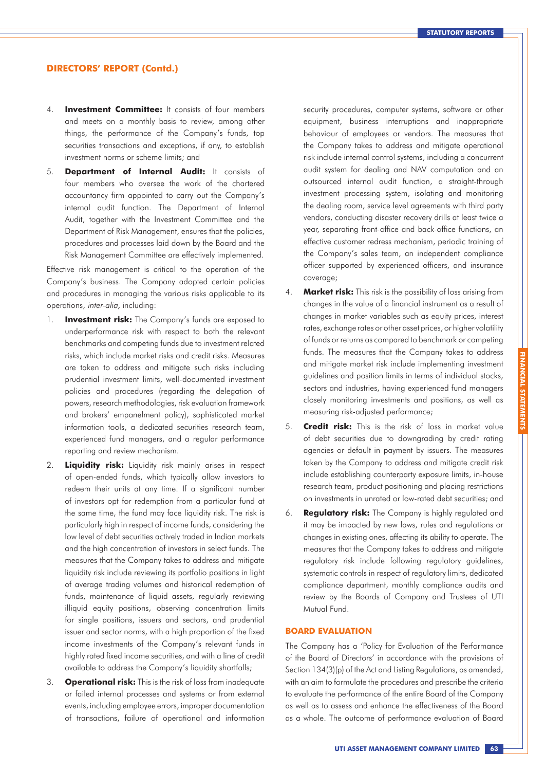4. **Investment Committee:** It consists of four members and meets on a monthly basis to review, among other things, the performance of the Company's funds, top securities transactions and exceptions, if any, to establish investment norms or scheme limits; and

5. **Department of Internal Audit:** It consists of four members who oversee the work of the chartered accountancy firm appointed to carry out the Company's internal audit function. The Department of Internal Audit, together with the Investment Committee and the Department of Risk Management, ensures that the policies, procedures and processes laid down by the Board and the Risk Management Committee are effectively implemented.

Effective risk management is critical to the operation of the Company's business. The Company adopted certain policies and procedures in managing the various risks applicable to its operations, *inter-alia,* including:

1. **Investment risk:** The Company's funds are exposed to underperformance risk with respect to both the relevant benchmarks and competing funds due to investment related risks, which include market risks and credit risks. Measures are taken to address and mitigate such risks including prudential investment limits, well-documented investment policies and procedures (regarding the delegation of powers, research methodologies, risk evaluation framework and brokers' empanelment policy), sophisticated market information tools, a dedicated securities research team, experienced fund managers, and a regular performance reporting and review mechanism.

2. **Liquidity risk:** Liquidity risk mainly arises in respect of open-ended funds, which typically allow investors to redeem their units at any time. If a significant number of investors opt for redemption from a particular fund at the same time, the fund may face liquidity risk. The risk is particularly high in respect of income funds, considering the low level of debt securities actively traded in Indian markets and the high concentration of investors in select funds. The measures that the Company takes to address and mitigate liquidity risk include reviewing its portfolio positions in light of average trading volumes and historical redemption of funds, maintenance of liquid assets, regularly reviewing illiquid equity positions, observing concentration limits for single positions, issuers and sectors, and prudential issuer and sector norms, with a high proportion of the fixed income investments of the Company's relevant funds in highly rated fixed income securities, and with a line of credit available to address the Company's liquidity shortfalls;

3. **Operational risk:** This is the risk of loss from inadequate or failed internal processes and systems or from external events, including employee errors, improper documentation of transactions, failure of operational and information security procedures, computer systems, software or other equipment, business interruptions and inappropriate behaviour of employees or vendors. The measures that the Company takes to address and mitigate operational risk include internal control systems, including a concurrent audit system for dealing and NAV computation and an outsourced internal audit function, a straight-through investment processing system, isolating and monitoring the dealing room, service level agreements with third party vendors, conducting disaster recovery drills at least twice a year, separating front-office and back-office functions, an effective customer redress mechanism, periodic training of the Company's sales team, an independent compliance officer supported by experienced officers, and insurance coverage;

4. **Market risk:** This risk is the possibility of loss arising from changes in the value of a financial instrument as a result of changes in market variables such as equity prices, interest rates, exchange rates or other asset prices, or higher volatility of funds or returns as compared to benchmark or competing funds. The measures that the Company takes to address and mitigate market risk include implementing investment guidelines and position limits in terms of individual stocks, sectors and industries, having experienced fund managers closely monitoring investments and positions, as well as measuring risk-adjusted performance;

5. **Credit risk:** This is the risk of loss in market value of debt securities due to downgrading by credit rating agencies or default in payment by issuers. The measures taken by the Company to address and mitigate credit risk include establishing counterparty exposure limits, in-house research team, product positioning and placing restrictions on investments in unrated or low-rated debt securities; and

6. **Regulatory risk:** The Company is highly regulated and it may be impacted by new laws, rules and regulations or changes in existing ones, affecting its ability to operate. The measures that the Company takes to address and mitigate regulatory risk include following regulatory guidelines, systematic controls in respect of regulatory limits, dedicated compliance department, monthly compliance audits and review by the Boards of Company and Trustees of UTI Mutual Fund.

## BOARD EVALUATION

The Company has a 'Policy for Evaluation of the Performance of the Board of Directors' in accordance with the provisions of Section 134(3)(p) of the Act and Listing Regulations, as amended, with an aim to formulate the procedures and prescribe the criteria to evaluate the performance of the entire Board of the Company as well as to assess and enhance the effectiveness of the Board as a whole. The outcome of performance evaluation of Board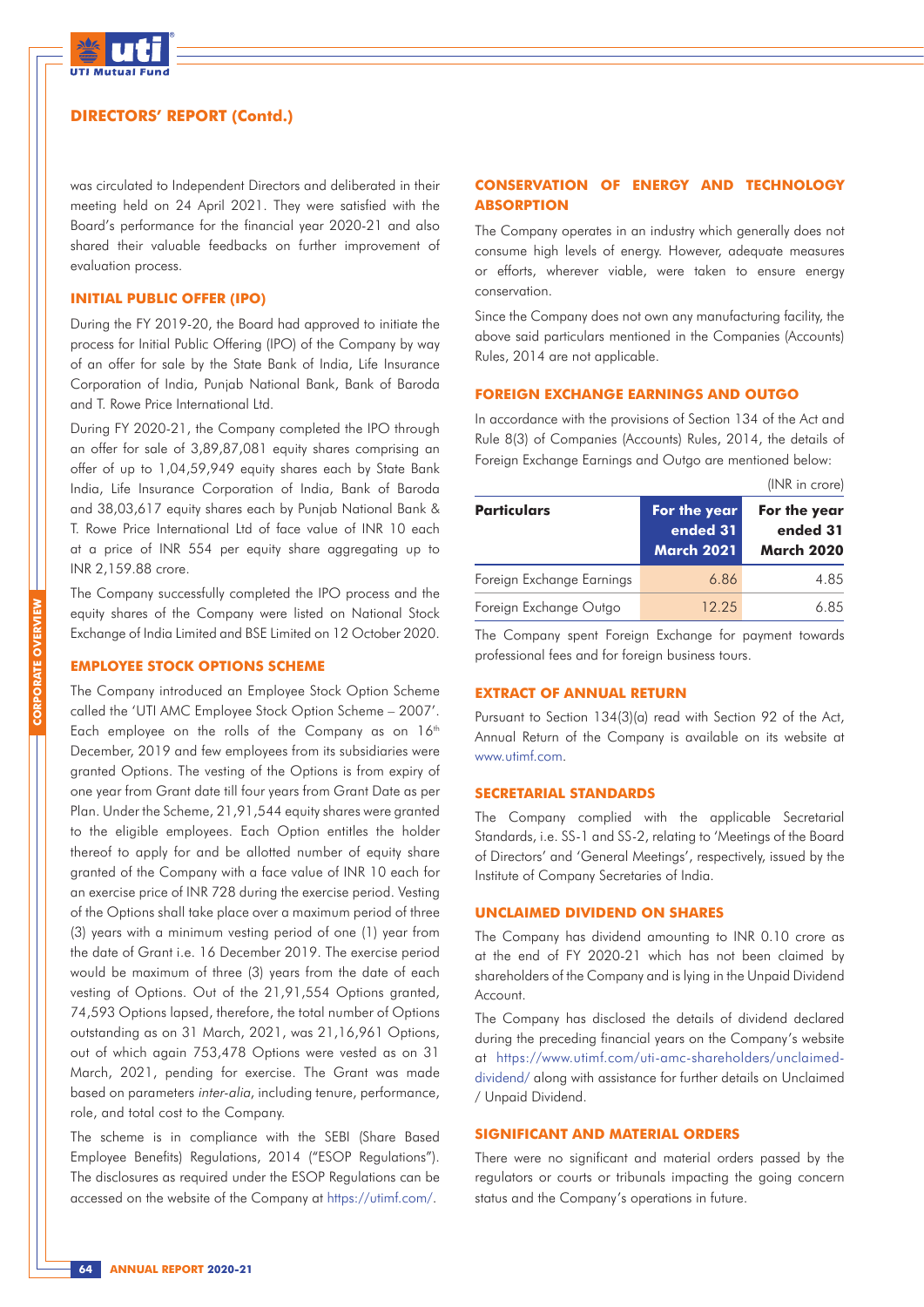was circulated to Independent Directors and deliberated in their meeting held on 24 April 2021. They were satisfied with the Board's performance for the financial year 2020-21 and also shared their valuable feedbacks on further improvement of evaluation process.

### INITIAL PUBLIC OFFER (IPO)

During the FY 2019-20, the Board had approved to initiate the process for Initial Public Offering (IPO) of the Company by way of an offer for sale by the State Bank of India, Life Insurance Corporation of India, Punjab National Bank, Bank of Baroda and T. Rowe Price International Ltd.

During FY 2020-21, the Company completed the IPO through an offer for sale of 3,89,87,081 equity shares comprising an offer of up to 1,04,59,949 equity shares each by State Bank India, Life Insurance Corporation of India, Bank of Baroda and 38,03,617 equity shares each by Punjab National Bank & T. Rowe Price International Ltd of face value of INR 10 each at a price of INR 554 per equity share aggregating up to INR 2,159.88 crore.

The Company successfully completed the IPO process and the equity shares of the Company were listed on National Stock Exchange of India Limited and BSE Limited on 12 October 2020.

### EMPLOYEE STOCK OPTIONS SCHEME

The Company introduced an Employee Stock Option Scheme called the 'UTI AMC Employee Stock Option Scheme – 2007'. Each employee on the rolls of the Company as on 16th December, 2019 and few employees from its subsidiaries were granted Options. The vesting of the Options is from expiry of one year from Grant date till four years from Grant Date as per Plan. Under the Scheme, 21,91,544 equity shares were granted to the eligible employees. Each Option entitles the holder thereof to apply for and be allotted number of equity share granted of the Company with a face value of INR 10 each for an exercise price of INR 728 during the exercise period. Vesting of the Options shall take place over a maximum period of three (3) years with a minimum vesting period of one (1) year from the date of Grant i.e. 16 December 2019. The exercise period would be maximum of three (3) years from the date of each vesting of Options. Out of the 21,91,554 Options granted, 74,593 Options lapsed, therefore, the total number of Options outstanding as on 31 March, 2021, was 21,16,961 Options, out of which again 753,478 Options were vested as on 31 March, 2021, pending for exercise. The Grant was made based on parameters *inter-alia*, including tenure, performance, role, and total cost to the Company.

The scheme is in compliance with the SEBI (Share Based Employee Benefits) Regulations, 2014 ("ESOP Regulations"). The disclosures as required under the ESOP Regulations can be accessed on the website of the Company at https://utimf.com/.

### CONSERVATION OF ENERGY AND TECHNOLOGY ABSORPTION

The Company operates in an industry which generally does not consume high levels of energy. However, adequate measures or efforts, wherever viable, were taken to ensure energy conservation.

Since the Company does not own any manufacturing facility, the above said particulars mentioned in the Companies (Accounts) Rules, 2014 are not applicable.

### FOREIGN EXCHANGE EARNINGS AND OUTGO

In accordance with the provisions of Section 134 of the Act and Rule 8(3) of Companies (Accounts) Rules, 2014, the details of Foreign Exchange Earnings and Outgo are mentioned below:

(INR in crore)

| Particulars | For the year ended 31 March 2021 | For the year ended 31 March 2020 |
|---|---|---|
| Foreign Exchange Earnings | 6.86 | 4.85 |
| Foreign Exchange Outgo | 12.25 | 6.85 |

The Company spent Foreign Exchange for payment towards professional fees and for foreign business tours.

### EXTRACT OF ANNUAL RETURN

Pursuant to Section 134(3)(a) read with Section 92 of the Act, Annual Return of the Company is available on its website at www.utimf.com.

### SECRETARIAL STANDARDS

The Company complied with the applicable Secretarial Standards, i.e. SS-1 and SS-2, relating to 'Meetings of the Board of Directors' and 'General Meetings', respectively, issued by the Institute of Company Secretaries of India.

### UNCLAIMED DIVIDEND ON SHARES

The Company has dividend amounting to INR 0.10 crore as at the end of FY 2020-21 which has not been claimed by shareholders of the Company and is lying in the Unpaid Dividend Account.

The Company has disclosed the details of dividend declared during the preceding financial years on the Company's website at https://www.utimf.com/uti-amc-shareholders/unclaimed-dividend/ along with assistance for further details on Unclaimed / Unpaid Dividend.

### SIGNIFICANT AND MATERIAL ORDERS

There were no significant and material orders passed by the regulators or courts or tribunals impacting the going concern status and the Company's operations in future.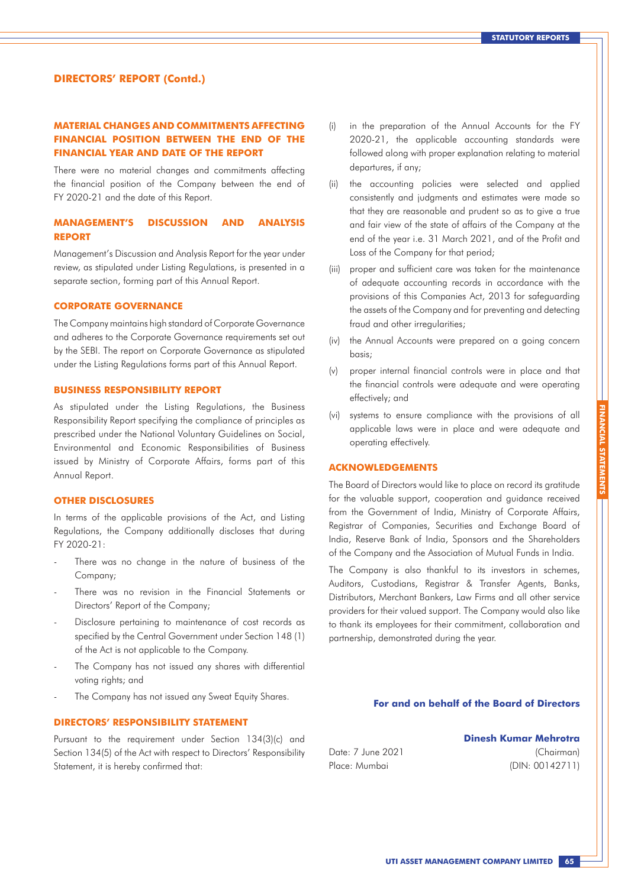## DIRECTORS' REPORT (Contd.)

### MATERIAL CHANGES AND COMMITMENTS AFFECTING FINANCIAL POSITION BETWEEN THE END OF THE FINANCIAL YEAR AND DATE OF THE REPORT

There were no material changes and commitments affecting the financial position of the Company between the end of FY 2020-21 and the date of this Report.

### MANAGEMENT'S DISCUSSION AND ANALYSIS REPORT

Management's Discussion and Analysis Report for the year under review, as stipulated under Listing Regulations, is presented in a separate section, forming part of this Annual Report.

### CORPORATE GOVERNANCE

The Company maintains high standard of Corporate Governance and adheres to the Corporate Governance requirements set out by the SEBI. The report on Corporate Governance as stipulated under the Listing Regulations forms part of this Annual Report.

### BUSINESS RESPONSIBILITY REPORT

As stipulated under the Listing Regulations, the Business Responsibility Report specifying the compliance of principles as prescribed under the National Voluntary Guidelines on Social, Environmental and Economic Responsibilities of Business issued by Ministry of Corporate Affairs, forms part of this Annual Report.

### OTHER DISCLOSURES

In terms of the applicable provisions of the Act, and Listing Regulations, the Company additionally discloses that during FY 2020-21:

- There was no change in the nature of business of the Company;
- There was no revision in the Financial Statements or Directors' Report of the Company;
- Disclosure pertaining to maintenance of cost records as specified by the Central Government under Section 148 (1) of the Act is not applicable to the Company.
- The Company has not issued any shares with differential voting rights; and
- The Company has not issued any Sweat Equity Shares.

### DIRECTORS' RESPONSIBILITY STATEMENT

Pursuant to the requirement under Section 134(3)(c) and Section 134(5) of the Act with respect to Directors' Responsibility Statement, it is hereby confirmed that:

(i) in the preparation of the Annual Accounts for the FY 2020-21, the applicable accounting standards were followed along with proper explanation relating to material departures, if any;

(ii) the accounting policies were selected and applied consistently and judgments and estimates were made so that they are reasonable and prudent so as to give a true and fair view of the state of affairs of the Company at the end of the year i.e. 31 March 2021, and of the Profit and Loss of the Company for that period;

(iii) proper and sufficient care was taken for the maintenance of adequate accounting records in accordance with the provisions of this Companies Act, 2013 for safeguarding the assets of the Company and for preventing and detecting fraud and other irregularities;

(iv) the Annual Accounts were prepared on a going concern basis;

(v) proper internal financial controls were in place and that the financial controls were adequate and were operating effectively; and

(vi) systems to ensure compliance with the provisions of all applicable laws were in place and were adequate and operating effectively.

### ACKNOWLEDGEMENTS

The Board of Directors would like to place on record its gratitude for the valuable support, cooperation and guidance received from the Government of India, Ministry of Corporate Affairs, Registrar of Companies, Securities and Exchange Board of India, Reserve Bank of India, Sponsors and the Shareholders of the Company and the Association of Mutual Funds in India.

The Company is also thankful to its investors in schemes, Auditors, Custodians, Registrar & Transfer Agents, Banks, Distributors, Merchant Bankers, Law Firms and all other service providers for their valued support. The Company would also like to thank its employees for their commitment, collaboration and partnership, demonstrated during the year.

**For and on behalf of the Board of Directors**

**Dinesh Kumar Mehrotra**
(Chairman)
(DIN: 00142711)

Date: 7 June 2021
Place: Mumbai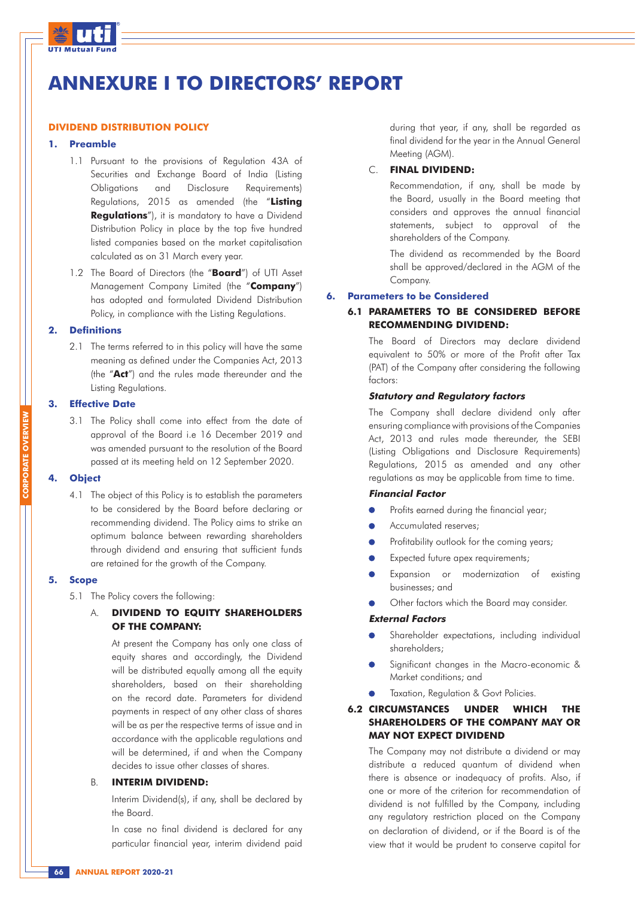# ANNEXURE I TO DIRECTORS' REPORT

## DIVIDEND DISTRIBUTION POLICY

### 1. Preamble

1.1 Pursuant to the provisions of Regulation 43A of Securities and Exchange Board of India (Listing Obligations and Disclosure Requirements) Regulations, 2015 as amended (the "**Listing Regulations**"), it is mandatory to have a Dividend Distribution Policy in place by the top five hundred listed companies based on the market capitalisation calculated as on 31 March every year.

1.2 The Board of Directors (the "**Board**") of UTI Asset Management Company Limited (the "**Company**") has adopted and formulated Dividend Distribution Policy, in compliance with the Listing Regulations.

### 2. Definitions

2.1 The terms referred to in this policy will have the same meaning as defined under the Companies Act, 2013 (the "**Act**") and the rules made thereunder and the Listing Regulations.

### 3. Effective Date

3.1 The Policy shall come into effect from the date of approval of the Board i.e 16 December 2019 and was amended pursuant to the resolution of the Board passed at its meeting held on 12 September 2020.

### 4. Object

4.1 The object of this Policy is to establish the parameters to be considered by the Board before declaring or recommending dividend. The Policy aims to strike an optimum balance between rewarding shareholders through dividend and ensuring that sufficient funds are retained for the growth of the Company.

### 5. Scope

5.1 The Policy covers the following:

A. **DIVIDEND TO EQUITY SHAREHOLDERS OF THE COMPANY:**

At present the Company has only one class of equity shares and accordingly, the Dividend will be distributed equally among all the equity shareholders, based on their shareholding on the record date. Parameters for dividend payments in respect of any other class of shares will be as per the respective terms of issue and in accordance with the applicable regulations and will be determined, if and when the Company decides to issue other classes of shares.

B. **INTERIM DIVIDEND:**

Interim Dividend(s), if any, shall be declared by the Board.

In case no final dividend is declared for any particular financial year, interim dividend paid during that year, if any, shall be regarded as final dividend for the year in the Annual General Meeting (AGM).

C. **FINAL DIVIDEND:**

Recommendation, if any, shall be made by the Board, usually in the Board meeting that considers and approves the annual financial statements, subject to approval of the shareholders of the Company.

The dividend as recommended by the Board shall be approved/declared in the AGM of the Company.

### 6. Parameters to be Considered

#### 6.1 PARAMETERS TO BE CONSIDERED BEFORE RECOMMENDING DIVIDEND:

The Board of Directors may declare dividend equivalent to 50% or more of the Profit after Tax (PAT) of the Company after considering the following factors:

***Statutory and Regulatory factors***

The Company shall declare dividend only after ensuring compliance with provisions of the Companies Act, 2013 and rules made thereunder, the SEBI (Listing Obligations and Disclosure Requirements) Regulations, 2015 as amended and any other regulations as may be applicable from time to time.

***Financial Factor***

- Profits earned during the financial year;
- Accumulated reserves;
- Profitability outlook for the coming years;
- Expected future apex requirements;
- Expansion or modernization of existing businesses; and
- Other factors which the Board may consider.

***External Factors***

- Shareholder expectations, including individual shareholders;
- Significant changes in the Macro-economic & Market conditions; and
- Taxation, Regulation & Govt Policies.

#### 6.2 CIRCUMSTANCES UNDER WHICH THE SHAREHOLDERS OF THE COMPANY MAY OR MAY NOT EXPECT DIVIDEND

The Company may not distribute a dividend or may distribute a reduced quantum of dividend when there is absence or inadequacy of profits. Also, if one or more of the criterion for recommendation of dividend is not fulfilled by the Company, including any regulatory restriction placed on the Company on declaration of dividend, or if the Board is of the view that it would be prudent to conserve capital for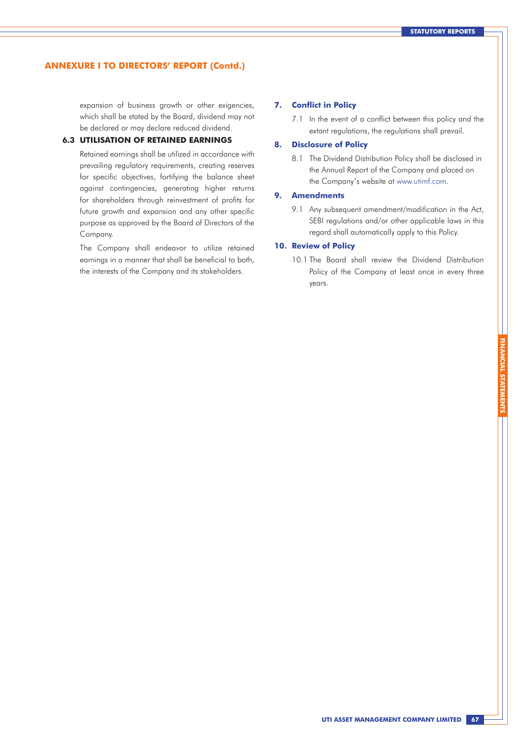## ANNEXURE I TO DIRECTORS' REPORT (Contd.)

expansion of business growth or other exigencies, which shall be stated by the Board, dividend may not be declared or may declare reduced dividend.

### 6.3 UTILISATION OF RETAINED EARNINGS

Retained earnings shall be utilized in accordance with prevailing regulatory requirements, creating reserves for specific objectives, fortifying the balance sheet against contingencies, generating higher returns for shareholders through reinvestment of profits for future growth and expansion and any other specific purpose as approved by the Board of Directors of the Company.

The Company shall endeavor to utilize retained earnings in a manner that shall be beneficial to both, the interests of the Company and its stakeholders.

### 7. Conflict in Policy

7.1 In the event of a conflict between this policy and the extant regulations, the regulations shall prevail.

### 8. Disclosure of Policy

8.1 The Dividend Distribution Policy shall be disclosed in the Annual Report of the Company and placed on the Company's website at www.utimf.com.

### 9. Amendments

9.1 Any subsequent amendment/modification in the Act, SEBI regulations and/or other applicable laws in this regard shall automatically apply to this Policy.

### 10. Review of Policy

10.1 The Board shall review the Dividend Distribution Policy of the Company at least once in every three years.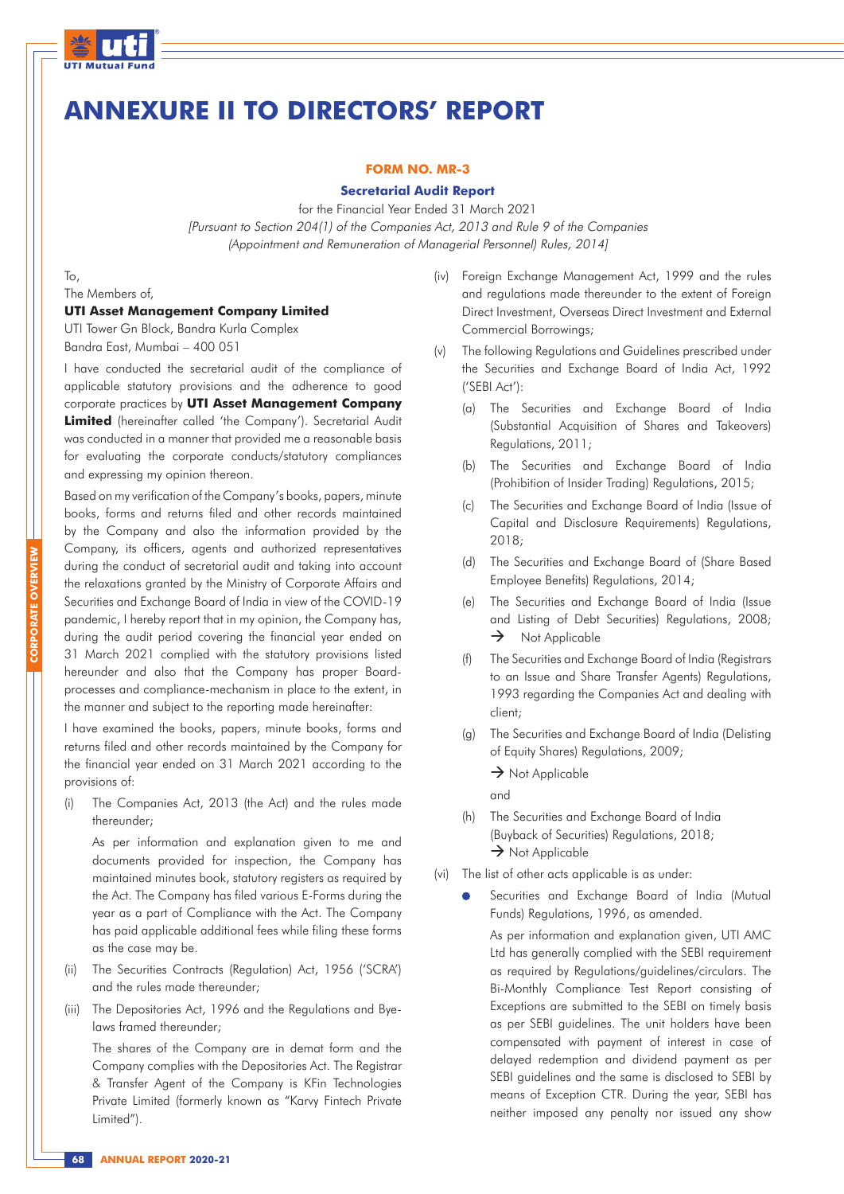# ANNEXURE II TO DIRECTORS' REPORT

**FORM NO. MR-3**

**Secretarial Audit Report**

for the Financial Year Ended 31 March 2021

*[Pursuant to Section 204(1) of the Companies Act, 2013 and Rule 9 of the Companies (Appointment and Remuneration of Managerial Personnel) Rules, 2014]*

To,

The Members of,

**UTI Asset Management Company Limited**

UTI Tower Gn Block, Bandra Kurla Complex

Bandra East, Mumbai – 400 051

I have conducted the secretarial audit of the compliance of applicable statutory provisions and the adherence to good corporate practices by **UTI Asset Management Company Limited** (hereinafter called 'the Company'). Secretarial Audit was conducted in a manner that provided me a reasonable basis for evaluating the corporate conducts/statutory compliances and expressing my opinion thereon.

Based on my verification of the Company's books, papers, minute books, forms and returns filed and other records maintained by the Company and also the information provided by the Company, its officers, agents and authorized representatives during the conduct of secretarial audit and taking into account the relaxations granted by the Ministry of Corporate Affairs and Securities and Exchange Board of India in view of the COVID-19 pandemic, I hereby report that in my opinion, the Company has, during the audit period covering the financial year ended on 31 March 2021 complied with the statutory provisions listed hereunder and also that the Company has proper Board-processes and compliance-mechanism in place to the extent, in the manner and subject to the reporting made hereinafter:

I have examined the books, papers, minute books, forms and returns filed and other records maintained by the Company for the financial year ended on 31 March 2021 according to the provisions of:

(i) The Companies Act, 2013 (the Act) and the rules made thereunder;

As per information and explanation given to me and documents provided for inspection, the Company has maintained minutes book, statutory registers as required by the Act. The Company has filed various E-Forms during the year as a part of Compliance with the Act. The Company has paid applicable additional fees while filing these forms as the case may be.

(ii) The Securities Contracts (Regulation) Act, 1956 ('SCRA') and the rules made thereunder;

(iii) The Depositories Act, 1996 and the Regulations and Bye-laws framed thereunder;

The shares of the Company are in demat form and the Company complies with the Depositories Act. The Registrar & Transfer Agent of the Company is KFin Technologies Private Limited (formerly known as "Karvy Fintech Private Limited").

(iv) Foreign Exchange Management Act, 1999 and the rules and regulations made thereunder to the extent of Foreign Direct Investment, Overseas Direct Investment and External Commercial Borrowings;

(v) The following Regulations and Guidelines prescribed under the Securities and Exchange Board of India Act, 1992 ('SEBI Act'):

(a) The Securities and Exchange Board of India (Substantial Acquisition of Shares and Takeovers) Regulations, 2011;

(b) The Securities and Exchange Board of India (Prohibition of Insider Trading) Regulations, 2015;

(c) The Securities and Exchange Board of India (Issue of Capital and Disclosure Requirements) Regulations, 2018;

(d) The Securities and Exchange Board of (Share Based Employee Benefits) Regulations, 2014;

(e) The Securities and Exchange Board of India (Issue and Listing of Debt Securities) Regulations, 2008;
→ Not Applicable

(f) The Securities and Exchange Board of India (Registrars to an Issue and Share Transfer Agents) Regulations, 1993 regarding the Companies Act and dealing with client;

(g) The Securities and Exchange Board of India (Delisting of Equity Shares) Regulations, 2009;

→ Not Applicable

and

(h) The Securities and Exchange Board of India (Buyback of Securities) Regulations, 2018;
→ Not Applicable

(vi) The list of other acts applicable is as under:

- Securities and Exchange Board of India (Mutual Funds) Regulations, 1996, as amended.

  As per information and explanation given, UTI AMC Ltd has generally complied with the SEBI requirement as required by Regulations/guidelines/circulars. The Bi-Monthly Compliance Test Report consisting of Exceptions are submitted to the SEBI on timely basis as per SEBI guidelines. The unit holders have been compensated with payment of interest in case of delayed redemption and dividend payment as per SEBI guidelines and the same is disclosed to SEBI by means of Exception CTR. During the year, SEBI has neither imposed any penalty nor issued any show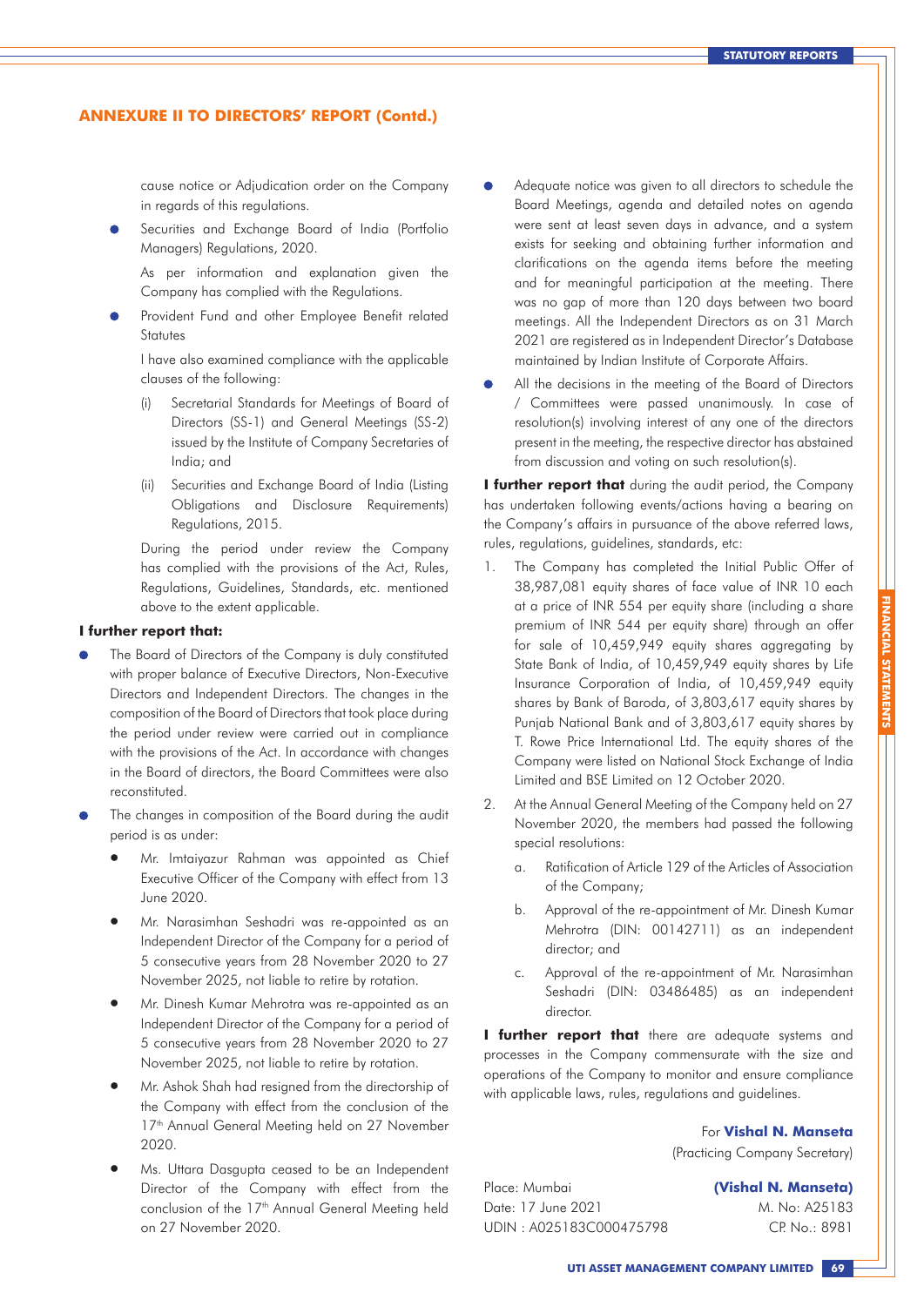## ANNEXURE II TO DIRECTORS' REPORT (Contd.)

cause notice or Adjudication order on the Company in regards of this regulations.

- Securities and Exchange Board of India (Portfolio Managers) Regulations, 2020.

  As per information and explanation given the Company has complied with the Regulations.

- Provident Fund and other Employee Benefit related Statutes

  I have also examined compliance with the applicable clauses of the following:

  (i) Secretarial Standards for Meetings of Board of Directors (SS-1) and General Meetings (SS-2) issued by the Institute of Company Secretaries of India; and

  (ii) Securities and Exchange Board of India (Listing Obligations and Disclosure Requirements) Regulations, 2015.

  During the period under review the Company has complied with the provisions of the Act, Rules, Regulations, Guidelines, Standards, etc. mentioned above to the extent applicable.

**I further report that:**

- The Board of Directors of the Company is duly constituted with proper balance of Executive Directors, Non-Executive Directors and Independent Directors. The changes in the composition of the Board of Directors that took place during the period under review were carried out in compliance with the provisions of the Act. In accordance with changes in the Board of directors, the Board Committees were also reconstituted.
- The changes in composition of the Board during the audit period is as under:
  - Mr. Imtaiyazur Rahman was appointed as Chief Executive Officer of the Company with effect from 13 June 2020.
  - Mr. Narasimhan Seshadri was re-appointed as an Independent Director of the Company for a period of 5 consecutive years from 28 November 2020 to 27 November 2025, not liable to retire by rotation.
  - Mr. Dinesh Kumar Mehrotra was re-appointed as an Independent Director of the Company for a period of 5 consecutive years from 28 November 2020 to 27 November 2025, not liable to retire by rotation.
  - Mr. Ashok Shah had resigned from the directorship of the Company with effect from the conclusion of the 17th Annual General Meeting held on 27 November 2020.
  - Ms. Uttara Dasgupta ceased to be an Independent Director of the Company with effect from the conclusion of the 17th Annual General Meeting held on 27 November 2020.
- Adequate notice was given to all directors to schedule the Board Meetings, agenda and detailed notes on agenda were sent at least seven days in advance, and a system exists for seeking and obtaining further information and clarifications on the agenda items before the meeting and for meaningful participation at the meeting. There was no gap of more than 120 days between two board meetings. All the Independent Directors as on 31 March 2021 are registered as in Independent Director's Database maintained by Indian Institute of Corporate Affairs.
- All the decisions in the meeting of the Board of Directors / Committees were passed unanimously. In case of resolution(s) involving interest of any one of the directors present in the meeting, the respective director has abstained from discussion and voting on such resolution(s).

**I further report that** during the audit period, the Company has undertaken following events/actions having a bearing on the Company's affairs in pursuance of the above referred laws, rules, regulations, guidelines, standards, etc:

1. The Company has completed the Initial Public Offer of 38,987,081 equity shares of face value of INR 10 each at a price of INR 554 per equity share (including a share premium of INR 544 per equity share) through an offer for sale of 10,459,949 equity shares aggregating by State Bank of India, of 10,459,949 equity shares by Life Insurance Corporation of India, of 10,459,949 equity shares by Bank of Baroda, of 3,803,617 equity shares by Punjab National Bank and of 3,803,617 equity shares by T. Rowe Price International Ltd. The equity shares of the Company were listed on National Stock Exchange of India Limited and BSE Limited on 12 October 2020.
2. At the Annual General Meeting of the Company held on 27 November 2020, the members had passed the following special resolutions:
   a. Ratification of Article 129 of the Articles of Association of the Company;
   b. Approval of the re-appointment of Mr. Dinesh Kumar Mehrotra (DIN: 00142711) as an independent director; and
   c. Approval of the re-appointment of Mr. Narasimhan Seshadri (DIN: 03486485) as an independent director.

**I further report that** there are adequate systems and processes in the Company commensurate with the size and operations of the Company to monitor and ensure compliance with applicable laws, rules, regulations and guidelines.

For **Vishal N. Manseta**
(Practicing Company Secretary)

Place: Mumbai
Date: 17 June 2021
UDIN : A025183C000475798

**(Vishal N. Manseta)**
M. No: A25183
C.P. No.: 8981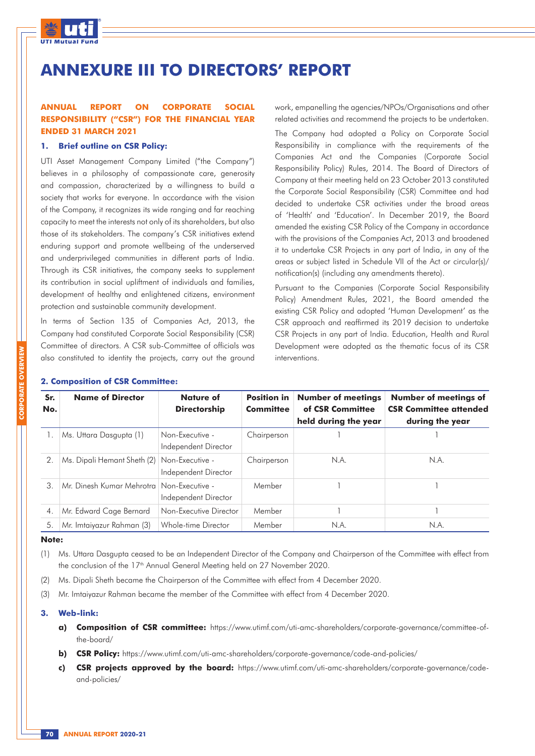# ANNEXURE III TO DIRECTORS' REPORT

**ANNUAL REPORT ON CORPORATE SOCIAL RESPONSIBILITY ("CSR") FOR THE FINANCIAL YEAR ENDED 31 MARCH 2021**

**1. Brief outline on CSR Policy:**

UTI Asset Management Company Limited ("the Company") believes in a philosophy of compassionate care, generosity and compassion, characterized by a willingness to build a society that works for everyone. In accordance with the vision of the Company, it recognizes its wide ranging and far reaching capacity to meet the interests not only of its shareholders, but also those of its stakeholders. The company's CSR initiatives extend enduring support and promote wellbeing of the underserved and underprivileged communities in different parts of India. Through its CSR initiatives, the company seeks to supplement its contribution in social upliftment of individuals and families, development of healthy and enlightened citizens, environment protection and sustainable community development.

In terms of Section 135 of Companies Act, 2013, the Company had constituted Corporate Social Responsibility (CSR) Committee of directors. A CSR sub-Committee of officials was also constituted to identity the projects, carry out the ground work, empanelling the agencies/NPOs/Organisations and other related activities and recommend the projects to be undertaken.

The Company had adopted a Policy on Corporate Social Responsibility in compliance with the requirements of the Companies Act and the Companies (Corporate Social Responsibility Policy) Rules, 2014. The Board of Directors of Company at their meeting held on 23 October 2013 constituted the Corporate Social Responsibility (CSR) Committee and had decided to undertake CSR activities under the broad areas of 'Health' and 'Education'. In December 2019, the Board amended the existing CSR Policy of the Company in accordance with the provisions of the Companies Act, 2013 and broadened it to undertake CSR Projects in any part of India, in any of the areas or subject listed in Schedule VII of the Act or circular(s)/ notification(s) (including any amendments thereto).

Pursuant to the Companies (Corporate Social Responsibility Policy) Amendment Rules, 2021, the Board amended the existing CSR Policy and adopted 'Human Development' as the CSR approach and reaffirmed its 2019 decision to undertake CSR Projects in any part of India. Education, Health and Rural Development were adopted as the thematic focus of its CSR interventions.

**2. Composition of CSR Committee:**

| Sr. No. | Name of Director | Nature of Directorship | Position in Committee | Number of meetings of CSR Committee held during the year | Number of meetings of CSR Committee attended during the year |
|---|---|---|---|---|---|
| 1. | Ms. Uttara Dasgupta (1) | Non-Executive - Independent Director | Chairperson | 1 | 1 |
| 2. | Ms. Dipali Hemant Sheth (2) | Non-Executive - Independent Director | Chairperson | N.A. | N.A. |
| 3. | Mr. Dinesh Kumar Mehrotra | Non-Executive - Independent Director | Member | 1 | 1 |
| 4. | Mr. Edward Cage Bernard | Non-Executive Director | Member | 1 | 1 |
| 5. | Mr. Imtaiyazur Rahman (3) | Whole-time Director | Member | N.A. | N.A. |

**Note:**

(1) Ms. Uttara Dasgupta ceased to be an Independent Director of the Company and Chairperson of the Committee with effect from the conclusion of the 17th Annual General Meeting held on 27 November 2020.

(2) Ms. Dipali Sheth became the Chairperson of the Committee with effect from 4 December 2020.

(3) Mr. Imtaiyazur Rahman became the member of the Committee with effect from 4 December 2020.

**3. Web-link:**

- **a) Composition of CSR committee:** https://www.utimf.com/uti-amc-shareholders/corporate-governance/committee-of-the-board/
- **b) CSR Policy:** https://www.utimf.com/uti-amc-shareholders/corporate-governance/code-and-policies/
- **c) CSR projects approved by the board:** https://www.utimf.com/uti-amc-shareholders/corporate-governance/code-and-policies/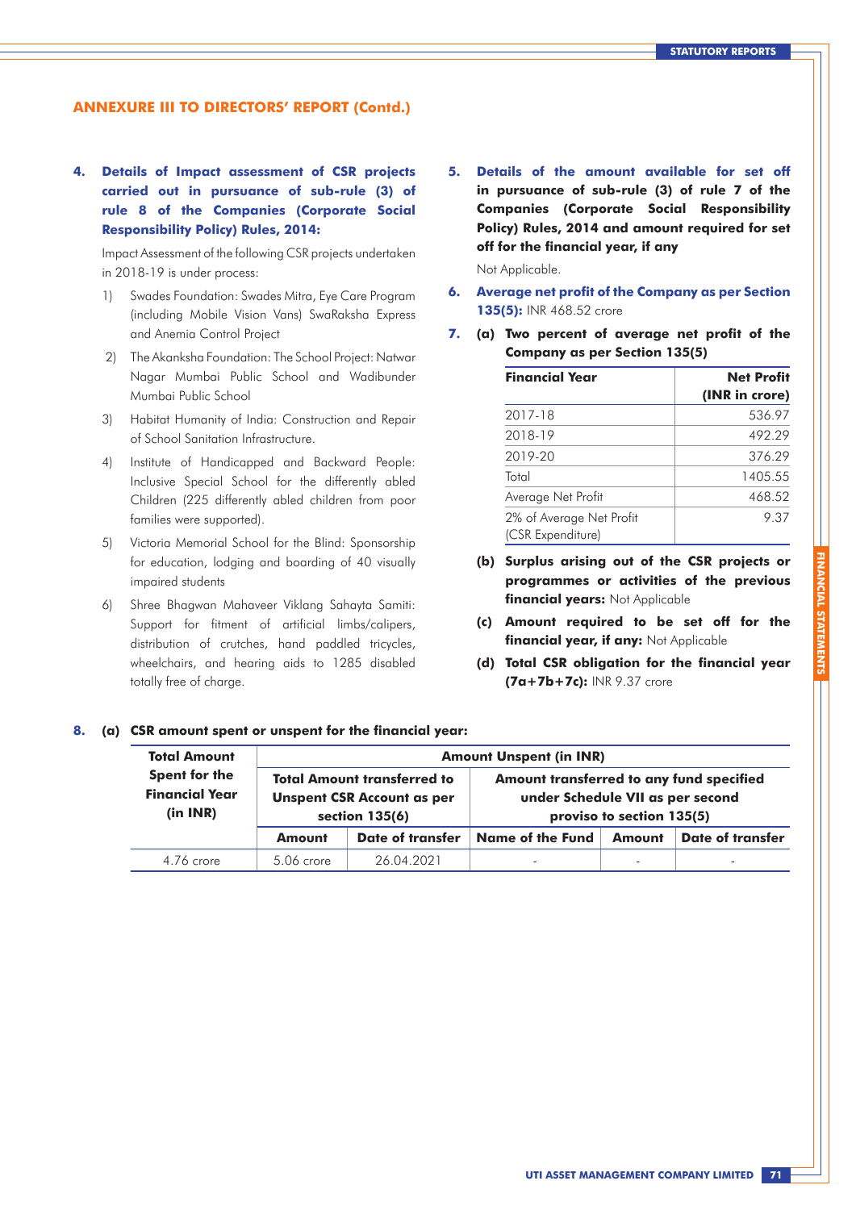## ANNEXURE III TO DIRECTORS' REPORT (Contd.)

**4. Details of Impact assessment of CSR projects carried out in pursuance of sub-rule (3) of rule 8 of the Companies (Corporate Social Responsibility Policy) Rules, 2014:**

Impact Assessment of the following CSR projects undertaken in 2018-19 is under process:

1) Swades Foundation: Swades Mitra, Eye Care Program (including Mobile Vision Vans) SwaRaksha Express and Anemia Control Project

2) The Akanksha Foundation: The School Project: Natwar Nagar Mumbai Public School and Wadibunder Mumbai Public School

3) Habitat Humanity of India: Construction and Repair of School Sanitation Infrastructure.

4) Institute of Handicapped and Backward People: Inclusive Special School for the differently abled Children (225 differently abled children from poor families were supported).

5) Victoria Memorial School for the Blind: Sponsorship for education, lodging and boarding of 40 visually impaired students

6) Shree Bhagwan Mahaveer Viklang Sahayta Samiti: Support for fitment of artificial limbs/calipers, distribution of crutches, hand paddled tricycles, wheelchairs, and hearing aids to 1285 disabled totally free of charge.

**5. Details of the amount available for set off in pursuance of sub-rule (3) of rule 7 of the Companies (Corporate Social Responsibility Policy) Rules, 2014 and amount required for set off for the financial year, if any**

Not Applicable.

**6. Average net profit of the Company as per Section 135(5):** INR 468.52 crore

**7. (a) Two percent of average net profit of the Company as per Section 135(5)**

| Financial Year | Net Profit (INR in crore) |
|---|---|
| 2017-18 | 536.97 |
| 2018-19 | 492.29 |
| 2019-20 | 376.29 |
| Total | 1405.55 |
| Average Net Profit | 468.52 |
| 2% of Average Net Profit (CSR Expenditure) | 9.37 |

**(b) Surplus arising out of the CSR projects or programmes or activities of the previous financial years:** Not Applicable

**(c) Amount required to be set off for the financial year, if any:** Not Applicable

**(d) Total CSR obligation for the financial year (7a+7b+7c):** INR 9.37 crore

**8. (a) CSR amount spent or unspent for the financial year:**

| Total Amount Spent for the Financial Year (in INR) | Amount Unspent (in INR) | | | | |
|---|---|---|---|---|---|
| | Total Amount transferred to Unspent CSR Account as per section 135(6) | | Amount transferred to any fund specified under Schedule VII as per second proviso to section 135(5) | | |
| | Amount | Date of transfer | Name of the Fund | Amount | Date of transfer |
| 4.76 crore | 5.06 crore | 26.04.2021 | - | - | - |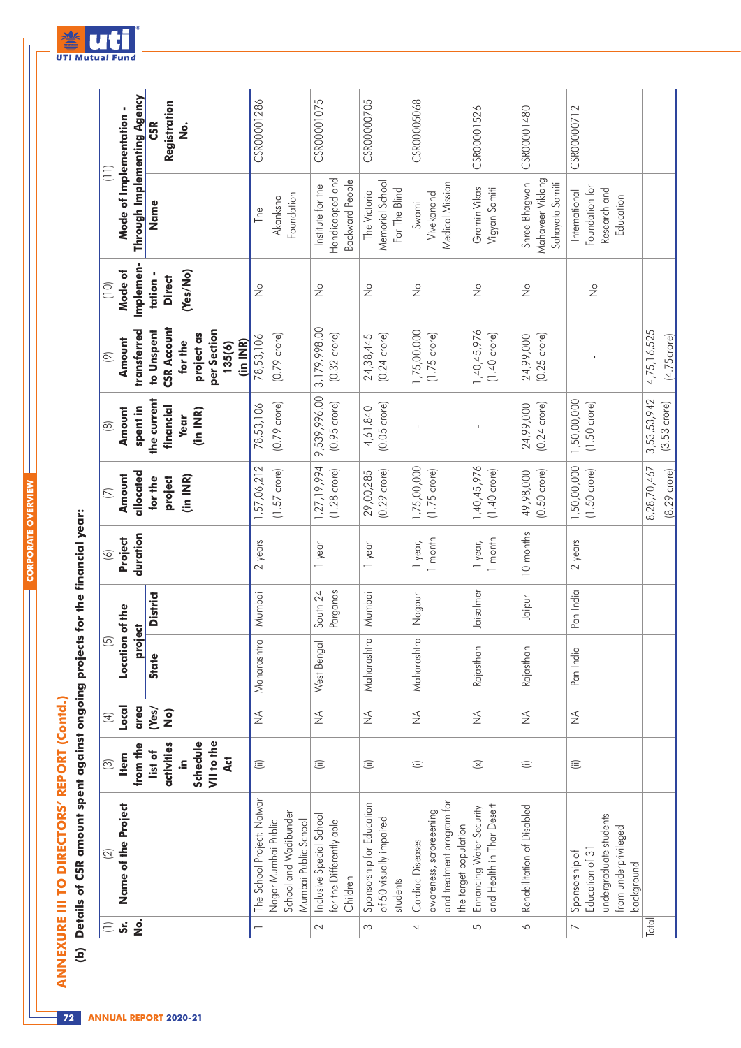# ANNEXURE III TO DIRECTORS' REPORT (Contd.)

## (b) Details of CSR amount spent against ongoing projects for the financial year:

| (1) Sr. No. | (2) Name of the Project | (3) Item from the list of activities in Schedule VII to the Act | (4) Local area (Yes/No) | (5) Location of the project | | (6) Project duration | (7) Amount allocated for the project (in INR) | (8) Amount spent in the current financial Year (in INR) | (9) Amount transferred to Unspent CSR Account for the project as per Section 135(6) (in INR) | (10) Mode of Implementation - Direct (Yes/No) | (11) Mode of Implementation - Through Implementing Agency | |
|---|---|---|---|---|---|---|---|---|---|---|---|---|
| | | | | State | District | | | | | | Name | CSR Registration No. |
| 1 | The School Project: Natwar Nagar Mumbai Public School and Wadibunder Mumbai Public School | (ii) | NA | Maharashtra | Mumbai | 2 years | 1,57,06,212 (1.57 crore) | 78,53,106 (0.79 crore) | 78,53,106 (0.79 crore) | No | The Akanksha Foundation | CSR00001286 |
| 2 | Inclusive Special School for the Differently able Children | (ii) | NA | West Bengal | South 24 Parganas | 1 year | 1,27,19,994 (1.28 crore) | 9,539,996.00 (0.95 crore) | 3,179,998.00 (0.32 crore) | No | Institute for the Handicapped and Backward People | CSR00001075 |
| 3 | Sponsorship for Education of 50 visually impaired students | (ii) | NA | Maharashtra | Mumbai | 1 year | 29,00,285 (0.29 crore) | 4,61,840 (0.05 crore) | 24,38,445 (0.24 crore) | No | The Victoria Memorial School For The Blind | CSR00000705 |
| 4 | Cardiac Diseases awareness, scroreeening and treatment program for the target population | (i) | NA | Maharashtra | Nagpur | 1 year, 1 month | 1,75,00,000 (1.75 crore) | - | 1,75,00,000 (1.75 crore) | No | Swami Vivekanand Medical Mission | CSR00005068 |
| 5 | Enhancing Water Security and Health in Thar Desert | (x) | NA | Rajasthan | Jaisalmer | 1 year, 1 month | 1,40,45,976 (1.40 crore) | - | 1,40,45,976 (1.40 crore) | No | Gramin Vikas Vigyan Samiti | CSR00001526 |
| 6 | Rehabilitation of Disabled | (i) | NA | Rajasthan | Jaipur | 10 months | 49,98,000 (0.50 crore) | 24,99,000 (0.24 crore) | 24,99,000 (0.25 crore) | No | Shree Bhagwan Mahaveer Viklang Sahayata Samiti | CSR00001480 |
| 7 | Sponsorship of Education of 31 undergraduate students from underprivileged background | (ii) | NA | Pan India | Pan India | 2 years | 1,50,00,000 (1.50 crore) | 1,50,00,000 (1.50 crore) | - | No | International Foundation for Research and Education | CSR00000712 |
| Total | | | | | | | 8,28,70,467 (8.29 crore) | 3,53,53,942 (3.53 crore) | 4,75,16,525 (4.75crore) | | | |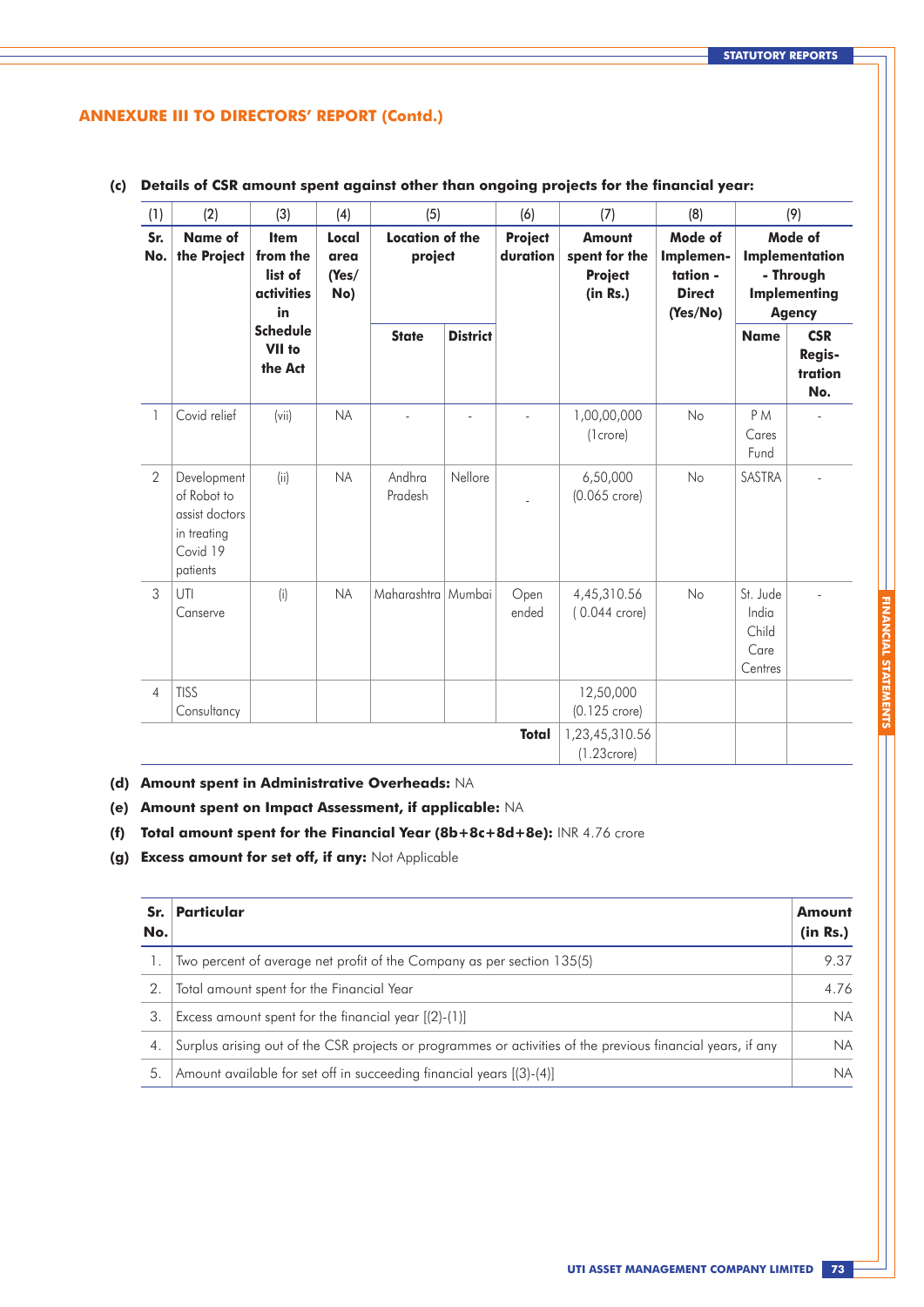## ANNEXURE III TO DIRECTORS' REPORT (Contd.)

**(c) Details of CSR amount spent against other than ongoing projects for the financial year:**

| (1) | (2) | (3) | (4) | (5) | | (6) | (7) | (8) | (9) | |
|---|---|---|---|---|---|---|---|---|---|---|
| **Sr. No.** | **Name of the Project** | **Item from the list of activities in Schedule VII to the Act** | **Local area (Yes/ No)** | **Location of the project** | | **Project duration** | **Amount spent for the Project (in Rs.)** | **Mode of Implementation - Direct (Yes/No)** | **Mode of Implementation - Through Implementing Agency** | |
| | | | | **State** | **District** | | | | **Name** | **CSR Registration No.** |
| 1 | Covid relief | (vii) | NA | - | - | - | 1,00,00,000 (1crore) | No | P M Cares Fund | - |
| 2 | Development of Robot to assist doctors in treating Covid 19 patients | (ii) | NA | Andhra Pradesh | Nellore | - | 6,50,000 (0.065 crore) | No | SASTRA | - |
| 3 | UTI Canserve | (i) | NA | Maharashtra | Mumbai | Open ended | 4,45,310.56 ( 0.044 crore) | No | St. Jude India Child Care Centres | - |
| 4 | TISS Consultancy | | | | | | 12,50,000 (0.125 crore) | | | |
| | | | | | | **Total** | 1,23,45,310.56 (1.23crore) | | | |

**(d) Amount spent in Administrative Overheads:** NA

**(e) Amount spent on Impact Assessment, if applicable:** NA

**(f) Total amount spent for the Financial Year (8b+8c+8d+8e):** INR 4.76 crore

**(g) Excess amount for set off, if any:** Not Applicable

| Sr. No. | Particular | Amount (in Rs.) |
|---|---|---|
| 1. | Two percent of average net profit of the Company as per section 135(5) | 9.37 |
| 2. | Total amount spent for the Financial Year | 4.76 |
| 3. | Excess amount spent for the financial year [(2)-(1)] | NA |
| 4. | Surplus arising out of the CSR projects or programmes or activities of the previous financial years, if any | NA |
| 5. | Amount available for set off in succeeding financial years [(3)-(4)] | NA |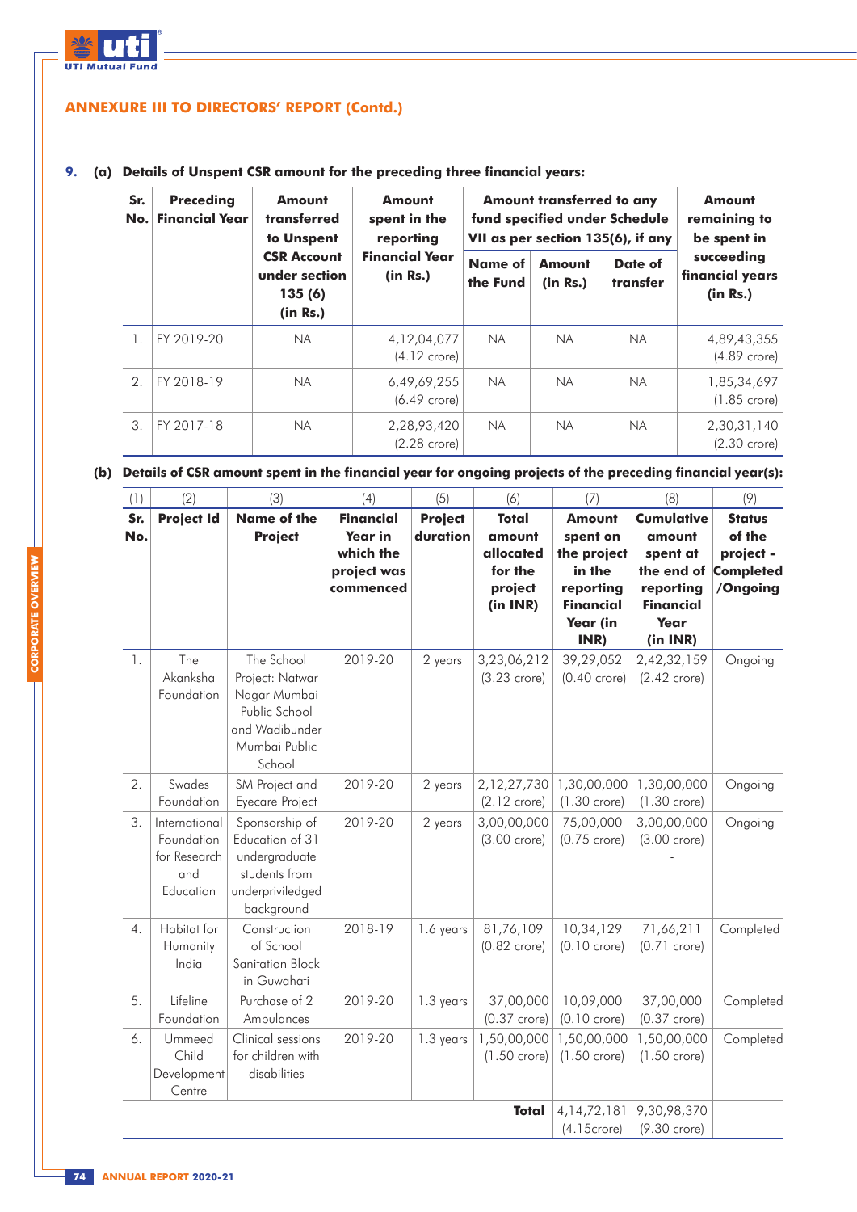## ANNEXURE III TO DIRECTORS' REPORT (Contd.)

**9. (a) Details of Unspent CSR amount for the preceding three financial years:**

| Sr. No. | Preceding Financial Year | Amount transferred to Unspent CSR Account under section 135 (6) (in Rs.) | Amount spent in the reporting Financial Year (in Rs.) | Amount transferred to any fund specified under Schedule VII as per section 135(6), if any | | | Amount remaining to be spent in succeeding financial years (in Rs.) |
|---|---|---|---|---|---|---|---|
| | | | | Name of the Fund | Amount (in Rs.) | Date of transfer | |
| 1. | FY 2019-20 | NA | 4,12,04,077 (4.12 crore) | NA | NA | NA | 4,89,43,355 (4.89 crore) |
| 2. | FY 2018-19 | NA | 6,49,69,255 (6.49 crore) | NA | NA | NA | 1,85,34,697 (1.85 crore) |
| 3. | FY 2017-18 | NA | 2,28,93,420 (2.28 crore) | NA | NA | NA | 2,30,31,140 (2.30 crore) |

**(b) Details of CSR amount spent in the financial year for ongoing projects of the preceding financial year(s):**

| (1) | (2) | (3) | (4) | (5) | (6) | (7) | (8) | (9) |
|---|---|---|---|---|---|---|---|---|
| **Sr. No.** | **Project Id** | **Name of the Project** | **Financial Year in which the project was commenced** | **Project duration** | **Total amount allocated for the project (in INR)** | **Amount spent on the project in the reporting Financial Year (in INR)** | **Cumulative amount spent at the end of reporting Financial Year (in INR)** | **Status of the project - Completed /Ongoing** |
| 1. | The Akanksha Foundation | The School Project: Natwar Nagar Mumbai Public School and Wadibunder Mumbai Public School | 2019-20 | 2 years | 3,23,06,212 (3.23 crore) | 39,29,052 (0.40 crore) | 2,42,32,159 (2.42 crore) | Ongoing |
| 2. | Swades Foundation | SM Project and Eyecare Project | 2019-20 | 2 years | 2,12,27,730 (2.12 crore) | 1,30,00,000 (1.30 crore) | 1,30,00,000 (1.30 crore) | Ongoing |
| 3. | International Foundation for Research and Education | Sponsorship of Education of 31 undergraduate students from underpriviledged background | 2019-20 | 2 years | 3,00,00,000 (3.00 crore) | 75,00,000 (0.75 crore) | 3,00,00,000 (3.00 crore) - | Ongoing |
| 4. | Habitat for Humanity India | Construction of School Sanitation Block in Guwahati | 2018-19 | 1.6 years | 81,76,109 (0.82 crore) | 10,34,129 (0.10 crore) | 71,66,211 (0.71 crore) | Completed |
| 5. | Lifeline Foundation | Purchase of 2 Ambulances | 2019-20 | 1.3 years | 37,00,000 (0.37 crore) | 10,09,000 (0.10 crore) | 37,00,000 (0.37 crore) | Completed |
| 6. | Ummeed Child Development Centre | Clinical sessions for children with disabilities | 2019-20 | 1.3 years | 1,50,00,000 (1.50 crore) | 1,50,00,000 (1.50 crore) | 1,50,00,000 (1.50 crore) | Completed |
| | | | | | **Total** | 4,14,72,181 (4.15crore) | 9,30,98,370 (9.30 crore) | |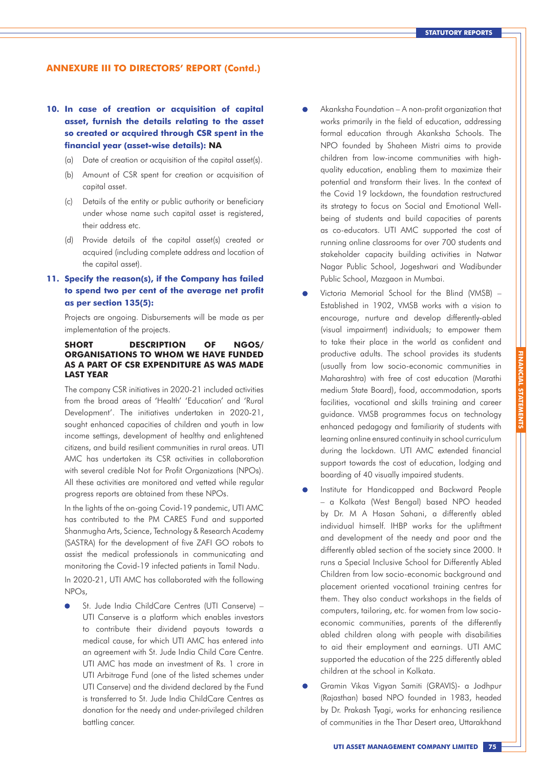## ANNEXURE III TO DIRECTORS' REPORT (Contd.)

**10. In case of creation or acquisition of capital asset, furnish the details relating to the asset so created or acquired through CSR spent in the financial year (asset-wise details): NA**

(a) Date of creation or acquisition of the capital asset(s).

(b) Amount of CSR spent for creation or acquisition of capital asset.

(c) Details of the entity or public authority or beneficiary under whose name such capital asset is registered, their address etc.

(d) Provide details of the capital asset(s) created or acquired (including complete address and location of the capital asset).

**11. Specify the reason(s), if the Company has failed to spend two per cent of the average net profit as per section 135(5):**

Projects are ongoing. Disbursements will be made as per implementation of the projects.

**SHORT DESCRIPTION OF NGOS/ ORGANISATIONS TO WHOM WE HAVE FUNDED AS A PART OF CSR EXPENDITURE AS WAS MADE LAST YEAR**

The company CSR initiatives in 2020-21 included activities from the broad areas of 'Health' 'Education' and 'Rural Development'. The initiatives undertaken in 2020-21, sought enhanced capacities of children and youth in low income settings, development of healthy and enlightened citizens, and build resilient communities in rural areas. UTI AMC has undertaken its CSR activities in collaboration with several credible Not for Profit Organizations (NPOs). All these activities are monitored and vetted while regular progress reports are obtained from these NPOs.

In the lights of the on-going Covid-19 pandemic, UTI AMC has contributed to the PM CARES Fund and supported Shanmugha Arts, Science, Technology & Research Academy (SASTRA) for the development of five ZAFI GO robots to assist the medical professionals in communicating and monitoring the Covid-19 infected patients in Tamil Nadu.

In 2020-21, UTI AMC has collaborated with the following NPOs,

- St. Jude India ChildCare Centres (UTI Canserve) – UTI Canserve is a platform which enables investors to contribute their dividend payouts towards a medical cause, for which UTI AMC has entered into an agreement with St. Jude India Child Care Centre. UTI AMC has made an investment of Rs. 1 crore in UTI Arbitrage Fund (one of the listed schemes under UTI Canserve) and the dividend declared by the Fund is transferred to St. Jude India ChildCare Centres as donation for the needy and under-privileged children battling cancer.
- Akanksha Foundation – A non-profit organization that works primarily in the field of education, addressing formal education through Akanksha Schools. The NPO founded by Shaheen Mistri aims to provide children from low-income communities with high-quality education, enabling them to maximize their potential and transform their lives. In the context of the Covid 19 lockdown, the foundation restructured its strategy to focus on Social and Emotional Well-being of students and build capacities of parents as co-educators. UTI AMC supported the cost of running online classrooms for over 700 students and stakeholder capacity building activities in Natwar Nagar Public School, Jogeshwari and Wadibunder Public School, Mazgaon in Mumbai.
- Victoria Memorial School for the Blind (VMSB) – Established in 1902, VMSB works with a vision to encourage, nurture and develop differently-abled (visual impairment) individuals; to empower them to take their place in the world as confident and productive adults. The school provides its students (usually from low socio-economic communities in Maharashtra) with free of cost education (Marathi medium State Board), food, accommodation, sports facilities, vocational and skills training and career guidance. VMSB programmes focus on technology enhanced pedagogy and familiarity of students with learning online ensured continuity in school curriculum during the lockdown. UTI AMC extended financial support towards the cost of education, lodging and boarding of 40 visually impaired students.
- Institute for Handicapped and Backward People – a Kolkata (West Bengal) based NPO headed by Dr. M A Hasan Sahani, a differently abled individual himself. IHBP works for the upliftment and development of the needy and poor and the differently abled section of the society since 2000. It runs a Special Inclusive School for Differently Abled Children from low socio-economic background and placement oriented vocational training centres for them. They also conduct workshops in the fields of computers, tailoring, etc. for women from low socio-economic communities, parents of the differently abled children along with people with disabilities to aid their employment and earnings. UTI AMC supported the education of the 225 differently abled children at the school in Kolkata.
- Gramin Vikas Vigyan Samiti (GRAVIS)- a Jodhpur (Rajasthan) based NPO founded in 1983, headed by Dr. Prakash Tyagi, works for enhancing resilience of communities in the Thar Desert area, Uttarakhand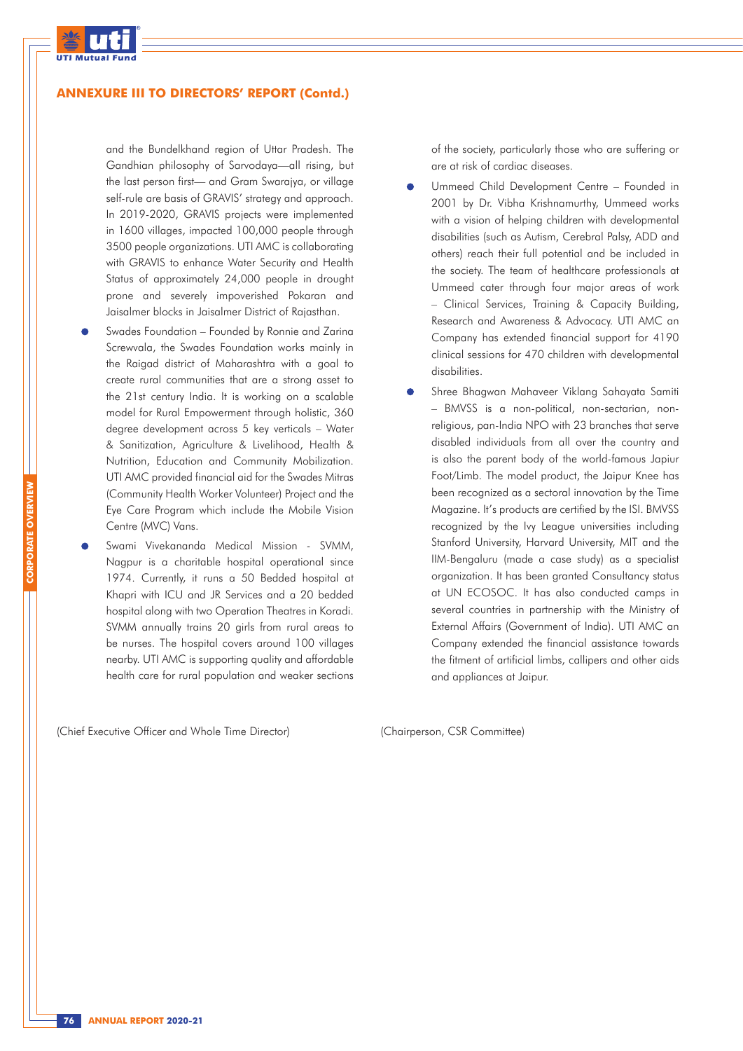## ANNEXURE III TO DIRECTORS' REPORT (Contd.)

and the Bundelkhand region of Uttar Pradesh. The Gandhian philosophy of Sarvodaya—all rising, but the last person first— and Gram Swarajya, or village self-rule are basis of GRAVIS' strategy and approach. In 2019-2020, GRAVIS projects were implemented in 1600 villages, impacted 100,000 people through 3500 people organizations. UTI AMC is collaborating with GRAVIS to enhance Water Security and Health Status of approximately 24,000 people in drought prone and severely impoverished Pokaran and Jaisalmer blocks in Jaisalmer District of Rajasthan.

- Swades Foundation – Founded by Ronnie and Zarina Screwvala, the Swades Foundation works mainly in the Raigad district of Maharashtra with a goal to create rural communities that are a strong asset to the 21st century India. It is working on a scalable model for Rural Empowerment through holistic, 360 degree development across 5 key verticals – Water & Sanitization, Agriculture & Livelihood, Health & Nutrition, Education and Community Mobilization. UTI AMC provided financial aid for the Swades Mitras (Community Health Worker Volunteer) Project and the Eye Care Program which include the Mobile Vision Centre (MVC) Vans.
- Swami Vivekananda Medical Mission - SVMM, Nagpur is a charitable hospital operational since 1974. Currently, it runs a 50 Bedded hospital at Khapri with ICU and JR Services and a 20 bedded hospital along with two Operation Theatres in Koradi. SVMM annually trains 20 girls from rural areas to be nurses. The hospital covers around 100 villages nearby. UTI AMC is supporting quality and affordable health care for rural population and weaker sections of the society, particularly those who are suffering or are at risk of cardiac diseases.
- Ummeed Child Development Centre – Founded in 2001 by Dr. Vibha Krishnamurthy, Ummeed works with a vision of helping children with developmental disabilities (such as Autism, Cerebral Palsy, ADD and others) reach their full potential and be included in the society. The team of healthcare professionals at Ummeed cater through four major areas of work – Clinical Services, Training & Capacity Building, Research and Awareness & Advocacy. UTI AMC an Company has extended financial support for 4190 clinical sessions for 470 children with developmental disabilities.
- Shree Bhagwan Mahaveer Viklang Sahayata Samiti – BMVSS is a non-political, non-sectarian, non-religious, pan-India NPO with 23 branches that serve disabled individuals from all over the country and is also the parent body of the world-famous Japiur Foot/Limb. The model product, the Jaipur Knee has been recognized as a sectoral innovation by the Time Magazine. It's products are certified by the ISI. BMVSS recognized by the Ivy League universities including Stanford University, Harvard University, MIT and the IIM-Bengaluru (made a case study) as a specialist organization. It has been granted Consultancy status at UN ECOSOC. It has also conducted camps in several countries in partnership with the Ministry of External Affairs (Government of India). UTI AMC an Company extended the financial assistance towards the fitment of artificial limbs, callipers and other aids and appliances at Jaipur.

(Chief Executive Officer and Whole Time Director)

(Chairperson, CSR Committee)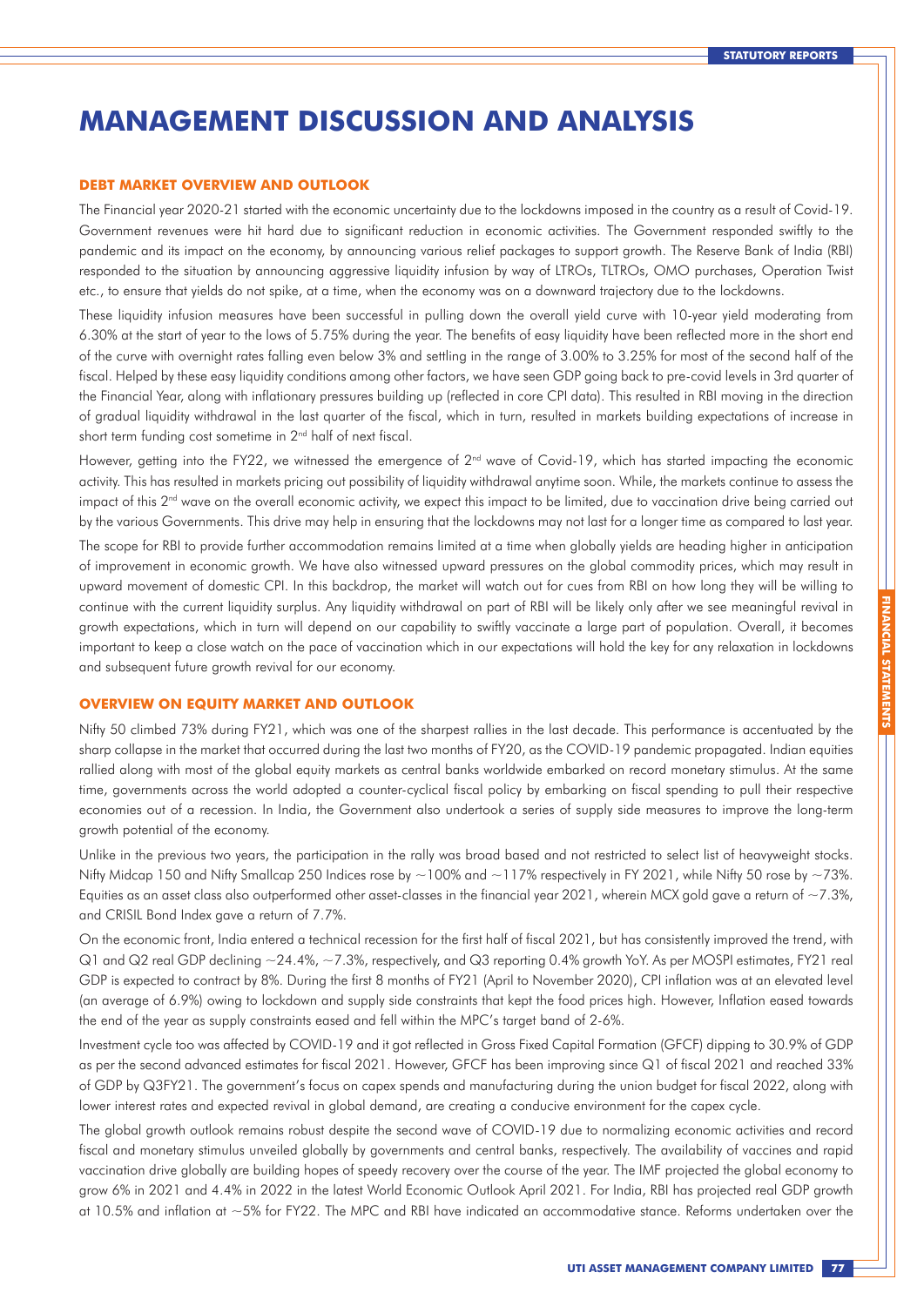# MANAGEMENT DISCUSSION AND ANALYSIS

## DEBT MARKET OVERVIEW AND OUTLOOK

The Financial year 2020-21 started with the economic uncertainty due to the lockdowns imposed in the country as a result of Covid-19. Government revenues were hit hard due to significant reduction in economic activities. The Government responded swiftly to the pandemic and its impact on the economy, by announcing various relief packages to support growth. The Reserve Bank of India (RBI) responded to the situation by announcing aggressive liquidity infusion by way of LTROs, TLTROs, OMO purchases, Operation Twist etc., to ensure that yields do not spike, at a time, when the economy was on a downward trajectory due to the lockdowns.

These liquidity infusion measures have been successful in pulling down the overall yield curve with 10-year yield moderating from 6.30% at the start of year to the lows of 5.75% during the year. The benefits of easy liquidity have been reflected more in the short end of the curve with overnight rates falling even below 3% and settling in the range of 3.00% to 3.25% for most of the second half of the fiscal. Helped by these easy liquidity conditions among other factors, we have seen GDP going back to pre-covid levels in 3rd quarter of the Financial Year, along with inflationary pressures building up (reflected in core CPI data). This resulted in RBI moving in the direction of gradual liquidity withdrawal in the last quarter of the fiscal, which in turn, resulted in markets building expectations of increase in short term funding cost sometime in 2nd half of next fiscal.

However, getting into the FY22, we witnessed the emergence of 2nd wave of Covid-19, which has started impacting the economic activity. This has resulted in markets pricing out possibility of liquidity withdrawal anytime soon. While, the markets continue to assess the impact of this 2nd wave on the overall economic activity, we expect this impact to be limited, due to vaccination drive being carried out by the various Governments. This drive may help in ensuring that the lockdowns may not last for a longer time as compared to last year.

The scope for RBI to provide further accommodation remains limited at a time when globally yields are heading higher in anticipation of improvement in economic growth. We have also witnessed upward pressures on the global commodity prices, which may result in upward movement of domestic CPI. In this backdrop, the market will watch out for cues from RBI on how long they will be willing to continue with the current liquidity surplus. Any liquidity withdrawal on part of RBI will be likely only after we see meaningful revival in growth expectations, which in turn will depend on our capability to swiftly vaccinate a large part of population. Overall, it becomes important to keep a close watch on the pace of vaccination which in our expectations will hold the key for any relaxation in lockdowns and subsequent future growth revival for our economy.

## OVERVIEW ON EQUITY MARKET AND OUTLOOK

Nifty 50 climbed 73% during FY21, which was one of the sharpest rallies in the last decade. This performance is accentuated by the sharp collapse in the market that occurred during the last two months of FY20, as the COVID-19 pandemic propagated. Indian equities rallied along with most of the global equity markets as central banks worldwide embarked on record monetary stimulus. At the same time, governments across the world adopted a counter-cyclical fiscal policy by embarking on fiscal spending to pull their respective economies out of a recession. In India, the Government also undertook a series of supply side measures to improve the long-term growth potential of the economy.

Unlike in the previous two years, the participation in the rally was broad based and not restricted to select list of heavyweight stocks. Nifty Midcap 150 and Nifty Smallcap 250 Indices rose by ~100% and ~117% respectively in FY 2021, while Nifty 50 rose by ~73%. Equities as an asset class also outperformed other asset-classes in the financial year 2021, wherein MCX gold gave a return of ~7.3%, and CRISIL Bond Index gave a return of 7.7%.

On the economic front, India entered a technical recession for the first half of fiscal 2021, but has consistently improved the trend, with Q1 and Q2 real GDP declining ~24.4%, ~7.3%, respectively, and Q3 reporting 0.4% growth YoY. As per MOSPI estimates, FY21 real GDP is expected to contract by 8%. During the first 8 months of FY21 (April to November 2020), CPI inflation was at an elevated level (an average of 6.9%) owing to lockdown and supply side constraints that kept the food prices high. However, Inflation eased towards the end of the year as supply constraints eased and fell within the MPC's target band of 2-6%.

Investment cycle too was affected by COVID-19 and it got reflected in Gross Fixed Capital Formation (GFCF) dipping to 30.9% of GDP as per the second advanced estimates for fiscal 2021. However, GFCF has been improving since Q1 of fiscal 2021 and reached 33% of GDP by Q3FY21. The government's focus on capex spends and manufacturing during the union budget for fiscal 2022, along with lower interest rates and expected revival in global demand, are creating a conducive environment for the capex cycle.

The global growth outlook remains robust despite the second wave of COVID-19 due to normalizing economic activities and record fiscal and monetary stimulus unveiled globally by governments and central banks, respectively. The availability of vaccines and rapid vaccination drive globally are building hopes of speedy recovery over the course of the year. The IMF projected the global economy to grow 6% in 2021 and 4.4% in 2022 in the latest World Economic Outlook April 2021. For India, RBI has projected real GDP growth at 10.5% and inflation at ~5% for FY22. The MPC and RBI have indicated an accommodative stance. Reforms undertaken over the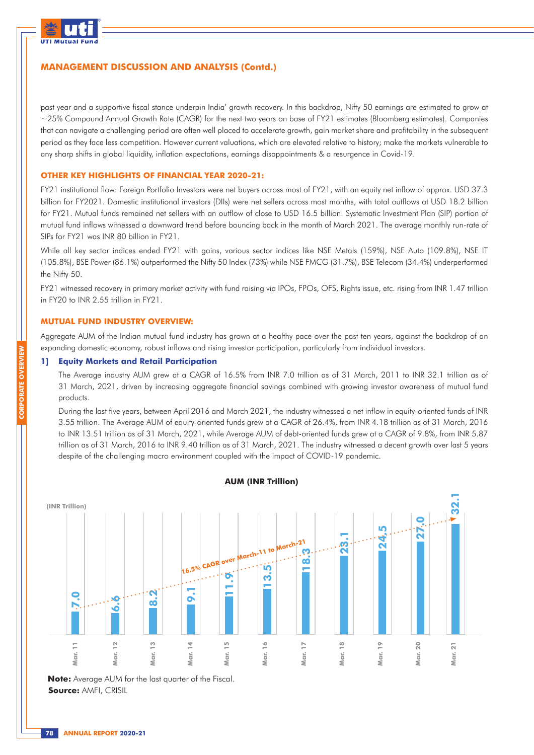## MANAGEMENT DISCUSSION AND ANALYSIS (Contd.)

past year and a supportive fiscal stance underpin India' growth recovery. In this backdrop, Nifty 50 earnings are estimated to grow at ~25% Compound Annual Growth Rate (CAGR) for the next two years on base of FY21 estimates (Bloomberg estimates). Companies that can navigate a challenging period are often well placed to accelerate growth, gain market share and profitability in the subsequent period as they face less competition. However current valuations, which are elevated relative to history; make the markets vulnerable to any sharp shifts in global liquidity, inflation expectations, earnings disappointments & a resurgence in Covid-19.

### OTHER KEY HIGHLIGHTS OF FINANCIAL YEAR 2020-21:

FY21 institutional flow: Foreign Portfolio Investors were net buyers across most of FY21, with an equity net inflow of approx. USD 37.3 billion for FY2021. Domestic institutional investors (DIIs) were net sellers across most months, with total outflows at USD 18.2 billion for FY21. Mutual funds remained net sellers with an outflow of close to USD 16.5 billion. Systematic Investment Plan (SIP) portion of mutual fund inflows witnessed a downward trend before bouncing back in the month of March 2021. The average monthly run-rate of SIPs for FY21 was INR 80 billion in FY21.

While all key sector indices ended FY21 with gains, various sector indices like NSE Metals (159%), NSE Auto (109.8%), NSE IT (105.8%), BSE Power (86.1%) outperformed the Nifty 50 Index (73%) while NSE FMCG (31.7%), BSE Telecom (34.4%) underperformed the Nifty 50.

FY21 witnessed recovery in primary market activity with fund raising via IPOs, FPOs, OFS, Rights issue, etc. rising from INR 1.47 trillion in FY20 to INR 2.55 trillion in FY21.

### MUTUAL FUND INDUSTRY OVERVIEW:

Aggregate AUM of the Indian mutual fund industry has grown at a healthy pace over the past ten years, against the backdrop of an expanding domestic economy, robust inflows and rising investor participation, particularly from individual investors.

#### 1] Equity Markets and Retail Participation

The Average industry AUM grew at a CAGR of 16.5% from INR 7.0 trillion as of 31 March, 2011 to INR 32.1 trillion as of 31 March, 2021, driven by increasing aggregate financial savings combined with growing investor awareness of mutual fund products.

During the last five years, between April 2016 and March 2021, the industry witnessed a net inflow in equity-oriented funds of INR 3.55 trillion. The Average AUM of equity-oriented funds grew at a CAGR of 26.4%, from INR 4.18 trillion as of 31 March, 2016 to INR 13.51 trillion as of 31 March, 2021, while Average AUM of debt-oriented funds grew at a CAGR of 9.8%, from INR 5.87 trillion as of 31 March, 2016 to INR 9.40 trillion as of 31 March, 2021. The industry witnessed a decent growth over last 5 years despite of the challenging macro environment coupled with the impact of COVID-19 pandemic.

**AUM (INR Trillion)**

(INR Trillion)

16.5% CAGR over March-11 to March-21

| Mar. 11 | Mar. 12 | Mar. 13 | Mar. 14 | Mar. 15 | Mar. 16 | Mar. 17 | Mar. 18 | Mar. 19 | Mar. 20 | Mar. 21 |
|---|---|---|---|---|---|---|---|---|---|---|
| 7.0 | 6.6 | 8.2 | 9.1 | 11.9 | 13.5 | 18.3 | 23.1 | 24.5 | 27.0 | 32.1 |

**Note:** Average AUM for the last quarter of the Fiscal.
**Source:** AMFI, CRISIL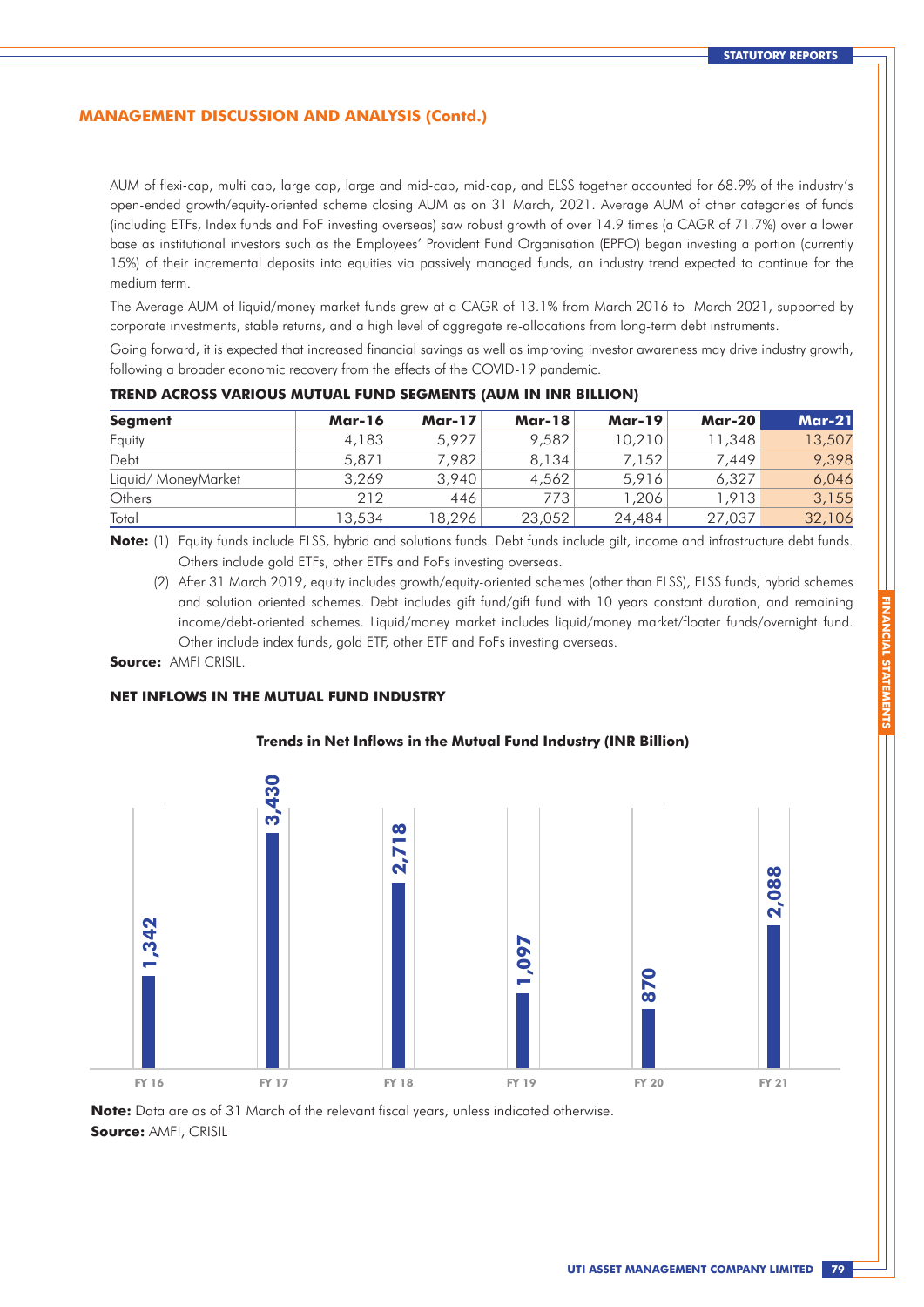## MANAGEMENT DISCUSSION AND ANALYSIS (Contd.)

AUM of flexi-cap, multi cap, large cap, large and mid-cap, mid-cap, and ELSS together accounted for 68.9% of the industry's open-ended growth/equity-oriented scheme closing AUM as on 31 March, 2021. Average AUM of other categories of funds (including ETFs, Index funds and FoF investing overseas) saw robust growth of over 14.9 times (a CAGR of 71.7%) over a lower base as institutional investors such as the Employees' Provident Fund Organisation (EPFO) began investing a portion (currently 15%) of their incremental deposits into equities via passively managed funds, an industry trend expected to continue for the medium term.

The Average AUM of liquid/money market funds grew at a CAGR of 13.1% from March 2016 to March 2021, supported by corporate investments, stable returns, and a high level of aggregate re-allocations from long-term debt instruments.

Going forward, it is expected that increased financial savings as well as improving investor awareness may drive industry growth, following a broader economic recovery from the effects of the COVID-19 pandemic.

### TREND ACROSS VARIOUS MUTUAL FUND SEGMENTS (AUM IN INR BILLION)

| Segment | Mar-16 | Mar-17 | Mar-18 | Mar-19 | Mar-20 | Mar-21 |
|---|---|---|---|---|---|---|
| Equity | 4,183 | 5,927 | 9,582 | 10,210 | 11,348 | 13,507 |
| Debt | 5,871 | 7,982 | 8,134 | 7,152 | 7,449 | 9,398 |
| Liquid/ MoneyMarket | 3,269 | 3,940 | 4,562 | 5,916 | 6,327 | 6,046 |
| Others | 212 | 446 | 773 | 1,206 | 1,913 | 3,155 |
| Total | 13,534 | 18,296 | 23,052 | 24,484 | 27,037 | 32,106 |

**Note:** (1) Equity funds include ELSS, hybrid and solutions funds. Debt funds include gilt, income and infrastructure debt funds. Others include gold ETFs, other ETFs and FoFs investing overseas.

(2) After 31 March 2019, equity includes growth/equity-oriented schemes (other than ELSS), ELSS funds, hybrid schemes and solution oriented schemes. Debt includes gift fund/gift fund with 10 years constant duration, and remaining income/debt-oriented schemes. Liquid/money market includes liquid/money market/floater funds/overnight fund. Other include index funds, gold ETF, other ETF and FoFs investing overseas.

**Source:** AMFI CRISIL.

### NET INFLOWS IN THE MUTUAL FUND INDUSTRY

**Trends in Net Inflows in the Mutual Fund Industry (INR Billion)**

| Year | Net Inflows |
|---|---|
| FY 16 | 1,342 |
| FY 17 | 3,430 |
| FY 18 | 2,718 |
| FY 19 | 1,097 |
| FY 20 | 870 |
| FY 21 | 2,088 |

**Note:** Data are as of 31 March of the relevant fiscal years, unless indicated otherwise.

**Source:** AMFI, CRISIL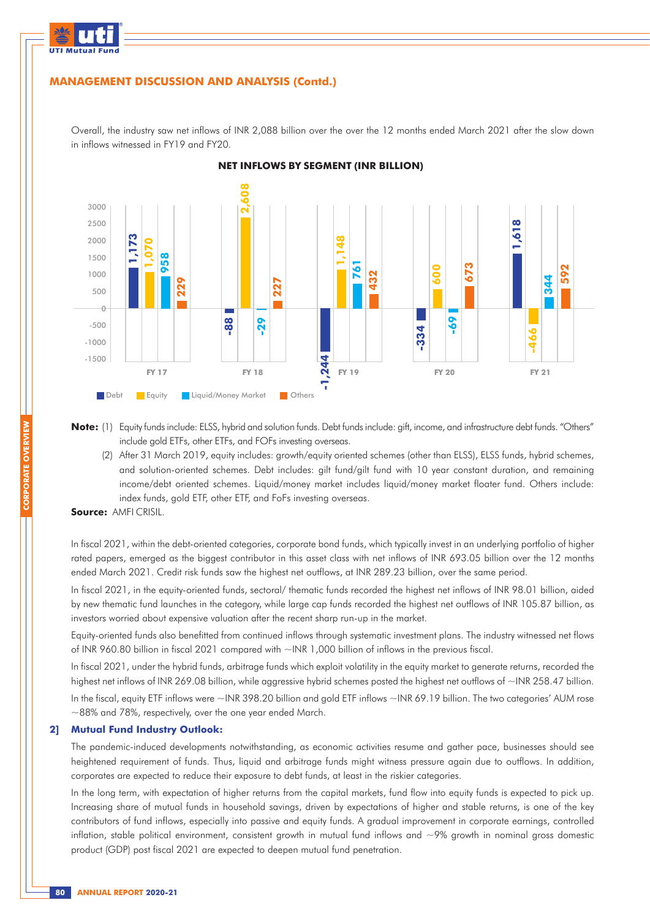## MANAGEMENT DISCUSSION AND ANALYSIS (Contd.)

Overall, the industry saw net inflows of INR 2,088 billion over the over the 12 months ended March 2021 after the slow down in inflows witnessed in FY19 and FY20.

**NET INFLOWS BY SEGMENT (INR BILLION)**

| | FY 17 | FY 18 | FY 19 | FY 20 | FY 21 |
|---|---|---|---|---|---|
| Debt | 1,173 | -88 | -1,244 | -334 | 1,618 |
| Equity | 1,070 | 2,608 | 1,148 | 600 | -466 |
| Liquid/Money Market | 958 | -29 | 761 | -69 | 344 |
| Others | 229 | 227 | 432 | 673 | 592 |

**Note:** (1) Equity funds include: ELSS, hybrid and solution funds. Debt funds include: gift, income, and infrastructure debt funds. "Others" include gold ETFs, other ETFs, and FOFs investing overseas.

(2) After 31 March 2019, equity includes: growth/equity oriented schemes (other than ELSS), ELSS funds, hybrid schemes, and solution-oriented schemes. Debt includes: gilt fund/gilt fund with 10 year constant duration, and remaining income/debt oriented schemes. Liquid/money market includes liquid/money market floater fund. Others include: index funds, gold ETF, other ETF, and FoFs investing overseas.

**Source:** AMFI CRISIL.

In fiscal 2021, within the debt-oriented categories, corporate bond funds, which typically invest in an underlying portfolio of higher rated papers, emerged as the biggest contributor in this asset class with net inflows of INR 693.05 billion over the 12 months ended March 2021. Credit risk funds saw the highest net outflows, at INR 289.23 billion, over the same period.

In fiscal 2021, in the equity-oriented funds, sectoral/ thematic funds recorded the highest net inflows of INR 98.01 billion, aided by new thematic fund launches in the category, while large cap funds recorded the highest net outflows of INR 105.87 billion, as investors worried about expensive valuation after the recent sharp run-up in the market.

Equity-oriented funds also benefitted from continued inflows through systematic investment plans. The industry witnessed net flows of INR 960.80 billion in fiscal 2021 compared with ~INR 1,000 billion of inflows in the previous fiscal.

In fiscal 2021, under the hybrid funds, arbitrage funds which exploit volatility in the equity market to generate returns, recorded the highest net inflows of INR 269.08 billion, while aggressive hybrid schemes posted the highest net outflows of ~INR 258.47 billion.

In the fiscal, equity ETF inflows were ~INR 398.20 billion and gold ETF inflows ~INR 69.19 billion. The two categories' AUM rose ~88% and 78%, respectively, over the one year ended March.

### 2] Mutual Fund Industry Outlook:

The pandemic-induced developments notwithstanding, as economic activities resume and gather pace, businesses should see heightened requirement of funds. Thus, liquid and arbitrage funds might witness pressure again due to outflows. In addition, corporates are expected to reduce their exposure to debt funds, at least in the riskier categories.

In the long term, with expectation of higher returns from the capital markets, fund flow into equity funds is expected to pick up. Increasing share of mutual funds in household savings, driven by expectations of higher and stable returns, is one of the key contributors of fund inflows, especially into passive and equity funds. A gradual improvement in corporate earnings, controlled inflation, stable political environment, consistent growth in mutual fund inflows and ~9% growth in nominal gross domestic product (GDP) post fiscal 2021 are expected to deepen mutual fund penetration.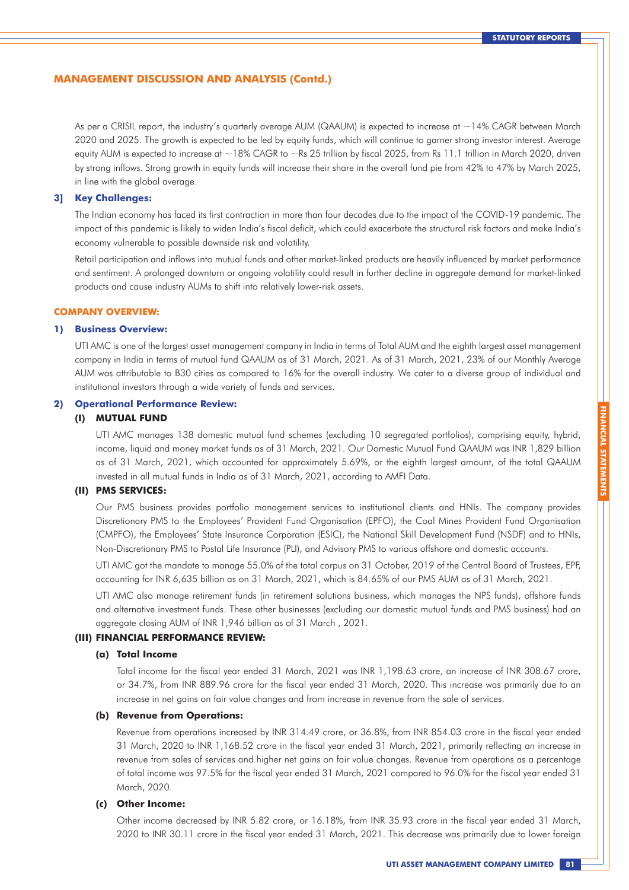## MANAGEMENT DISCUSSION AND ANALYSIS (Contd.)

As per a CRISIL report, the industry's quarterly average AUM (QAAUM) is expected to increase at ~14% CAGR between March 2020 and 2025. The growth is expected to be led by equity funds, which will continue to garner strong investor interest. Average equity AUM is expected to increase at ~18% CAGR to ~Rs 25 trillion by fiscal 2025, from Rs 11.1 trillion in March 2020, driven by strong inflows. Strong growth in equity funds will increase their share in the overall fund pie from 42% to 47% by March 2025, in line with the global average.

### 3] Key Challenges:

The Indian economy has faced its first contraction in more than four decades due to the impact of the COVID-19 pandemic. The impact of this pandemic is likely to widen India's fiscal deficit, which could exacerbate the structural risk factors and make India's economy vulnerable to possible downside risk and volatility.

Retail participation and inflows into mutual funds and other market-linked products are heavily influenced by market performance and sentiment. A prolonged downturn or ongoing volatility could result in further decline in aggregate demand for market-linked products and cause industry AUMs to shift into relatively lower-risk assets.

## COMPANY OVERVIEW:

### 1) Business Overview:

UTI AMC is one of the largest asset management company in India in terms of Total AUM and the eighth largest asset management company in India in terms of mutual fund QAAUM as of 31 March, 2021. As of 31 March, 2021, 23% of our Monthly Average AUM was attributable to B30 cities as compared to 16% for the overall industry. We cater to a diverse group of individual and institutional investors through a wide variety of funds and services.

### 2) Operational Performance Review:

#### (I) MUTUAL FUND

UTI AMC manages 138 domestic mutual fund schemes (excluding 10 segregated portfolios), comprising equity, hybrid, income, liquid and money market funds as of 31 March, 2021. Our Domestic Mutual Fund QAAUM was INR 1,829 billion as of 31 March, 2021, which accounted for approximately 5.69%, or the eighth largest amount, of the total QAAUM invested in all mutual funds in India as of 31 March, 2021, according to AMFI Data.

#### (II) PMS SERVICES:

Our PMS business provides portfolio management services to institutional clients and HNIs. The company provides Discretionary PMS to the Employees' Provident Fund Organisation (EPFO), the Coal Mines Provident Fund Organisation (CMPFO), the Employees' State Insurance Corporation (ESIC), the National Skill Development Fund (NSDF) and to HNIs, Non-Discretionary PMS to Postal Life Insurance (PLI), and Advisory PMS to various offshore and domestic accounts.

UTI AMC got the mandate to manage 55.0% of the total corpus on 31 October, 2019 of the Central Board of Trustees, EPF, accounting for INR 6,635 billion as on 31 March, 2021, which is 84.65% of our PMS AUM as of 31 March, 2021.

UTI AMC also manage retirement funds (in retirement solutions business, which manages the NPS funds), offshore funds and alternative investment funds. These other businesses (excluding our domestic mutual funds and PMS business) had an aggregate closing AUM of INR 1,946 billion as of 31 March , 2021.

#### (III) FINANCIAL PERFORMANCE REVIEW:

##### (a) Total Income

Total income for the fiscal year ended 31 March, 2021 was INR 1,198.63 crore, an increase of INR 308.67 crore, or 34.7%, from INR 889.96 crore for the fiscal year ended 31 March, 2020. This increase was primarily due to an increase in net gains on fair value changes and from increase in revenue from the sale of services.

##### (b) Revenue from Operations:

Revenue from operations increased by INR 314.49 crore, or 36.8%, from INR 854.03 crore in the fiscal year ended 31 March, 2020 to INR 1,168.52 crore in the fiscal year ended 31 March, 2021, primarily reflecting an increase in revenue from sales of services and higher net gains on fair value changes. Revenue from operations as a percentage of total income was 97.5% for the fiscal year ended 31 March, 2021 compared to 96.0% for the fiscal year ended 31 March, 2020.

##### (c) Other Income:

Other income decreased by INR 5.82 crore, or 16.18%, from INR 35.93 crore in the fiscal year ended 31 March, 2020 to INR 30.11 crore in the fiscal year ended 31 March, 2021. This decrease was primarily due to lower foreign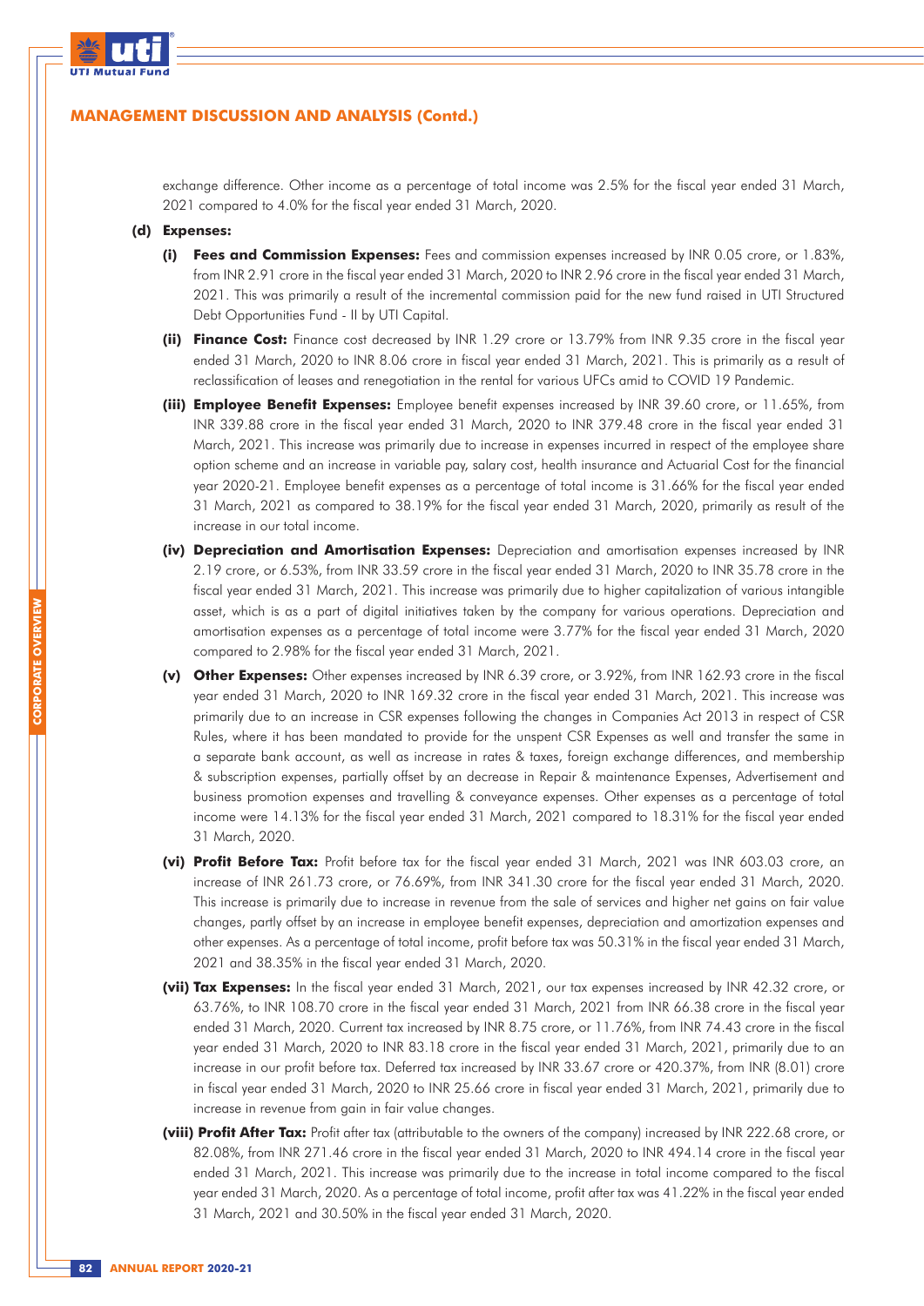## MANAGEMENT DISCUSSION AND ANALYSIS (Contd.)

exchange difference. Other income as a percentage of total income was 2.5% for the fiscal year ended 31 March, 2021 compared to 4.0% for the fiscal year ended 31 March, 2020.

**(d) Expenses:**

**(i) Fees and Commission Expenses:** Fees and commission expenses increased by INR 0.05 crore, or 1.83%, from INR 2.91 crore in the fiscal year ended 31 March, 2020 to INR 2.96 crore in the fiscal year ended 31 March, 2021. This was primarily a result of the incremental commission paid for the new fund raised in UTI Structured Debt Opportunities Fund - II by UTI Capital.

**(ii) Finance Cost:** Finance cost decreased by INR 1.29 crore or 13.79% from INR 9.35 crore in the fiscal year ended 31 March, 2020 to INR 8.06 crore in fiscal year ended 31 March, 2021. This is primarily as a result of reclassification of leases and renegotiation in the rental for various UFCs amid to COVID 19 Pandemic.

**(iii) Employee Benefit Expenses:** Employee benefit expenses increased by INR 39.60 crore, or 11.65%, from INR 339.88 crore in the fiscal year ended 31 March, 2020 to INR 379.48 crore in the fiscal year ended 31 March, 2021. This increase was primarily due to increase in expenses incurred in respect of the employee share option scheme and an increase in variable pay, salary cost, health insurance and Actuarial Cost for the financial year 2020-21. Employee benefit expenses as a percentage of total income is 31.66% for the fiscal year ended 31 March, 2021 as compared to 38.19% for the fiscal year ended 31 March, 2020, primarily as result of the increase in our total income.

**(iv) Depreciation and Amortisation Expenses:** Depreciation and amortisation expenses increased by INR 2.19 crore, or 6.53%, from INR 33.59 crore in the fiscal year ended 31 March, 2020 to INR 35.78 crore in the fiscal year ended 31 March, 2021. This increase was primarily due to higher capitalization of various intangible asset, which is as a part of digital initiatives taken by the company for various operations. Depreciation and amortisation expenses as a percentage of total income were 3.77% for the fiscal year ended 31 March, 2020 compared to 2.98% for the fiscal year ended 31 March, 2021.

**(v) Other Expenses:** Other expenses increased by INR 6.39 crore, or 3.92%, from INR 162.93 crore in the fiscal year ended 31 March, 2020 to INR 169.32 crore in the fiscal year ended 31 March, 2021. This increase was primarily due to an increase in CSR expenses following the changes in Companies Act 2013 in respect of CSR Rules, where it has been mandated to provide for the unspent CSR Expenses as well and transfer the same in a separate bank account, as well as increase in rates & taxes, foreign exchange differences, and membership & subscription expenses, partially offset by an decrease in Repair & maintenance Expenses, Advertisement and business promotion expenses and travelling & conveyance expenses. Other expenses as a percentage of total income were 14.13% for the fiscal year ended 31 March, 2021 compared to 18.31% for the fiscal year ended 31 March, 2020.

**(vi) Profit Before Tax:** Profit before tax for the fiscal year ended 31 March, 2021 was INR 603.03 crore, an increase of INR 261.73 crore, or 76.69%, from INR 341.30 crore for the fiscal year ended 31 March, 2020. This increase is primarily due to increase in revenue from the sale of services and higher net gains on fair value changes, partly offset by an increase in employee benefit expenses, depreciation and amortization expenses and other expenses. As a percentage of total income, profit before tax was 50.31% in the fiscal year ended 31 March, 2021 and 38.35% in the fiscal year ended 31 March, 2020.

**(vii) Tax Expenses:** In the fiscal year ended 31 March, 2021, our tax expenses increased by INR 42.32 crore, or 63.76%, to INR 108.70 crore in the fiscal year ended 31 March, 2021 from INR 66.38 crore in the fiscal year ended 31 March, 2020. Current tax increased by INR 8.75 crore, or 11.76%, from INR 74.43 crore in the fiscal year ended 31 March, 2020 to INR 83.18 crore in the fiscal year ended 31 March, 2021, primarily due to an increase in our profit before tax. Deferred tax increased by INR 33.67 crore or 420.37%, from INR (8.01) crore in fiscal year ended 31 March, 2020 to INR 25.66 crore in fiscal year ended 31 March, 2021, primarily due to increase in revenue from gain in fair value changes.

**(viii) Profit After Tax:** Profit after tax (attributable to the owners of the company) increased by INR 222.68 crore, or 82.08%, from INR 271.46 crore in the fiscal year ended 31 March, 2020 to INR 494.14 crore in the fiscal year ended 31 March, 2021. This increase was primarily due to the increase in total income compared to the fiscal year ended 31 March, 2020. As a percentage of total income, profit after tax was 41.22% in the fiscal year ended 31 March, 2021 and 30.50% in the fiscal year ended 31 March, 2020.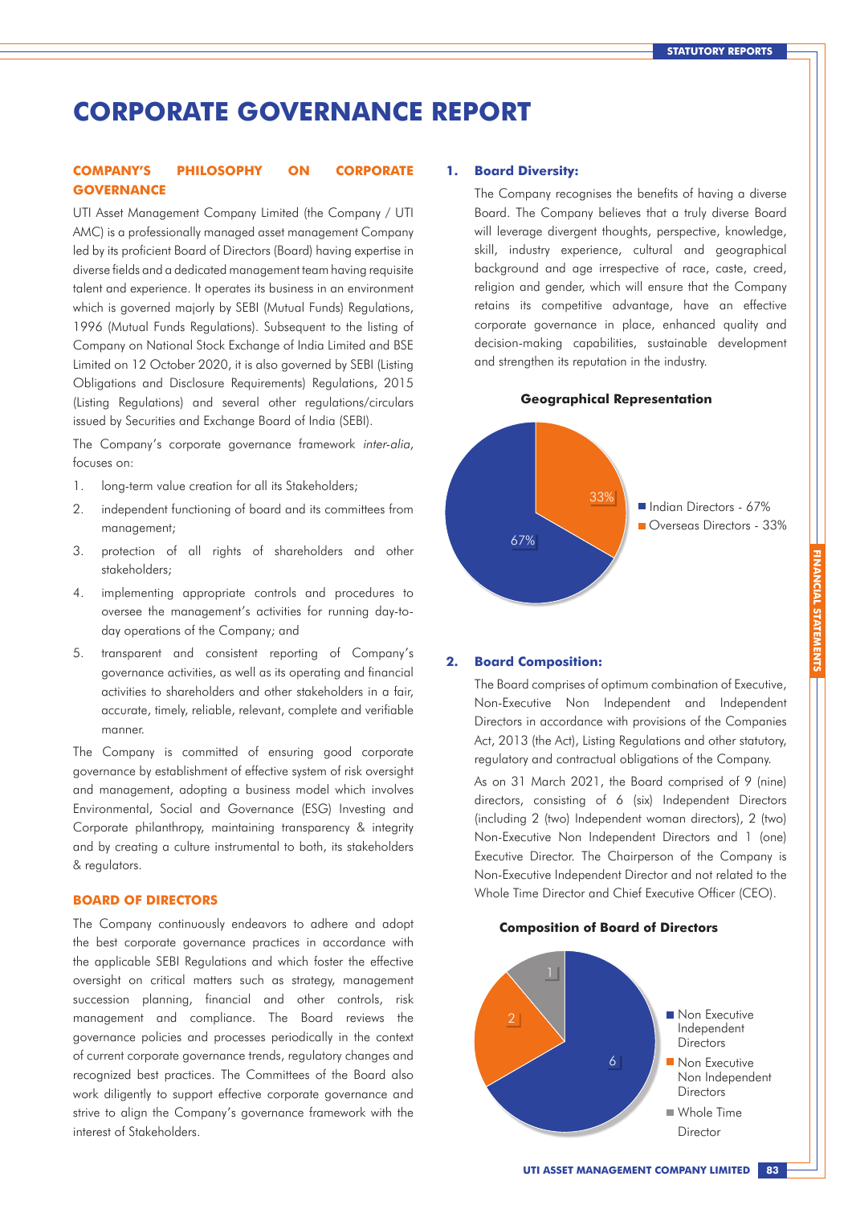# CORPORATE GOVERNANCE REPORT

## COMPANY'S PHILOSOPHY ON CORPORATE GOVERNANCE

UTI Asset Management Company Limited (the Company / UTI AMC) is a professionally managed asset management Company led by its proficient Board of Directors (Board) having expertise in diverse fields and a dedicated management team having requisite talent and experience. It operates its business in an environment which is governed majorly by SEBI (Mutual Funds) Regulations, 1996 (Mutual Funds Regulations). Subsequent to the listing of Company on National Stock Exchange of India Limited and BSE Limited on 12 October 2020, it is also governed by SEBI (Listing Obligations and Disclosure Requirements) Regulations, 2015 (Listing Regulations) and several other regulations/circulars issued by Securities and Exchange Board of India (SEBI).

The Company's corporate governance framework *inter-alia*, focuses on:

1. long-term value creation for all its Stakeholders;
2. independent functioning of board and its committees from management;
3. protection of all rights of shareholders and other stakeholders;
4. implementing appropriate controls and procedures to oversee the management's activities for running day-to-day operations of the Company; and
5. transparent and consistent reporting of Company's governance activities, as well as its operating and financial activities to shareholders and other stakeholders in a fair, accurate, timely, reliable, relevant, complete and verifiable manner.

The Company is committed of ensuring good corporate governance by establishment of effective system of risk oversight and management, adopting a business model which involves Environmental, Social and Governance (ESG) Investing and Corporate philanthropy, maintaining transparency & integrity and by creating a culture instrumental to both, its stakeholders & regulators.

## BOARD OF DIRECTORS

The Company continuously endeavors to adhere and adopt the best corporate governance practices in accordance with the applicable SEBI Regulations and which foster the effective oversight on critical matters such as strategy, management succession planning, financial and other controls, risk management and compliance. The Board reviews the governance policies and processes periodically in the context of current corporate governance trends, regulatory changes and recognized best practices. The Committees of the Board also work diligently to support effective corporate governance and strive to align the Company's governance framework with the interest of Stakeholders.

### 1. Board Diversity:

The Company recognises the benefits of having a diverse Board. The Company believes that a truly diverse Board will leverage divergent thoughts, perspective, knowledge, skill, industry experience, cultural and geographical background and age irrespective of race, caste, creed, religion and gender, which will ensure that the Company retains its competitive advantage, have an effective corporate governance in place, enhanced quality and decision-making capabilities, sustainable development and strengthen its reputation in the industry.

**Geographical Representation**

- Indian Directors - 67%
- Overseas Directors - 33%

### 2. Board Composition:

The Board comprises of optimum combination of Executive, Non-Executive Non Independent and Independent Directors in accordance with provisions of the Companies Act, 2013 (the Act), Listing Regulations and other statutory, regulatory and contractual obligations of the Company.

As on 31 March 2021, the Board comprised of 9 (nine) directors, consisting of 6 (six) Independent Directors (including 2 (two) Independent woman directors), 2 (two) Non-Executive Non Independent Directors and 1 (one) Executive Director. The Chairperson of the Company is Non-Executive Independent Director and not related to the Whole Time Director and Chief Executive Officer (CEO).

**Composition of Board of Directors**

- Non Executive Independent Directors - 6
- Non Executive Non Independent Directors - 2
- Whole Time Director - 1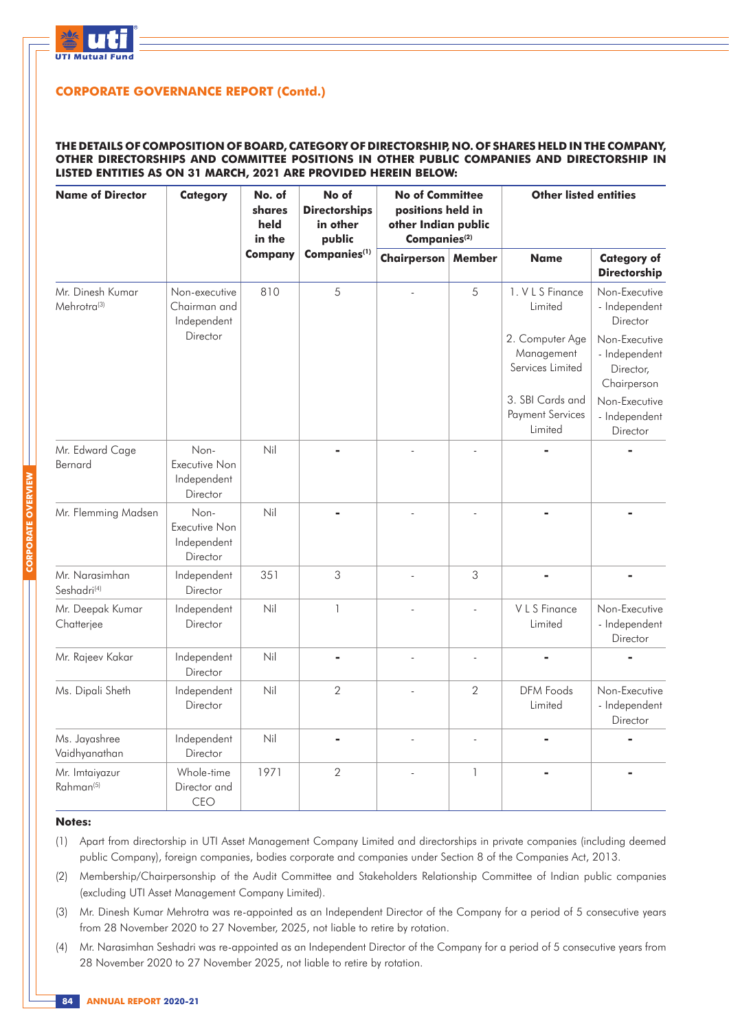## CORPORATE GOVERNANCE REPORT (Contd.)

**THE DETAILS OF COMPOSITION OF BOARD, CATEGORY OF DIRECTORSHIP, NO. OF SHARES HELD IN THE COMPANY, OTHER DIRECTORSHIPS AND COMMITTEE POSITIONS IN OTHER PUBLIC COMPANIES AND DIRECTORSHIP IN LISTED ENTITIES AS ON 31 MARCH, 2021 ARE PROVIDED HEREIN BELOW:**

| Name of Director | Category | No. of shares held in the Company | No of Directorships in other public Companies[1] | No of Committee positions held in other Indian public Companies[2] | | Other listed entities | |
|---|---|---|---|---|---|---|---|
| | | | | Chairperson | Member | Name | Category of Directorship |
| Mr. Dinesh Kumar Mehrotra[3] | Non-executive Chairman and Independent Director | 810 | 5 | - | 5 | 1. V L S Finance Limited | Non-Executive - Independent Director |
| | | | | | | 2. Computer Age Management Services Limited | Non-Executive - Independent Director, Chairperson |
| | | | | | | 3. SBI Cards and Payment Services Limited | Non-Executive - Independent Director |
| Mr. Edward Cage Bernard | Non-Executive Non Independent Director | Nil | - | - | - | - | - |
| Mr. Flemming Madsen | Non-Executive Non Independent Director | Nil | - | - | - | - | - |
| Mr. Narasimhan Seshadri[4] | Independent Director | 351 | 3 | - | 3 | - | - |
| Mr. Deepak Kumar Chatterjee | Independent Director | Nil | 1 | - | - | V L S Finance Limited | Non-Executive - Independent Director |
| Mr. Rajeev Kakar | Independent Director | Nil | - | - | - | - | - |
| Ms. Dipali Sheth | Independent Director | Nil | 2 | - | 2 | DFM Foods Limited | Non-Executive - Independent Director |
| Ms. Jayashree Vaidhyanathan | Independent Director | Nil | - | - | - | - | - |
| Mr. Imtaiyazur Rahman[5] | Whole-time Director and CEO | 1971 | 2 | - | 1 | - | - |

**Notes:**

(1) Apart from directorship in UTI Asset Management Company Limited and directorships in private companies (including deemed public Company), foreign companies, bodies corporate and companies under Section 8 of the Companies Act, 2013.

(2) Membership/Chairpersonship of the Audit Committee and Stakeholders Relationship Committee of Indian public companies (excluding UTI Asset Management Company Limited).

(3) Mr. Dinesh Kumar Mehrotra was re-appointed as an Independent Director of the Company for a period of 5 consecutive years from 28 November 2020 to 27 November, 2025, not liable to retire by rotation.

(4) Mr. Narasimhan Seshadri was re-appointed as an Independent Director of the Company for a period of 5 consecutive years from 28 November 2020 to 27 November 2025, not liable to retire by rotation.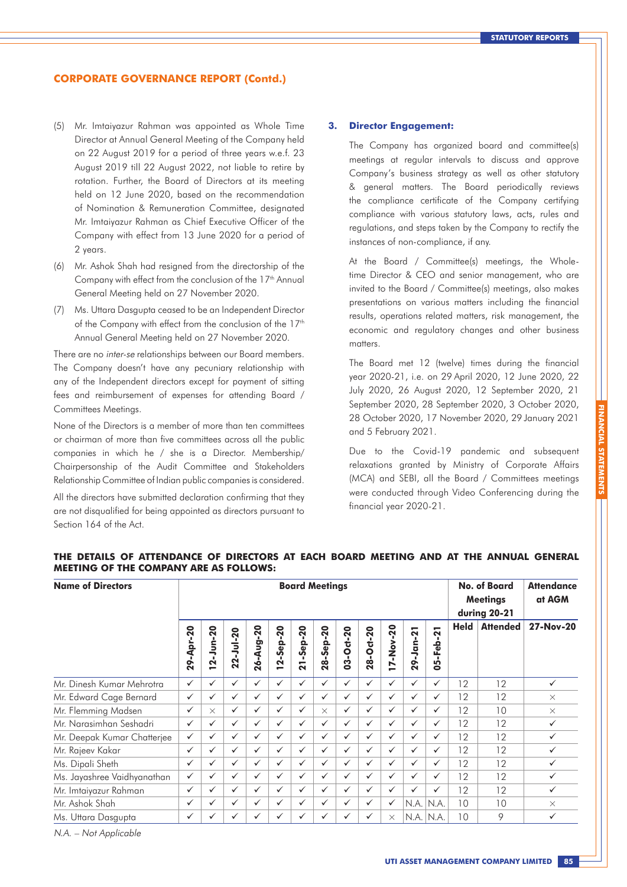## CORPORATE GOVERNANCE REPORT (Contd.)

(5) Mr. Imtaiyazur Rahman was appointed as Whole Time Director at Annual General Meeting of the Company held on 22 August 2019 for a period of three years w.e.f. 23 August 2019 till 22 August 2022, not liable to retire by rotation. Further, the Board of Directors at its meeting held on 12 June 2020, based on the recommendation of Nomination & Remuneration Committee, designated Mr. Imtaiyazur Rahman as Chief Executive Officer of the Company with effect from 13 June 2020 for a period of 2 years.

(6) Mr. Ashok Shah had resigned from the directorship of the Company with effect from the conclusion of the 17th Annual General Meeting held on 27 November 2020.

(7) Ms. Uttara Dasgupta ceased to be an Independent Director of the Company with effect from the conclusion of the 17th Annual General Meeting held on 27 November 2020.

There are no *inter-se* relationships between our Board members. The Company doesn't have any pecuniary relationship with any of the Independent directors except for payment of sitting fees and reimbursement of expenses for attending Board / Committees Meetings.

None of the Directors is a member of more than ten committees or chairman of more than five committees across all the public companies in which he / she is a Director. Membership/ Chairpersonship of the Audit Committee and Stakeholders Relationship Committee of Indian public companies is considered.

All the directors have submitted declaration confirming that they are not disqualified for being appointed as directors pursuant to Section 164 of the Act.

### 3. Director Engagement:

The Company has organized board and committee(s) meetings at regular intervals to discuss and approve Company's business strategy as well as other statutory & general matters. The Board periodically reviews the compliance certificate of the Company certifying compliance with various statutory laws, acts, rules and regulations, and steps taken by the Company to rectify the instances of non-compliance, if any.

At the Board / Committee(s) meetings, the Whole-time Director & CEO and senior management, who are invited to the Board / Committee(s) meetings, also makes presentations on various matters including the financial results, operations related matters, risk management, the economic and regulatory changes and other business matters.

The Board met 12 (twelve) times during the financial year 2020-21, i.e. on 29 April 2020, 12 June 2020, 22 July 2020, 26 August 2020, 12 September 2020, 21 September 2020, 28 September 2020, 3 October 2020, 28 October 2020, 17 November 2020, 29 January 2021 and 5 February 2021.

Due to the Covid-19 pandemic and subsequent relaxations granted by Ministry of Corporate Affairs (MCA) and SEBI, all the Board / Committees meetings were conducted through Video Conferencing during the financial year 2020-21.

**THE DETAILS OF ATTENDANCE OF DIRECTORS AT EACH BOARD MEETING AND AT THE ANNUAL GENERAL MEETING OF THE COMPANY ARE AS FOLLOWS:**

| Name of Directors | Board Meetings | | | | | | | | | | | | No. of Board Meetings during 20-21 | | Attendance at AGM |
|---|---|---|---|---|---|---|---|---|---|---|---|---|---|---|---|
| | 29-Apr-20 | 12-Jun-20 | 22-Jul-20 | 26-Aug-20 | 12-Sep-20 | 21-Sep-20 | 28-Sep-20 | 03-Oct-20 | 28-Oct-20 | 17-Nov-20 | 29-Jan-21 | 05-Feb-21 | Held | Attended | 27-Nov-20 |
| Mr. Dinesh Kumar Mehrotra | ✓ | ✓ | ✓ | ✓ | ✓ | ✓ | ✓ | ✓ | ✓ | ✓ | ✓ | ✓ | 12 | 12 | ✓ |
| Mr. Edward Cage Bernard | ✓ | ✓ | ✓ | ✓ | ✓ | ✓ | ✓ | ✓ | ✓ | ✓ | ✓ | ✓ | 12 | 12 | × |
| Mr. Flemming Madsen | ✓ | × | ✓ | ✓ | ✓ | ✓ | × | ✓ | ✓ | ✓ | ✓ | ✓ | 12 | 10 | × |
| Mr. Narasimhan Seshadri | ✓ | ✓ | ✓ | ✓ | ✓ | ✓ | ✓ | ✓ | ✓ | ✓ | ✓ | ✓ | 12 | 12 | ✓ |
| Mr. Deepak Kumar Chatterjee | ✓ | ✓ | ✓ | ✓ | ✓ | ✓ | ✓ | ✓ | ✓ | ✓ | ✓ | ✓ | 12 | 12 | ✓ |
| Mr. Rajeev Kakar | ✓ | ✓ | ✓ | ✓ | ✓ | ✓ | ✓ | ✓ | ✓ | ✓ | ✓ | ✓ | 12 | 12 | ✓ |
| Ms. Dipali Sheth | ✓ | ✓ | ✓ | ✓ | ✓ | ✓ | ✓ | ✓ | ✓ | ✓ | ✓ | ✓ | 12 | 12 | ✓ |
| Ms. Jayashree Vaidhyanathan | ✓ | ✓ | ✓ | ✓ | ✓ | ✓ | ✓ | ✓ | ✓ | ✓ | ✓ | ✓ | 12 | 12 | ✓ |
| Mr. Imtaiyazur Rahman | ✓ | ✓ | ✓ | ✓ | ✓ | ✓ | ✓ | ✓ | ✓ | ✓ | ✓ | ✓ | 12 | 12 | ✓ |
| Mr. Ashok Shah | ✓ | ✓ | ✓ | ✓ | ✓ | ✓ | ✓ | ✓ | ✓ | ✓ | N.A. | N.A. | 10 | 10 | × |
| Ms. Uttara Dasgupta | ✓ | ✓ | ✓ | ✓ | ✓ | ✓ | ✓ | ✓ | ✓ | × | N.A. | N.A. | 10 | 9 | ✓ |

*N.A. – Not Applicable*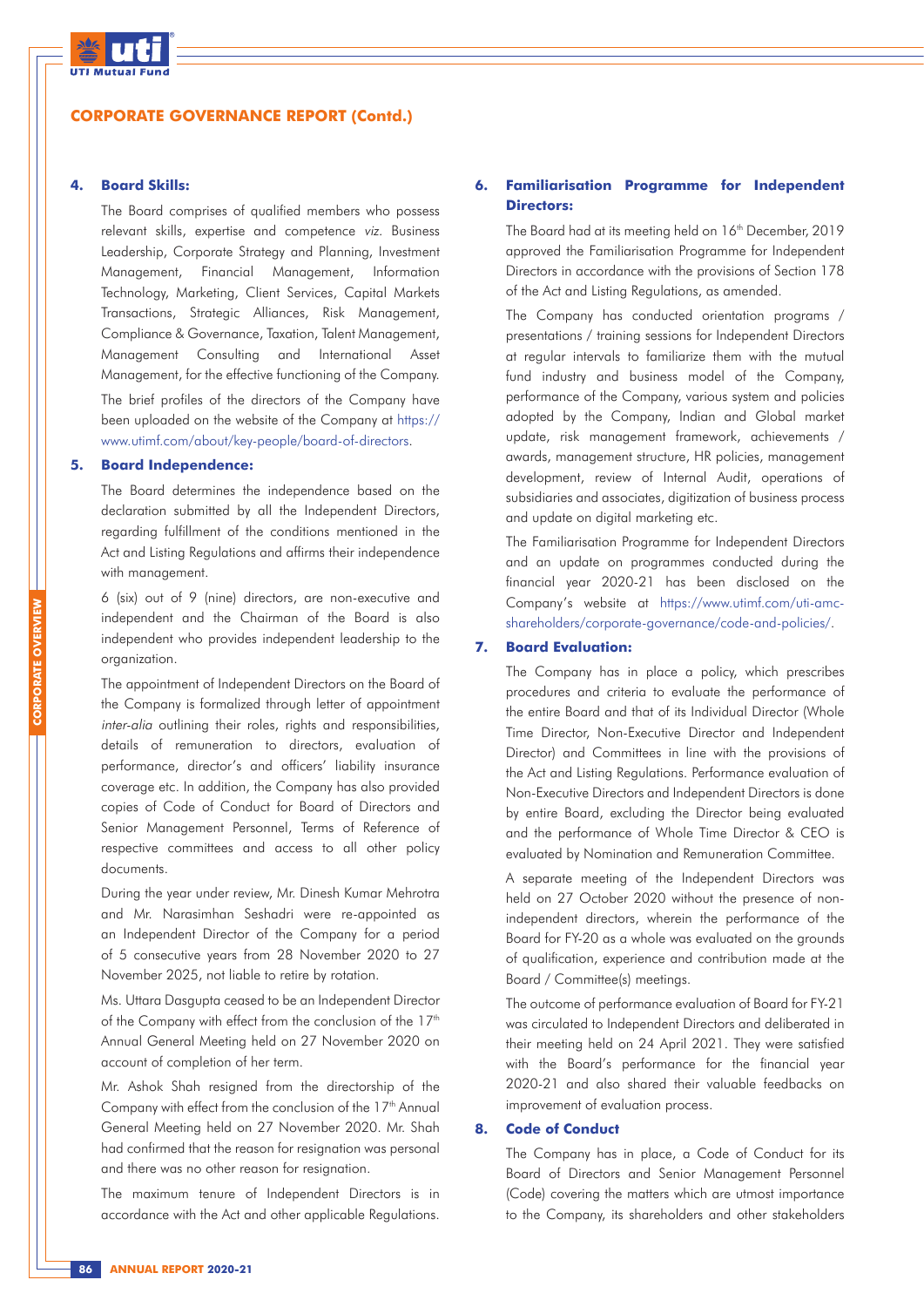## CORPORATE GOVERNANCE REPORT (Contd.)

### 4. Board Skills:

The Board comprises of qualified members who possess relevant skills, expertise and competence *viz.* Business Leadership, Corporate Strategy and Planning, Investment Management, Financial Management, Information Technology, Marketing, Client Services, Capital Markets Transactions, Strategic Alliances, Risk Management, Compliance & Governance, Taxation, Talent Management, Management Consulting and International Asset Management, for the effective functioning of the Company.

The brief profiles of the directors of the Company have been uploaded on the website of the Company at https://www.utimf.com/about/key-people/board-of-directors.

### 5. Board Independence:

The Board determines the independence based on the declaration submitted by all the Independent Directors, regarding fulfillment of the conditions mentioned in the Act and Listing Regulations and affirms their independence with management.

6 (six) out of 9 (nine) directors, are non-executive and independent and the Chairman of the Board is also independent who provides independent leadership to the organization.

The appointment of Independent Directors on the Board of the Company is formalized through letter of appointment *inter-alia* outlining their roles, rights and responsibilities, details of remuneration to directors, evaluation of performance, director's and officers' liability insurance coverage etc. In addition, the Company has also provided copies of Code of Conduct for Board of Directors and Senior Management Personnel, Terms of Reference of respective committees and access to all other policy documents.

During the year under review, Mr. Dinesh Kumar Mehrotra and Mr. Narasimhan Seshadri were re-appointed as an Independent Director of the Company for a period of 5 consecutive years from 28 November 2020 to 27 November 2025, not liable to retire by rotation.

Ms. Uttara Dasgupta ceased to be an Independent Director of the Company with effect from the conclusion of the 17th Annual General Meeting held on 27 November 2020 on account of completion of her term.

Mr. Ashok Shah resigned from the directorship of the Company with effect from the conclusion of the 17th Annual General Meeting held on 27 November 2020. Mr. Shah had confirmed that the reason for resignation was personal and there was no other reason for resignation.

The maximum tenure of Independent Directors is in accordance with the Act and other applicable Regulations.

### 6. Familiarisation Programme for Independent Directors:

The Board had at its meeting held on 16th December, 2019 approved the Familiarisation Programme for Independent Directors in accordance with the provisions of Section 178 of the Act and Listing Regulations, as amended.

The Company has conducted orientation programs / presentations / training sessions for Independent Directors at regular intervals to familiarize them with the mutual fund industry and business model of the Company, performance of the Company, various system and policies adopted by the Company, Indian and Global market update, risk management framework, achievements / awards, management structure, HR policies, management development, review of Internal Audit, operations of subsidiaries and associates, digitization of business process and update on digital marketing etc.

The Familiarisation Programme for Independent Directors and an update on programmes conducted during the financial year 2020-21 has been disclosed on the Company's website at https://www.utimf.com/uti-amc-shareholders/corporate-governance/code-and-policies/.

### 7. Board Evaluation:

The Company has in place a policy, which prescribes procedures and criteria to evaluate the performance of the entire Board and that of its Individual Director (Whole Time Director, Non-Executive Director and Independent Director) and Committees in line with the provisions of the Act and Listing Regulations. Performance evaluation of Non-Executive Directors and Independent Directors is done by entire Board, excluding the Director being evaluated and the performance of Whole Time Director & CEO is evaluated by Nomination and Remuneration Committee.

A separate meeting of the Independent Directors was held on 27 October 2020 without the presence of non-independent directors, wherein the performance of the Board for FY-20 as a whole was evaluated on the grounds of qualification, experience and contribution made at the Board / Committee(s) meetings.

The outcome of performance evaluation of Board for FY-21 was circulated to Independent Directors and deliberated in their meeting held on 24 April 2021. They were satisfied with the Board's performance for the financial year 2020-21 and also shared their valuable feedbacks on improvement of evaluation process.

### 8. Code of Conduct

The Company has in place, a Code of Conduct for its Board of Directors and Senior Management Personnel (Code) covering the matters which are utmost importance to the Company, its shareholders and other stakeholders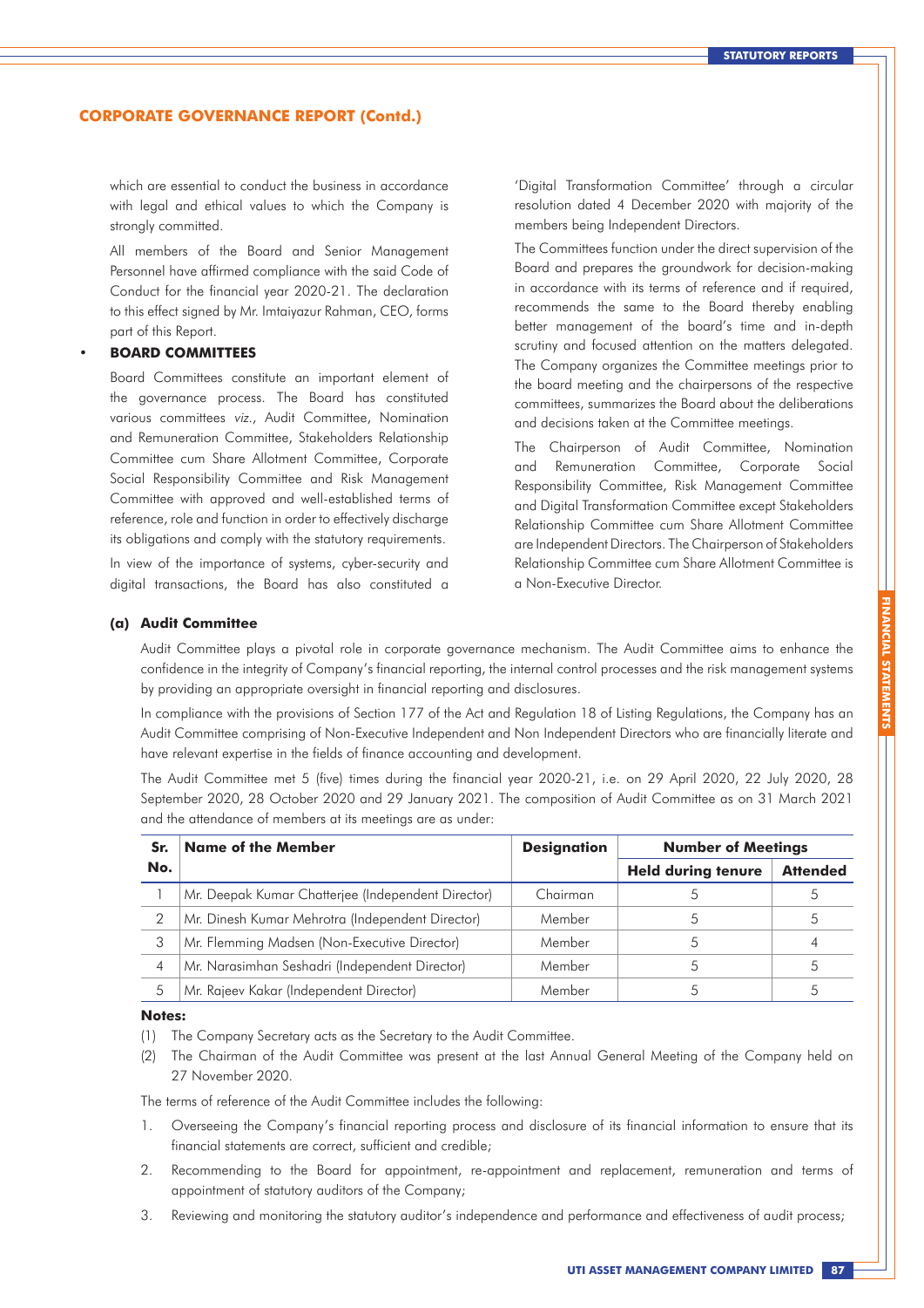## CORPORATE GOVERNANCE REPORT (Contd.)

which are essential to conduct the business in accordance with legal and ethical values to which the Company is strongly committed.

All members of the Board and Senior Management Personnel have affirmed compliance with the said Code of Conduct for the financial year 2020-21. The declaration to this effect signed by Mr. Imtaiyazur Rahman, CEO, forms part of this Report.

- **BOARD COMMITTEES**

Board Committees constitute an important element of the governance process. The Board has constituted various committees *viz.*, Audit Committee, Nomination and Remuneration Committee, Stakeholders Relationship Committee cum Share Allotment Committee, Corporate Social Responsibility Committee and Risk Management Committee with approved and well-established terms of reference, role and function in order to effectively discharge its obligations and comply with the statutory requirements.

In view of the importance of systems, cyber-security and digital transactions, the Board has also constituted a 'Digital Transformation Committee' through a circular resolution dated 4 December 2020 with majority of the members being Independent Directors.

The Committees function under the direct supervision of the Board and prepares the groundwork for decision-making in accordance with its terms of reference and if required, recommends the same to the Board thereby enabling better management of the board's time and in-depth scrutiny and focused attention on the matters delegated. The Company organizes the Committee meetings prior to the board meeting and the chairpersons of the respective committees, summarizes the Board about the deliberations and decisions taken at the Committee meetings.

The Chairperson of Audit Committee, Nomination and Remuneration Committee, Corporate Social Responsibility Committee, Risk Management Committee and Digital Transformation Committee except Stakeholders Relationship Committee cum Share Allotment Committee are Independent Directors. The Chairperson of Stakeholders Relationship Committee cum Share Allotment Committee is a Non-Executive Director.

### (a) Audit Committee

Audit Committee plays a pivotal role in corporate governance mechanism. The Audit Committee aims to enhance the confidence in the integrity of Company's financial reporting, the internal control processes and the risk management systems by providing an appropriate oversight in financial reporting and disclosures.

In compliance with the provisions of Section 177 of the Act and Regulation 18 of Listing Regulations, the Company has an Audit Committee comprising of Non-Executive Independent and Non Independent Directors who are financially literate and have relevant expertise in the fields of finance accounting and development.

The Audit Committee met 5 (five) times during the financial year 2020-21, i.e. on 29 April 2020, 22 July 2020, 28 September 2020, 28 October 2020 and 29 January 2021. The composition of Audit Committee as on 31 March 2021 and the attendance of members at its meetings are as under:

| Sr. No. | Name of the Member | Designation | Number of Meetings | |
|---|---|---|---|---|
| | | | Held during tenure | Attended |
| 1 | Mr. Deepak Kumar Chatterjee (Independent Director) | Chairman | 5 | 5 |
| 2 | Mr. Dinesh Kumar Mehrotra (Independent Director) | Member | 5 | 5 |
| 3 | Mr. Flemming Madsen (Non-Executive Director) | Member | 5 | 4 |
| 4 | Mr. Narasimhan Seshadri (Independent Director) | Member | 5 | 5 |
| 5 | Mr. Rajeev Kakar (Independent Director) | Member | 5 | 5 |

**Notes:**

(1) The Company Secretary acts as the Secretary to the Audit Committee.

(2) The Chairman of the Audit Committee was present at the last Annual General Meeting of the Company held on 27 November 2020.

The terms of reference of the Audit Committee includes the following:

1. Overseeing the Company's financial reporting process and disclosure of its financial information to ensure that its financial statements are correct, sufficient and credible;
2. Recommending to the Board for appointment, re-appointment and replacement, remuneration and terms of appointment of statutory auditors of the Company;
3. Reviewing and monitoring the statutory auditor's independence and performance and effectiveness of audit process;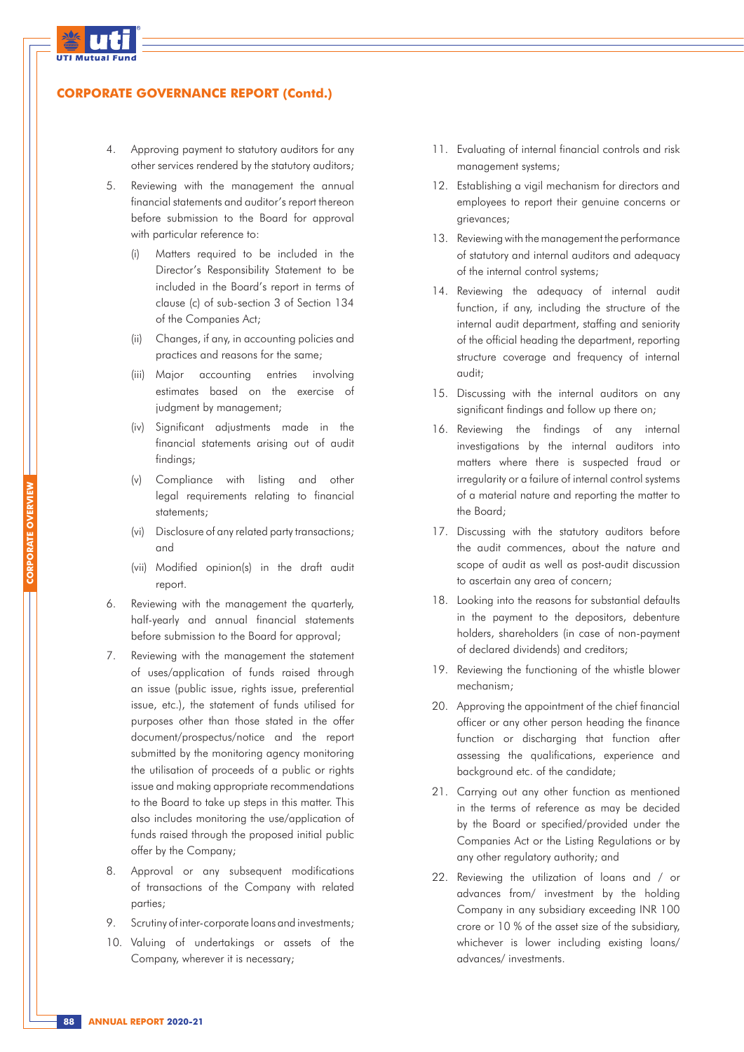## CORPORATE GOVERNANCE REPORT (Contd.)

4. Approving payment to statutory auditors for any other services rendered by the statutory auditors;
5. Reviewing with the management the annual financial statements and auditor's report thereon before submission to the Board for approval with particular reference to:
   (i) Matters required to be included in the Director's Responsibility Statement to be included in the Board's report in terms of clause (c) of sub-section 3 of Section 134 of the Companies Act;
   (ii) Changes, if any, in accounting policies and practices and reasons for the same;
   (iii) Major accounting entries involving estimates based on the exercise of judgment by management;
   (iv) Significant adjustments made in the financial statements arising out of audit findings;
   (v) Compliance with listing and other legal requirements relating to financial statements;
   (vi) Disclosure of any related party transactions; and
   (vii) Modified opinion(s) in the draft audit report.
6. Reviewing with the management the quarterly, half-yearly and annual financial statements before submission to the Board for approval;
7. Reviewing with the management the statement of uses/application of funds raised through an issue (public issue, rights issue, preferential issue, etc.), the statement of funds utilised for purposes other than those stated in the offer document/prospectus/notice and the report submitted by the monitoring agency monitoring the utilisation of proceeds of a public or rights issue and making appropriate recommendations to the Board to take up steps in this matter. This also includes monitoring the use/application of funds raised through the proposed initial public offer by the Company;
8. Approval or any subsequent modifications of transactions of the Company with related parties;
9. Scrutiny of inter-corporate loans and investments;
10. Valuing of undertakings or assets of the Company, wherever it is necessary;
11. Evaluating of internal financial controls and risk management systems;
12. Establishing a vigil mechanism for directors and employees to report their genuine concerns or grievances;
13. Reviewing with the management the performance of statutory and internal auditors and adequacy of the internal control systems;
14. Reviewing the adequacy of internal audit function, if any, including the structure of the internal audit department, staffing and seniority of the official heading the department, reporting structure coverage and frequency of internal audit;
15. Discussing with the internal auditors on any significant findings and follow up there on;
16. Reviewing the findings of any internal investigations by the internal auditors into matters where there is suspected fraud or irregularity or a failure of internal control systems of a material nature and reporting the matter to the Board;
17. Discussing with the statutory auditors before the audit commences, about the nature and scope of audit as well as post-audit discussion to ascertain any area of concern;
18. Looking into the reasons for substantial defaults in the payment to the depositors, debenture holders, shareholders (in case of non-payment of declared dividends) and creditors;
19. Reviewing the functioning of the whistle blower mechanism;
20. Approving the appointment of the chief financial officer or any other person heading the finance function or discharging that function after assessing the qualifications, experience and background etc. of the candidate;
21. Carrying out any other function as mentioned in the terms of reference as may be decided by the Board or specified/provided under the Companies Act or the Listing Regulations or by any other regulatory authority; and
22. Reviewing the utilization of loans and / or advances from/ investment by the holding Company in any subsidiary exceeding INR 100 crore or 10 % of the asset size of the subsidiary, whichever is lower including existing loans/ advances/ investments.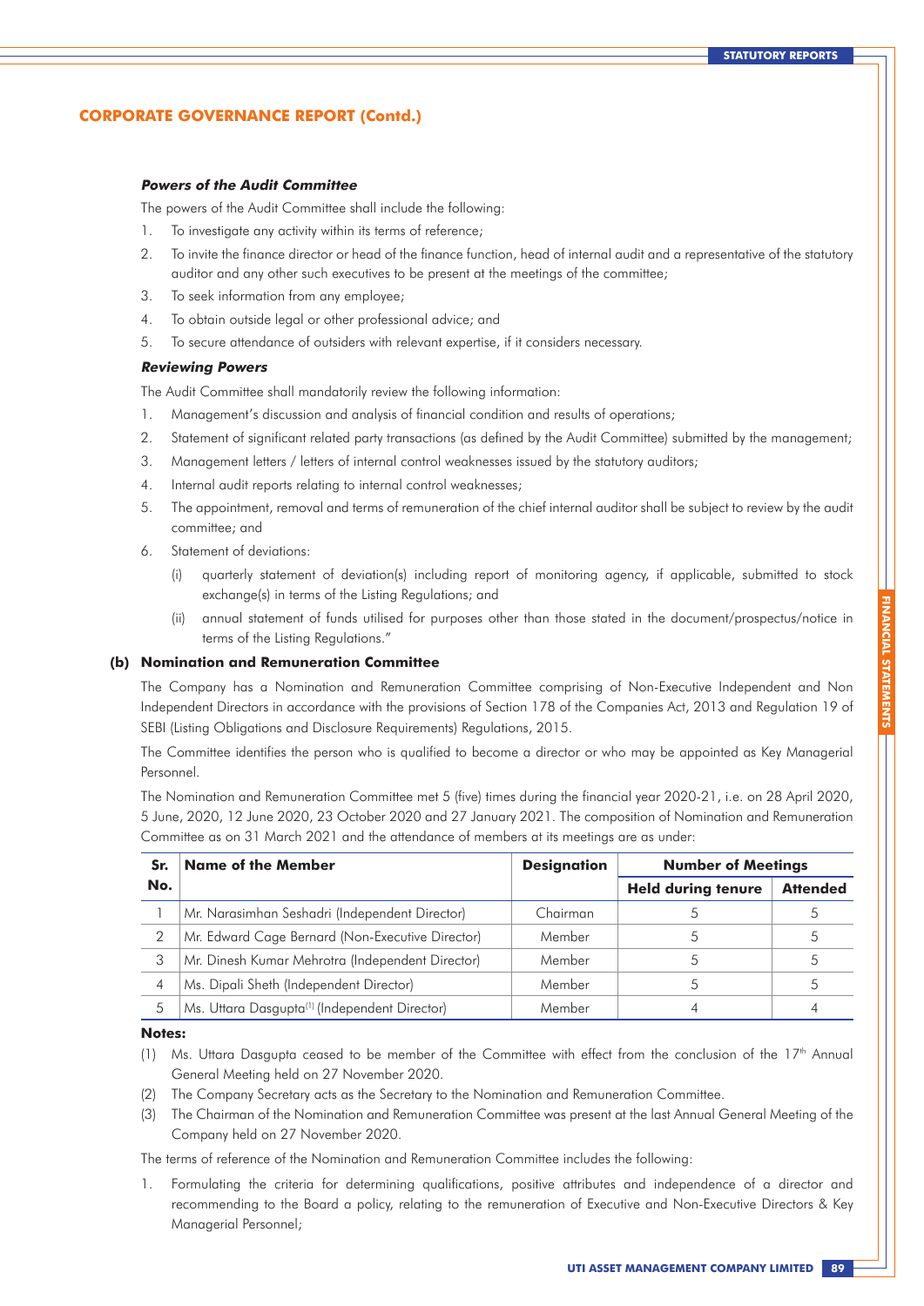## CORPORATE GOVERNANCE REPORT (Contd.)

***Powers of the Audit Committee***

The powers of the Audit Committee shall include the following:

1. To investigate any activity within its terms of reference;
2. To invite the finance director or head of the finance function, head of internal audit and a representative of the statutory auditor and any other such executives to be present at the meetings of the committee;
3. To seek information from any employee;
4. To obtain outside legal or other professional advice; and
5. To secure attendance of outsiders with relevant expertise, if it considers necessary.

***Reviewing Powers***

The Audit Committee shall mandatorily review the following information:

1. Management's discussion and analysis of financial condition and results of operations;
2. Statement of significant related party transactions (as defined by the Audit Committee) submitted by the management;
3. Management letters / letters of internal control weaknesses issued by the statutory auditors;
4. Internal audit reports relating to internal control weaknesses;
5. The appointment, removal and terms of remuneration of the chief internal auditor shall be subject to review by the audit committee; and
6. Statement of deviations:
   - (i) quarterly statement of deviation(s) including report of monitoring agency, if applicable, submitted to stock exchange(s) in terms of the Listing Regulations; and
   - (ii) annual statement of funds utilised for purposes other than those stated in the document/prospectus/notice in terms of the Listing Regulations."

### (b) Nomination and Remuneration Committee

The Company has a Nomination and Remuneration Committee comprising of Non-Executive Independent and Non Independent Directors in accordance with the provisions of Section 178 of the Companies Act, 2013 and Regulation 19 of SEBI (Listing Obligations and Disclosure Requirements) Regulations, 2015.

The Committee identifies the person who is qualified to become a director or who may be appointed as Key Managerial Personnel.

The Nomination and Remuneration Committee met 5 (five) times during the financial year 2020-21, i.e. on 28 April 2020, 5 June, 2020, 12 June 2020, 23 October 2020 and 27 January 2021. The composition of Nomination and Remuneration Committee as on 31 March 2021 and the attendance of members at its meetings are as under:

| Sr. No. | Name of the Member | Designation | Number of Meetings | |
|---|---|---|---|---|
| | | | Held during tenure | Attended |
| 1 | Mr. Narasimhan Seshadri (Independent Director) | Chairman | 5 | 5 |
| 2 | Mr. Edward Cage Bernard (Non-Executive Director) | Member | 5 | 5 |
| 3 | Mr. Dinesh Kumar Mehrotra (Independent Director) | Member | 5 | 5 |
| 4 | Ms. Dipali Sheth (Independent Director) | Member | 5 | 5 |
| 5 | Ms. Uttara Dasgupta[1] (Independent Director) | Member | 4 | 4 |

**Notes:**

(1) Ms. Uttara Dasgupta ceased to be member of the Committee with effect from the conclusion of the 17th Annual General Meeting held on 27 November 2020.

(2) The Company Secretary acts as the Secretary to the Nomination and Remuneration Committee.

(3) The Chairman of the Nomination and Remuneration Committee was present at the last Annual General Meeting of the Company held on 27 November 2020.

The terms of reference of the Nomination and Remuneration Committee includes the following:

1. Formulating the criteria for determining qualifications, positive attributes and independence of a director and recommending to the Board a policy, relating to the remuneration of Executive and Non-Executive Directors & Key Managerial Personnel;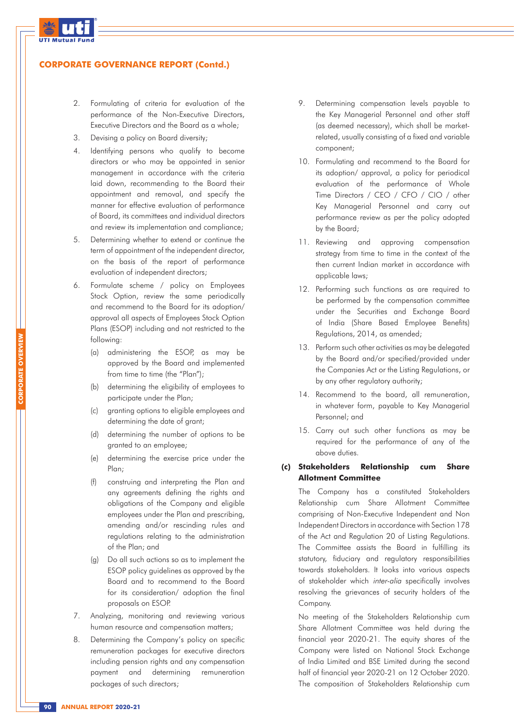## CORPORATE GOVERNANCE REPORT (Contd.)

2. Formulating of criteria for evaluation of the performance of the Non-Executive Directors, Executive Directors and the Board as a whole;
3. Devising a policy on Board diversity;
4. Identifying persons who qualify to become directors or who may be appointed in senior management in accordance with the criteria laid down, recommending to the Board their appointment and removal, and specify the manner for effective evaluation of performance of Board, its committees and individual directors and review its implementation and compliance;
5. Determining whether to extend or continue the term of appointment of the independent director, on the basis of the report of performance evaluation of independent directors;
6. Formulate scheme / policy on Employees Stock Option, review the same periodically and recommend to the Board for its adoption/ approval all aspects of Employees Stock Option Plans (ESOP) including and not restricted to the following:
   (a) administering the ESOP, as may be approved by the Board and implemented from time to time (the "Plan");
   (b) determining the eligibility of employees to participate under the Plan;
   (c) granting options to eligible employees and determining the date of grant;
   (d) determining the number of options to be granted to an employee;
   (e) determining the exercise price under the Plan;
   (f) construing and interpreting the Plan and any agreements defining the rights and obligations of the Company and eligible employees under the Plan and prescribing, amending and/or rescinding rules and regulations relating to the administration of the Plan; and
   (g) Do all such actions so as to implement the ESOP policy guidelines as approved by the Board and to recommend to the Board for its consideration/ adoption the final proposals on ESOP.
7. Analyzing, monitoring and reviewing various human resource and compensation matters;
8. Determining the Company's policy on specific remuneration packages for executive directors including pension rights and any compensation payment and determining remuneration packages of such directors;
9. Determining compensation levels payable to the Key Managerial Personnel and other staff (as deemed necessary), which shall be market-related, usually consisting of a fixed and variable component;
10. Formulating and recommend to the Board for its adoption/ approval, a policy for periodical evaluation of the performance of Whole Time Directors / CEO / CFO / CIO / other Key Managerial Personnel and carry out performance review as per the policy adopted by the Board;
11. Reviewing and approving compensation strategy from time to time in the context of the then current Indian market in accordance with applicable laws;
12. Performing such functions as are required to be performed by the compensation committee under the Securities and Exchange Board of India (Share Based Employee Benefits) Regulations, 2014, as amended;
13. Perform such other activities as may be delegated by the Board and/or specified/provided under the Companies Act or the Listing Regulations, or by any other regulatory authority;
14. Recommend to the board, all remuneration, in whatever form, payable to Key Managerial Personnel; and
15. Carry out such other functions as may be required for the performance of any of the above duties.

### (c) Stakeholders Relationship cum Share Allotment Committee

The Company has a constituted Stakeholders Relationship cum Share Allotment Committee comprising of Non-Executive Independent and Non Independent Directors in accordance with Section 178 of the Act and Regulation 20 of Listing Regulations. The Committee assists the Board in fulfilling its statutory, fiduciary and regulatory responsibilities towards stakeholders. It looks into various aspects of stakeholder which *inter-alia* specifically involves resolving the grievances of security holders of the Company.

No meeting of the Stakeholders Relationship cum Share Allotment Committee was held during the financial year 2020-21. The equity shares of the Company were listed on National Stock Exchange of India Limited and BSE Limited during the second half of financial year 2020-21 on 12 October 2020. The composition of Stakeholders Relationship cum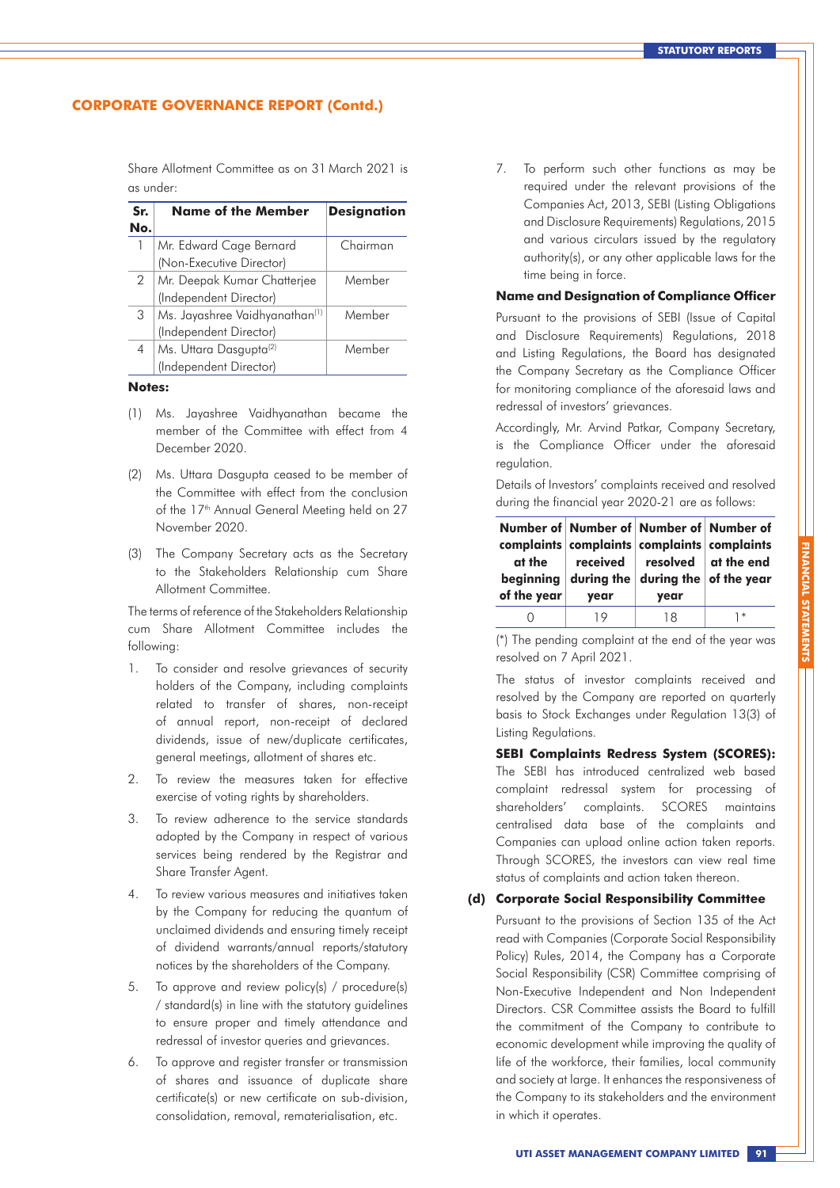## CORPORATE GOVERNANCE REPORT (Contd.)

Share Allotment Committee as on 31 March 2021 is as under:

| Sr. No. | Name of the Member | Designation |
|---|---|---|
| 1 | Mr. Edward Cage Bernard (Non-Executive Director) | Chairman |
| 2 | Mr. Deepak Kumar Chatterjee (Independent Director) | Member |
| 3 | Ms. Jayashree Vaidhyanathan[(1)] (Independent Director) | Member |
| 4 | Ms. Uttara Dasgupta[(2)] (Independent Director) | Member |

**Notes:**

(1) Ms. Jayashree Vaidhyanathan became the member of the Committee with effect from 4 December 2020.

(2) Ms. Uttara Dasgupta ceased to be member of the Committee with effect from the conclusion of the 17th Annual General Meeting held on 27 November 2020.

(3) The Company Secretary acts as the Secretary to the Stakeholders Relationship cum Share Allotment Committee.

The terms of reference of the Stakeholders Relationship cum Share Allotment Committee includes the following:

1. To consider and resolve grievances of security holders of the Company, including complaints related to transfer of shares, non-receipt of annual report, non-receipt of declared dividends, issue of new/duplicate certificates, general meetings, allotment of shares etc.
2. To review the measures taken for effective exercise of voting rights by shareholders.
3. To review adherence to the service standards adopted by the Company in respect of various services being rendered by the Registrar and Share Transfer Agent.
4. To review various measures and initiatives taken by the Company for reducing the quantum of unclaimed dividends and ensuring timely receipt of dividend warrants/annual reports/statutory notices by the shareholders of the Company.
5. To approve and review policy(s) / procedure(s) / standard(s) in line with the statutory guidelines to ensure proper and timely attendance and redressal of investor queries and grievances.
6. To approve and register transfer or transmission of shares and issuance of duplicate share certificate(s) or new certificate on sub-division, consolidation, removal, rematerialisation, etc.
7. To perform such other functions as may be required under the relevant provisions of the Companies Act, 2013, SEBI (Listing Obligations and Disclosure Requirements) Regulations, 2015 and various circulars issued by the regulatory authority(s), or any other applicable laws for the time being in force.

**Name and Designation of Compliance Officer**

Pursuant to the provisions of SEBI (Issue of Capital and Disclosure Requirements) Regulations, 2018 and Listing Regulations, the Board has designated the Company Secretary as the Compliance Officer for monitoring compliance of the aforesaid laws and redressal of investors' grievances.

Accordingly, Mr. Arvind Patkar, Company Secretary, is the Compliance Officer under the aforesaid regulation.

Details of Investors' complaints received and resolved during the financial year 2020-21 are as follows:

| Number of complaints at the beginning of the year | Number of complaints received during the year | Number of complaints resolved during the year | Number of complaints at the end of the year |
|---|---|---|---|
| 0 | 19 | 18 | 1* |

(*) The pending complaint at the end of the year was resolved on 7 April 2021.

The status of investor complaints received and resolved by the Company are reported on quarterly basis to Stock Exchanges under Regulation 13(3) of Listing Regulations.

**SEBI Complaints Redress System (SCORES):** The SEBI has introduced centralized web based complaint redressal system for processing of shareholders' complaints. SCORES maintains centralised data base of the complaints and Companies can upload online action taken reports. Through SCORES, the investors can view real time status of complaints and action taken thereon.

**(d) Corporate Social Responsibility Committee**

Pursuant to the provisions of Section 135 of the Act read with Companies (Corporate Social Responsibility Policy) Rules, 2014, the Company has a Corporate Social Responsibility (CSR) Committee comprising of Non-Executive Independent and Non Independent Directors. CSR Committee assists the Board to fulfill the commitment of the Company to contribute to economic development while improving the quality of life of the workforce, their families, local community and society at large. It enhances the responsiveness of the Company to its stakeholders and the environment in which it operates.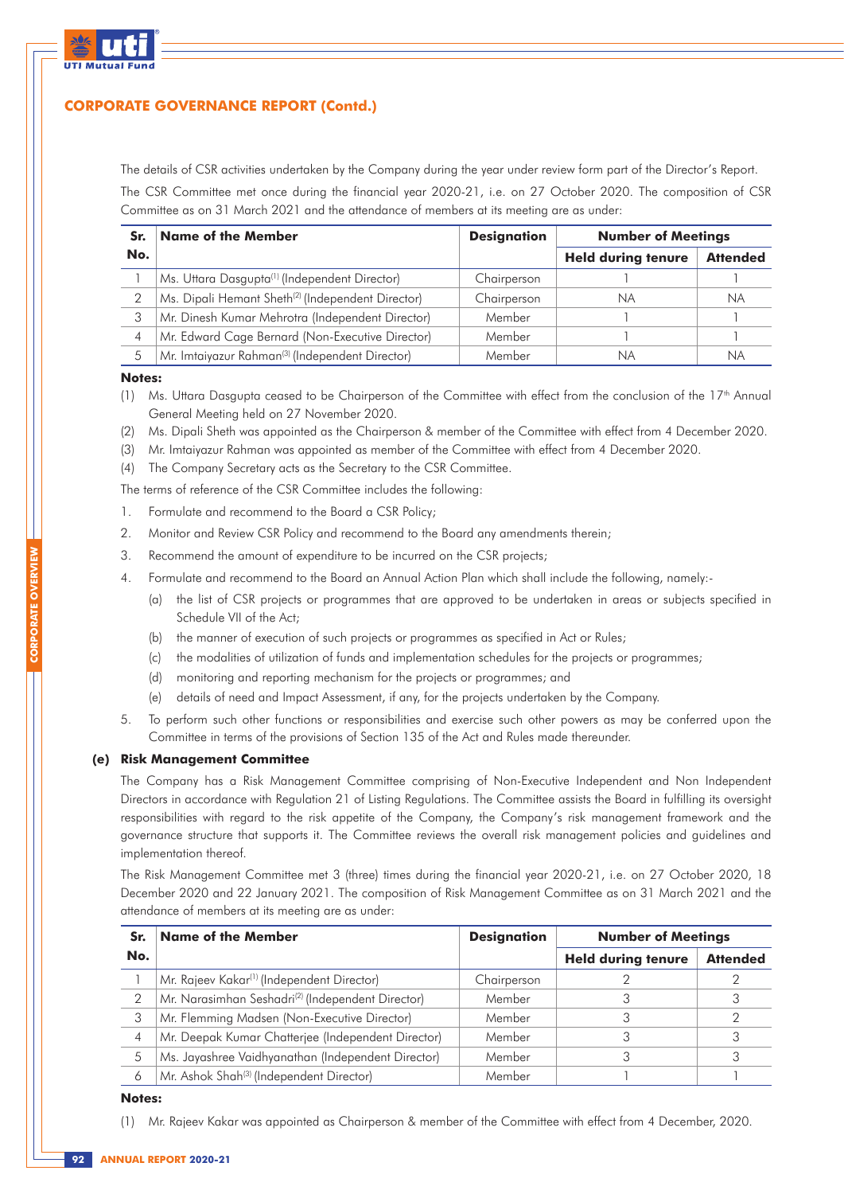## CORPORATE GOVERNANCE REPORT (Contd.)

The details of CSR activities undertaken by the Company during the year under review form part of the Director's Report.

The CSR Committee met once during the financial year 2020-21, i.e. on 27 October 2020. The composition of CSR Committee as on 31 March 2021 and the attendance of members at its meeting are as under:

| Sr. No. | Name of the Member | Designation | Number of Meetings | |
|---|---|---|---|---|
| | | | Held during tenure | Attended |
| 1 | Ms. Uttara Dasgupta[1] (Independent Director) | Chairperson | 1 | 1 |
| 2 | Ms. Dipali Hemant Sheth[2] (Independent Director) | Chairperson | NA | NA |
| 3 | Mr. Dinesh Kumar Mehrotra (Independent Director) | Member | 1 | 1 |
| 4 | Mr. Edward Cage Bernard (Non-Executive Director) | Member | 1 | 1 |
| 5 | Mr. Imtaiyazur Rahman[3] (Independent Director) | Member | NA | NA |

**Notes:**

(1) Ms. Uttara Dasgupta ceased to be Chairperson of the Committee with effect from the conclusion of the 17th Annual General Meeting held on 27 November 2020.

(2) Ms. Dipali Sheth was appointed as the Chairperson & member of the Committee with effect from 4 December 2020.

(3) Mr. Imtaiyazur Rahman was appointed as member of the Committee with effect from 4 December 2020.

(4) The Company Secretary acts as the Secretary to the CSR Committee.

The terms of reference of the CSR Committee includes the following:

1. Formulate and recommend to the Board a CSR Policy;
2. Monitor and Review CSR Policy and recommend to the Board any amendments therein;
3. Recommend the amount of expenditure to be incurred on the CSR projects;
4. Formulate and recommend to the Board an Annual Action Plan which shall include the following, namely:-
   (a) the list of CSR projects or programmes that are approved to be undertaken in areas or subjects specified in Schedule VII of the Act;
   (b) the manner of execution of such projects or programmes as specified in Act or Rules;
   (c) the modalities of utilization of funds and implementation schedules for the projects or programmes;
   (d) monitoring and reporting mechanism for the projects or programmes; and
   (e) details of need and Impact Assessment, if any, for the projects undertaken by the Company.
5. To perform such other functions or responsibilities and exercise such other powers as may be conferred upon the Committee in terms of the provisions of Section 135 of the Act and Rules made thereunder.

### (e) Risk Management Committee

The Company has a Risk Management Committee comprising of Non-Executive Independent and Non Independent Directors in accordance with Regulation 21 of Listing Regulations. The Committee assists the Board in fulfilling its oversight responsibilities with regard to the risk appetite of the Company, the Company's risk management framework and the governance structure that supports it. The Committee reviews the overall risk management policies and guidelines and implementation thereof.

The Risk Management Committee met 3 (three) times during the financial year 2020-21, i.e. on 27 October 2020, 18 December 2020 and 22 January 2021. The composition of Risk Management Committee as on 31 March 2021 and the attendance of members at its meeting are as under:

| Sr. No. | Name of the Member | Designation | Number of Meetings | |
|---|---|---|---|---|
| | | | Held during tenure | Attended |
| 1 | Mr. Rajeev Kakar[1] (Independent Director) | Chairperson | 2 | 2 |
| 2 | Mr. Narasimhan Seshadri[2] (Independent Director) | Member | 3 | 3 |
| 3 | Mr. Flemming Madsen (Non-Executive Director) | Member | 3 | 2 |
| 4 | Mr. Deepak Kumar Chatterjee (Independent Director) | Member | 3 | 3 |
| 5 | Ms. Jayashree Vaidhyanathan (Independent Director) | Member | 3 | 3 |
| 6 | Mr. Ashok Shah[3] (Independent Director) | Member | 1 | 1 |

**Notes:**

(1) Mr. Rajeev Kakar was appointed as Chairperson & member of the Committee with effect from 4 December, 2020.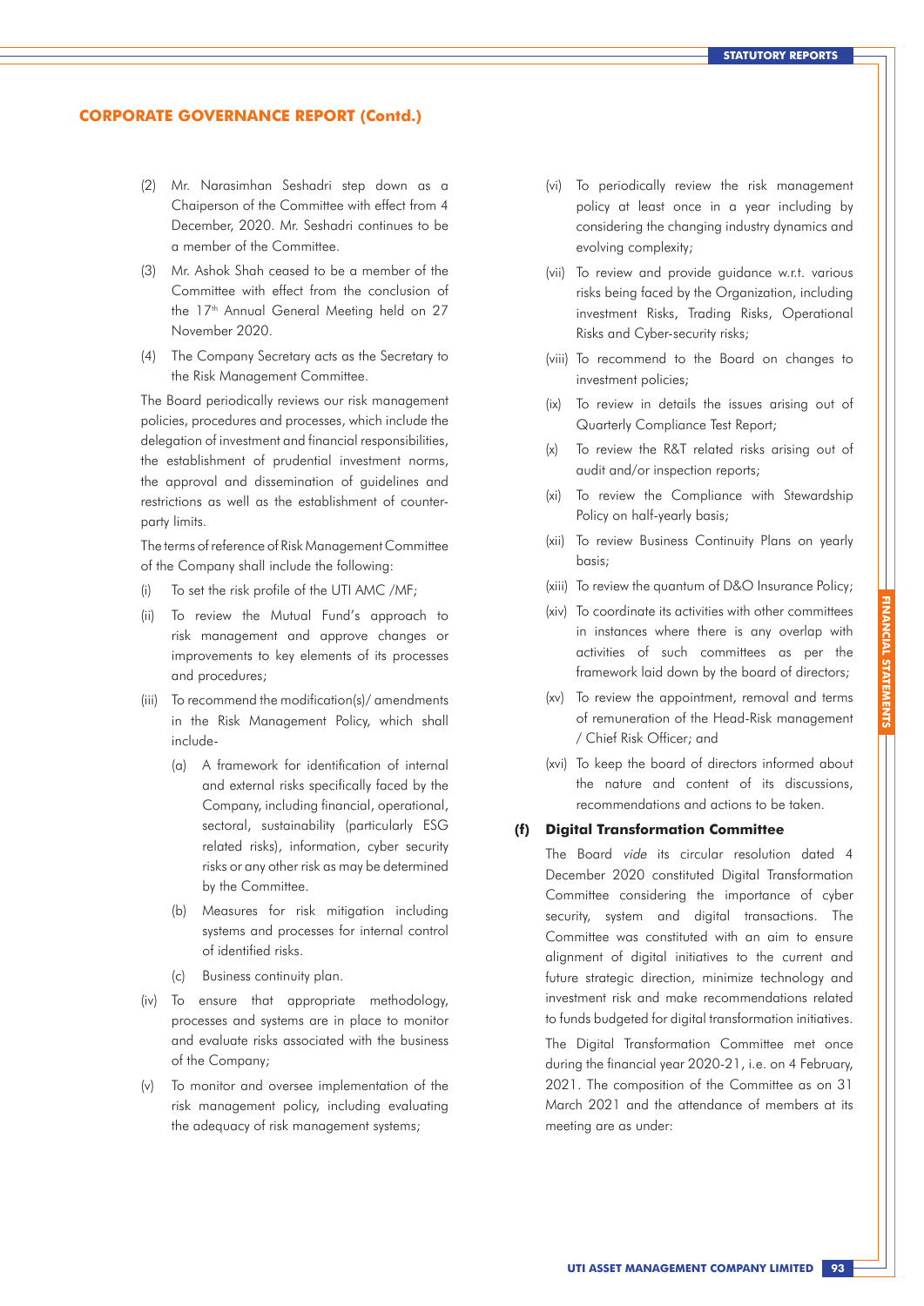(2) Mr. Narasimhan Seshadri step down as a Chaiperson of the Committee with effect from 4 December, 2020. Mr. Seshadri continues to be a member of the Committee.

(3) Mr. Ashok Shah ceased to be a member of the Committee with effect from the conclusion of the 17th Annual General Meeting held on 27 November 2020.

(4) The Company Secretary acts as the Secretary to the Risk Management Committee.

The Board periodically reviews our risk management policies, procedures and processes, which include the delegation of investment and financial responsibilities, the establishment of prudential investment norms, the approval and dissemination of guidelines and restrictions as well as the establishment of counter-party limits.

The terms of reference of Risk Management Committee of the Company shall include the following:

(i) To set the risk profile of the UTI AMC /MF;

(ii) To review the Mutual Fund's approach to risk management and approve changes or improvements to key elements of its processes and procedures;

(iii) To recommend the modification(s)/ amendments in the Risk Management Policy, which shall include-

  (a) A framework for identification of internal and external risks specifically faced by the Company, including financial, operational, sectoral, sustainability (particularly ESG related risks), information, cyber security risks or any other risk as may be determined by the Committee.

  (b) Measures for risk mitigation including systems and processes for internal control of identified risks.

  (c) Business continuity plan.

(iv) To ensure that appropriate methodology, processes and systems are in place to monitor and evaluate risks associated with the business of the Company;

(v) To monitor and oversee implementation of the risk management policy, including evaluating the adequacy of risk management systems;

(vi) To periodically review the risk management policy at least once in a year including by considering the changing industry dynamics and evolving complexity;

(vii) To review and provide guidance w.r.t. various risks being faced by the Organization, including investment Risks, Trading Risks, Operational Risks and Cyber-security risks;

(viii) To recommend to the Board on changes to investment policies;

(ix) To review in details the issues arising out of Quarterly Compliance Test Report;

(x) To review the R&T related risks arising out of audit and/or inspection reports;

(xi) To review the Compliance with Stewardship Policy on half-yearly basis;

(xii) To review Business Continuity Plans on yearly basis;

(xiii) To review the quantum of D&O Insurance Policy;

(xiv) To coordinate its activities with other committees in instances where there is any overlap with activities of such committees as per the framework laid down by the board of directors;

(xv) To review the appointment, removal and terms of remuneration of the Head-Risk management / Chief Risk Officer; and

(xvi) To keep the board of directors informed about the nature and content of its discussions, recommendations and actions to be taken.

### (f) Digital Transformation Committee

The Board *vide* its circular resolution dated 4 December 2020 constituted Digital Transformation Committee considering the importance of cyber security, system and digital transactions. The Committee was constituted with an aim to ensure alignment of digital initiatives to the current and future strategic direction, minimize technology and investment risk and make recommendations related to funds budgeted for digital transformation initiatives.

The Digital Transformation Committee met once during the financial year 2020-21, i.e. on 4 February, 2021. The composition of the Committee as on 31 March 2021 and the attendance of members at its meeting are as under: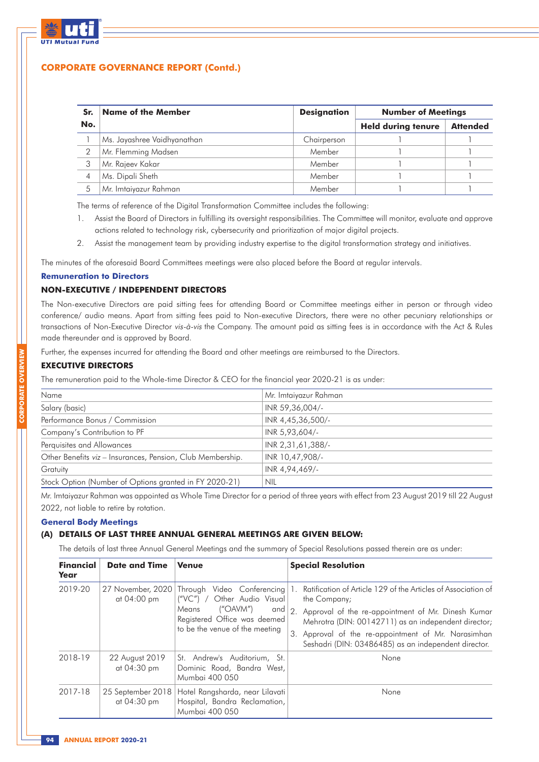## CORPORATE GOVERNANCE REPORT (Contd.)

| Sr. No. | Name of the Member | Designation | Number of Meetings | |
|---|---|---|---|---|
| | | | Held during tenure | Attended |
| 1 | Ms. Jayashree Vaidhyanathan | Chairperson | 1 | 1 |
| 2 | Mr. Flemming Madsen | Member | 1 | 1 |
| 3 | Mr. Rajeev Kakar | Member | 1 | 1 |
| 4 | Ms. Dipali Sheth | Member | 1 | 1 |
| 5 | Mr. Imtaiyazur Rahman | Member | 1 | 1 |

The terms of reference of the Digital Transformation Committee includes the following:

1. Assist the Board of Directors in fulfilling its oversight responsibilities. The Committee will monitor, evaluate and approve actions related to technology risk, cybersecurity and prioritization of major digital projects.
2. Assist the management team by providing industry expertise to the digital transformation strategy and initiatives.

The minutes of the aforesaid Board Committees meetings were also placed before the Board at regular intervals.

### Remuneration to Directors

#### NON-EXECUTIVE / INDEPENDENT DIRECTORS

The Non-executive Directors are paid sitting fees for attending Board or Committee meetings either in person or through video conference/ audio means. Apart from sitting fees paid to Non-executive Directors, there were no other pecuniary relationships or transactions of Non-Executive Director *vis-à-vis* the Company. The amount paid as sitting fees is in accordance with the Act & Rules made thereunder and is approved by Board.

Further, the expenses incurred for attending the Board and other meetings are reimbursed to the Directors.

#### EXECUTIVE DIRECTORS

The remuneration paid to the Whole-time Director & CEO for the financial year 2020-21 is as under:

| Name | Mr. Imtaiyazur Rahman |
|---|---|
| Salary (basic) | INR 59,36,004/- |
| Performance Bonus / Commission | INR 4,45,36,500/- |
| Company's Contribution to PF | INR 5,93,604/- |
| Perquisites and Allowances | INR 2,31,61,388/- |
| Other Benefits *viz* – Insurances, Pension, Club Membership. | INR 10,47,908/- |
| Gratuity | INR 4,94,469/- |
| Stock Option (Number of Options granted in FY 2020-21) | NIL |

Mr. Imtaiyazur Rahman was appointed as Whole Time Director for a period of three years with effect from 23 August 2019 till 22 August 2022, not liable to retire by rotation.

### General Body Meetings

#### (A) DETAILS OF LAST THREE ANNUAL GENERAL MEETINGS ARE GIVEN BELOW:

The details of last three Annual General Meetings and the summary of Special Resolutions passed therein are as under:

| Financial Year | Date and Time | Venue | Special Resolution |
|---|---|---|---|
| 2019-20 | 27 November, 2020 at 04:00 pm | Through Video Conferencing ("VC") / Other Audio Visual Means ("OAVM") and Registered Office was deemed to be the venue of the meeting | 1. Ratification of Article 129 of the Articles of Association of the Company; 2. Approval of the re-appointment of Mr. Dinesh Kumar Mehrotra (DIN: 00142711) as an independent director; 3. Approval of the re-appointment of Mr. Narasimhan Seshadri (DIN: 03486485) as an independent director. |
| 2018-19 | 22 August 2019 at 04:30 pm | St. Andrew's Auditorium, St. Dominic Road, Bandra West, Mumbai 400 050 | None |
| 2017-18 | 25 September 2018 at 04:30 pm | Hotel Rangsharda, near Lilavati Hospital, Bandra Reclamation, Mumbai 400 050 | None |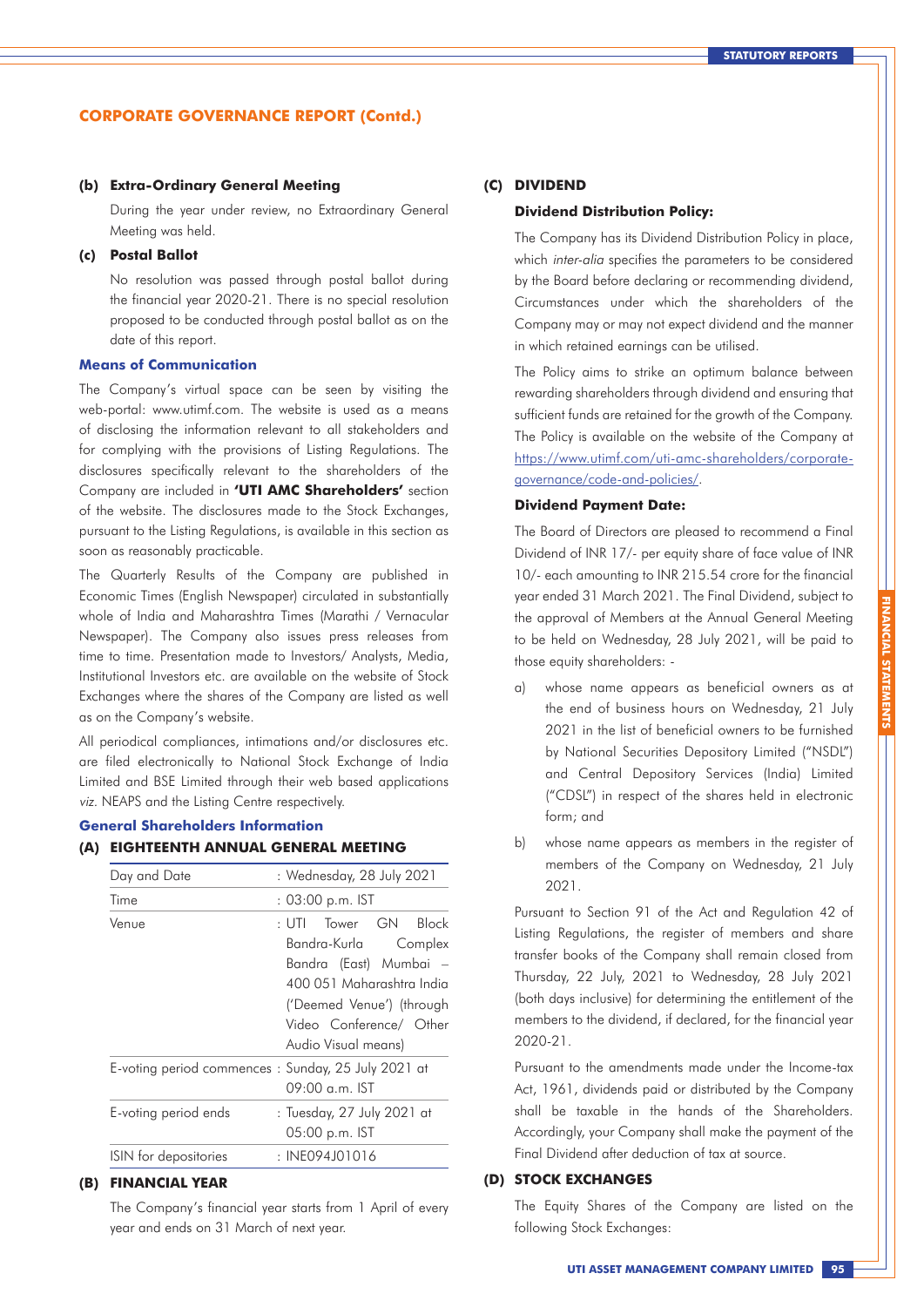## CORPORATE GOVERNANCE REPORT (Contd.)

**(b) Extra-Ordinary General Meeting**

During the year under review, no Extraordinary General Meeting was held.

**(c) Postal Ballot**

No resolution was passed through postal ballot during the financial year 2020-21. There is no special resolution proposed to be conducted through postal ballot as on the date of this report.

### Means of Communication

The Company's virtual space can be seen by visiting the web-portal: www.utimf.com. The website is used as a means of disclosing the information relevant to all stakeholders and for complying with the provisions of Listing Regulations. The disclosures specifically relevant to the shareholders of the Company are included in **'UTI AMC Shareholders'** section of the website. The disclosures made to the Stock Exchanges, pursuant to the Listing Regulations, is available in this section as soon as reasonably practicable.

The Quarterly Results of the Company are published in Economic Times (English Newspaper) circulated in substantially whole of India and Maharashtra Times (Marathi / Vernacular Newspaper). The Company also issues press releases from time to time. Presentation made to Investors/ Analysts, Media, Institutional Investors etc. are available on the website of Stock Exchanges where the shares of the Company are listed as well as on the Company's website.

All periodical compliances, intimations and/or disclosures etc. are filed electronically to National Stock Exchange of India Limited and BSE Limited through their web based applications *viz.* NEAPS and the Listing Centre respectively.

### General Shareholders Information

**(A) EIGHTEENTH ANNUAL GENERAL MEETING**

| | |
|---|---|
| Day and Date | : Wednesday, 28 July 2021 |
| Time | : 03:00 p.m. IST |
| Venue | : UTI Tower GN Block Bandra-Kurla Complex Bandra (East) Mumbai – 400 051 Maharashtra India ('Deemed Venue') (through Video Conference/ Other Audio Visual means) |
| E-voting period commences | : Sunday, 25 July 2021 at 09:00 a.m. IST |
| E-voting period ends | : Tuesday, 27 July 2021 at 05:00 p.m. IST |
| ISIN for depositories | : INE094J01016 |

**(B) FINANCIAL YEAR**

The Company's financial year starts from 1 April of every year and ends on 31 March of next year.

**(C) DIVIDEND**

**Dividend Distribution Policy:**

The Company has its Dividend Distribution Policy in place, which *inter-alia* specifies the parameters to be considered by the Board before declaring or recommending dividend, Circumstances under which the shareholders of the Company may or may not expect dividend and the manner in which retained earnings can be utilised.

The Policy aims to strike an optimum balance between rewarding shareholders through dividend and ensuring that sufficient funds are retained for the growth of the Company. The Policy is available on the website of the Company at https://www.utimf.com/uti-amc-shareholders/corporate-governance/code-and-policies/.

**Dividend Payment Date:**

The Board of Directors are pleased to recommend a Final Dividend of INR 17/- per equity share of face value of INR 10/- each amounting to INR 215.54 crore for the financial year ended 31 March 2021. The Final Dividend, subject to the approval of Members at the Annual General Meeting to be held on Wednesday, 28 July 2021, will be paid to those equity shareholders: -

a) whose name appears as beneficial owners as at the end of business hours on Wednesday, 21 July 2021 in the list of beneficial owners to be furnished by National Securities Depository Limited ("NSDL") and Central Depository Services (India) Limited ("CDSL") in respect of the shares held in electronic form; and

b) whose name appears as members in the register of members of the Company on Wednesday, 21 July 2021.

Pursuant to Section 91 of the Act and Regulation 42 of Listing Regulations, the register of members and share transfer books of the Company shall remain closed from Thursday, 22 July, 2021 to Wednesday, 28 July 2021 (both days inclusive) for determining the entitlement of the members to the dividend, if declared, for the financial year 2020-21.

Pursuant to the amendments made under the Income-tax Act, 1961, dividends paid or distributed by the Company shall be taxable in the hands of the Shareholders. Accordingly, your Company shall make the payment of the Final Dividend after deduction of tax at source.

**(D) STOCK EXCHANGES**

The Equity Shares of the Company are listed on the following Stock Exchanges: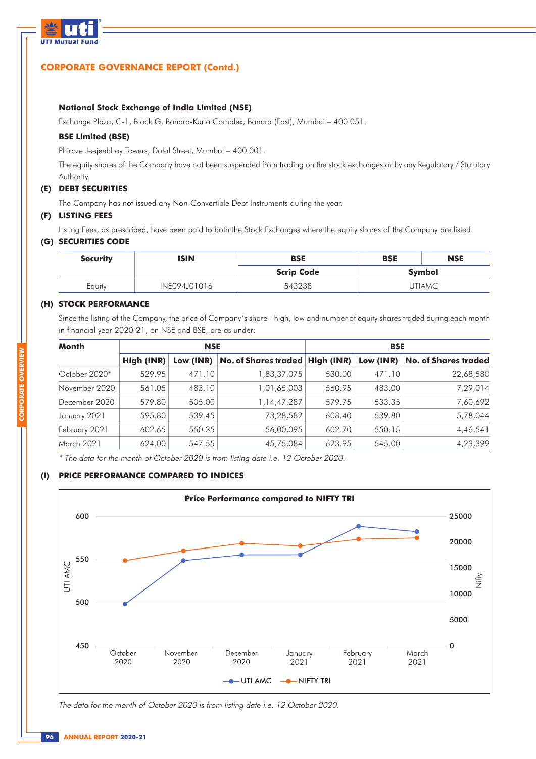## CORPORATE GOVERNANCE REPORT (Contd.)

**National Stock Exchange of India Limited (NSE)**

Exchange Plaza, C-1, Block G, Bandra-Kurla Complex, Bandra (East), Mumbai – 400 051.

**BSE Limited (BSE)**

Phiroze Jeejeebhoy Towers, Dalal Street, Mumbai – 400 001.

The equity shares of the Company have not been suspended from trading on the stock exchanges or by any Regulatory / Statutory Authority.

### (E) DEBT SECURITIES

The Company has not issued any Non-Convertible Debt Instruments during the year.

### (F) LISTING FEES

Listing Fees, as prescribed, have been paid to both the Stock Exchanges where the equity shares of the Company are listed.

### (G) SECURITIES CODE

| Security | ISIN | BSE | BSE | NSE |
|---|---|---|---|---|
| | | Scrip Code | Symbol | |
| Equity | INE094J01016 | 543238 | UTIAMC | |

### (H) STOCK PERFORMANCE

Since the listing of the Company, the price of Company's share - high, low and number of equity shares traded during each month in financial year 2020-21, on NSE and BSE, are as under:

| Month | NSE | | | BSE | | |
|---|---|---|---|---|---|---|
| | High (INR) | Low (INR) | No. of Shares traded | High (INR) | Low (INR) | No. of Shares traded |
| October 2020* | 529.95 | 471.10 | 1,83,37,075 | 530.00 | 471.10 | 22,68,580 |
| November 2020 | 561.05 | 483.10 | 1,01,65,003 | 560.95 | 483.00 | 7,29,014 |
| December 2020 | 579.80 | 505.00 | 1,14,47,287 | 579.75 | 533.35 | 7,60,692 |
| January 2021 | 595.80 | 539.45 | 73,28,582 | 608.40 | 539.80 | 5,78,044 |
| February 2021 | 602.65 | 550.35 | 56,00,095 | 602.70 | 550.15 | 4,46,541 |
| March 2021 | 624.00 | 547.55 | 45,75,084 | 623.95 | 545.00 | 4,23,399 |

*\* The data for the month of October 2020 is from listing date i.e. 12 October 2020.*

### (I) PRICE PERFORMANCE COMPARED TO INDICES

**Price Performance compared to NIFTY TRI**

*The data for the month of October 2020 is from listing date i.e. 12 October 2020.*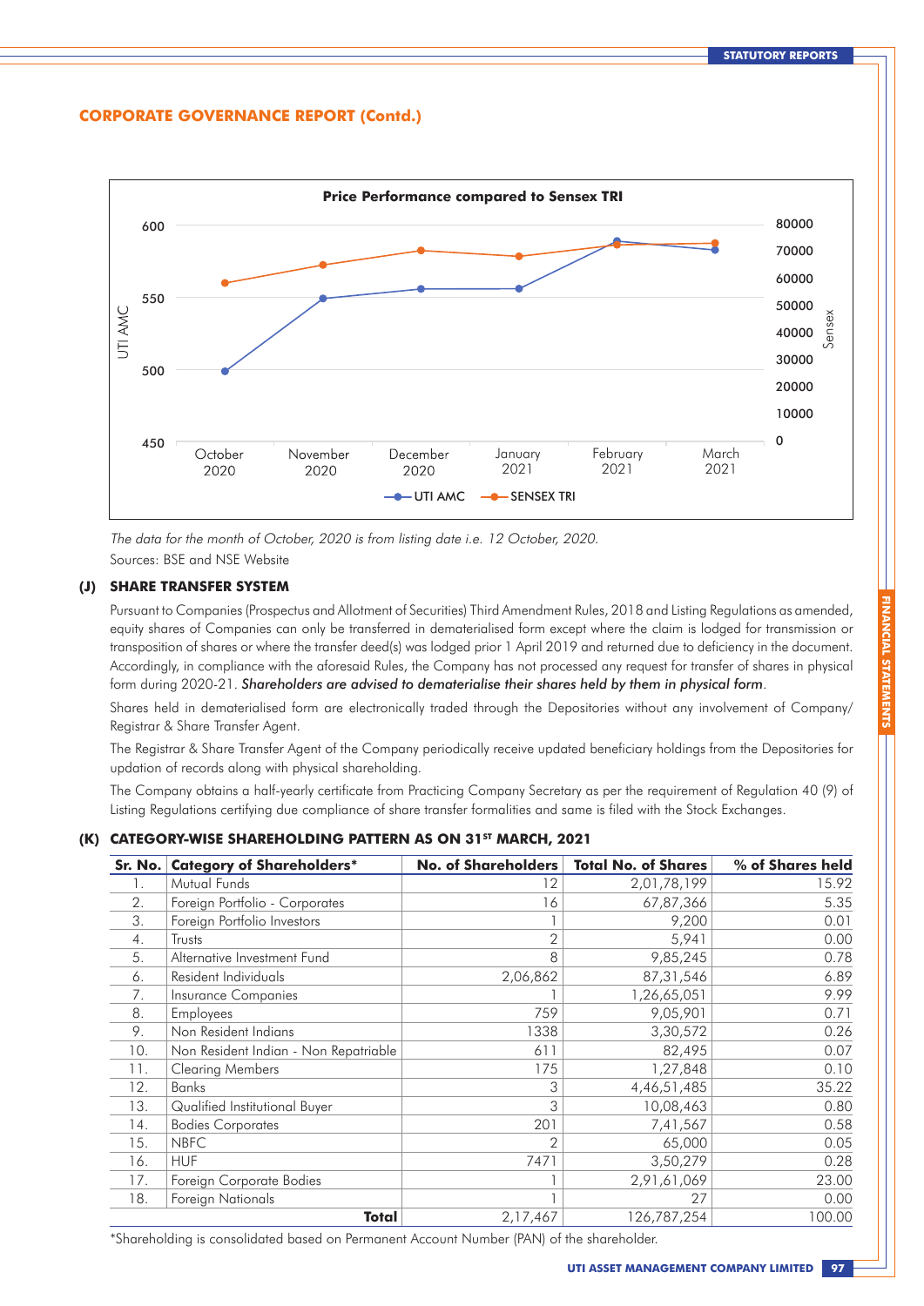## CORPORATE GOVERNANCE REPORT (Contd.)

**Price Performance compared to Sensex TRI**

*The data for the month of October, 2020 is from listing date i.e. 12 October, 2020.*

Sources: BSE and NSE Website

### (J) SHARE TRANSFER SYSTEM

Pursuant to Companies (Prospectus and Allotment of Securities) Third Amendment Rules, 2018 and Listing Regulations as amended, equity shares of Companies can only be transferred in dematerialised form except where the claim is lodged for transmission or transposition of shares or where the transfer deed(s) was lodged prior 1 April 2019 and returned due to deficiency in the document. Accordingly, in compliance with the aforesaid Rules, the Company has not processed any request for transfer of shares in physical form during 2020-21. ***Shareholders are advised to dematerialise their shares held by them in physical form***.

Shares held in dematerialised form are electronically traded through the Depositories without any involvement of Company/ Registrar & Share Transfer Agent.

The Registrar & Share Transfer Agent of the Company periodically receive updated beneficiary holdings from the Depositories for updation of records along with physical shareholding.

The Company obtains a half-yearly certificate from Practicing Company Secretary as per the requirement of Regulation 40 (9) of Listing Regulations certifying due compliance of share transfer formalities and same is filed with the Stock Exchanges.

### (K) CATEGORY-WISE SHAREHOLDING PATTERN AS ON 31ST MARCH, 2021

| Sr. No. | Category of Shareholders* | No. of Shareholders | Total No. of Shares | % of Shares held |
|---|---|---|---|---|
| 1. | Mutual Funds | 12 | 2,01,78,199 | 15.92 |
| 2. | Foreign Portfolio - Corporates | 16 | 67,87,366 | 5.35 |
| 3. | Foreign Portfolio Investors | 1 | 9,200 | 0.01 |
| 4. | Trusts | 2 | 5,941 | 0.00 |
| 5. | Alternative Investment Fund | 8 | 9,85,245 | 0.78 |
| 6. | Resident Individuals | 2,06,862 | 87,31,546 | 6.89 |
| 7. | Insurance Companies | 1 | 1,26,65,051 | 9.99 |
| 8. | Employees | 759 | 9,05,901 | 0.71 |
| 9. | Non Resident Indians | 1338 | 3,30,572 | 0.26 |
| 10. | Non Resident Indian - Non Repatriable | 611 | 82,495 | 0.07 |
| 11. | Clearing Members | 175 | 1,27,848 | 0.10 |
| 12. | Banks | 3 | 4,46,51,485 | 35.22 |
| 13. | Qualified Institutional Buyer | 3 | 10,08,463 | 0.80 |
| 14. | Bodies Corporates | 201 | 7,41,567 | 0.58 |
| 15. | NBFC | 2 | 65,000 | 0.05 |
| 16. | HUF | 7471 | 3,50,279 | 0.28 |
| 17. | Foreign Corporate Bodies | 1 | 2,91,61,069 | 23.00 |
| 18. | Foreign Nationals | 1 | 27 | 0.00 |
| | **Total** | 2,17,467 | 126,787,254 | 100.00 |

*Shareholding is consolidated based on Permanent Account Number (PAN) of the shareholder.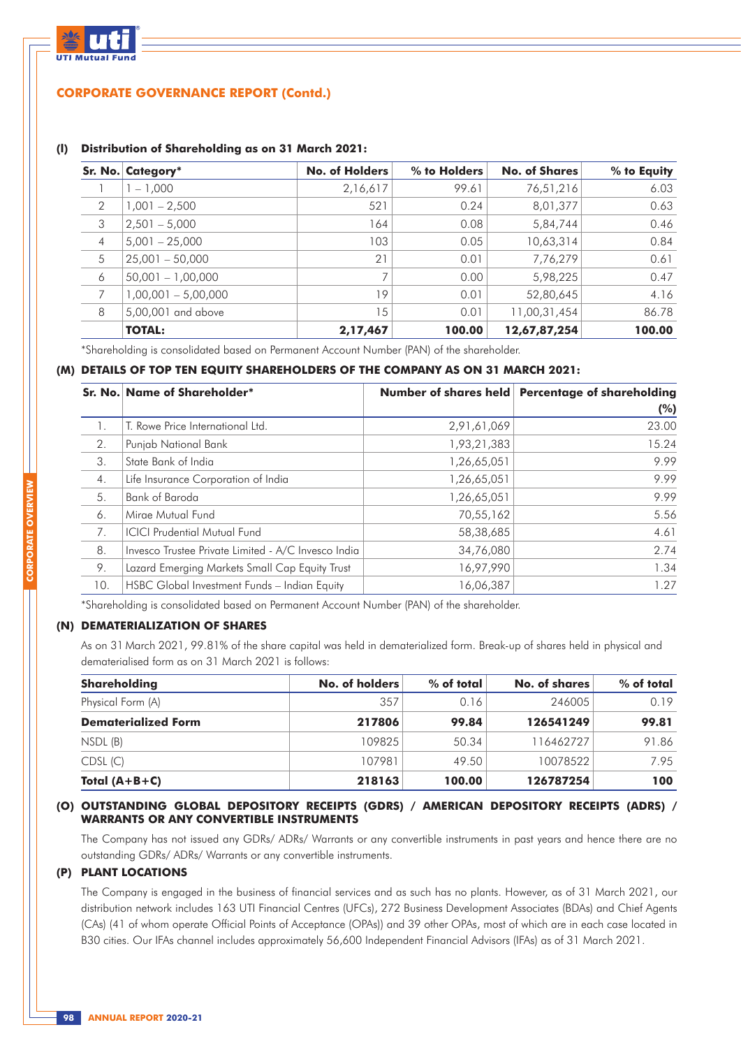## CORPORATE GOVERNANCE REPORT (Contd.)

**(L) Distribution of Shareholding as on 31 March 2021:**

| Sr. No. | Category* | No. of Holders | % to Holders | No. of Shares | % to Equity |
|---|---|---|---|---|---|
| 1 | 1 – 1,000 | 2,16,617 | 99.61 | 76,51,216 | 6.03 |
| 2 | 1,001 – 2,500 | 521 | 0.24 | 8,01,377 | 0.63 |
| 3 | 2,501 – 5,000 | 164 | 0.08 | 5,84,744 | 0.46 |
| 4 | 5,001 – 25,000 | 103 | 0.05 | 10,63,314 | 0.84 |
| 5 | 25,001 – 50,000 | 21 | 0.01 | 7,76,279 | 0.61 |
| 6 | 50,001 – 1,00,000 | 7 | 0.00 | 5,98,225 | 0.47 |
| 7 | 1,00,001 – 5,00,000 | 19 | 0.01 | 52,80,645 | 4.16 |
| 8 | 5,00,001 and above | 15 | 0.01 | 11,00,31,454 | 86.78 |
| | **TOTAL:** | **2,17,467** | **100.00** | **12,67,87,254** | **100.00** |

*Shareholding is consolidated based on Permanent Account Number (PAN) of the shareholder.

**(M) DETAILS OF TOP TEN EQUITY SHAREHOLDERS OF THE COMPANY AS ON 31 MARCH 2021:**

| Sr. No. | Name of Shareholder* | Number of shares held | Percentage of shareholding (%) |
|---|---|---|---|
| 1. | T. Rowe Price International Ltd. | 2,91,61,069 | 23.00 |
| 2. | Punjab National Bank | 1,93,21,383 | 15.24 |
| 3. | State Bank of India | 1,26,65,051 | 9.99 |
| 4. | Life Insurance Corporation of India | 1,26,65,051 | 9.99 |
| 5. | Bank of Baroda | 1,26,65,051 | 9.99 |
| 6. | Mirae Mutual Fund | 70,55,162 | 5.56 |
| 7. | ICICI Prudential Mutual Fund | 58,38,685 | 4.61 |
| 8. | Invesco Trustee Private Limited - A/C Invesco India | 34,76,080 | 2.74 |
| 9. | Lazard Emerging Markets Small Cap Equity Trust | 16,97,990 | 1.34 |
| 10. | HSBC Global Investment Funds – Indian Equity | 16,06,387 | 1.27 |

*Shareholding is consolidated based on Permanent Account Number (PAN) of the shareholder.

**(N) DEMATERIALIZATION OF SHARES**

As on 31 March 2021, 99.81% of the share capital was held in dematerialized form. Break-up of shares held in physical and dematerialised form as on 31 March 2021 is follows:

| Shareholding | No. of holders | % of total | No. of shares | % of total |
|---|---|---|---|---|
| Physical Form (A) | 357 | 0.16 | 246005 | 0.19 |
| **Dematerialized Form** | **217806** | **99.84** | **126541249** | **99.81** |
| NSDL (B) | 109825 | 50.34 | 116462727 | 91.86 |
| CDSL (C) | 107981 | 49.50 | 10078522 | 7.95 |
| **Total (A+B+C)** | **218163** | **100.00** | **126787254** | **100** |

**(O) OUTSTANDING GLOBAL DEPOSITORY RECEIPTS (GDRS) / AMERICAN DEPOSITORY RECEIPTS (ADRS) / WARRANTS OR ANY CONVERTIBLE INSTRUMENTS**

The Company has not issued any GDRs/ ADRs/ Warrants or any convertible instruments in past years and hence there are no outstanding GDRs/ ADRs/ Warrants or any convertible instruments.

**(P) PLANT LOCATIONS**

The Company is engaged in the business of financial services and as such has no plants. However, as of 31 March 2021, our distribution network includes 163 UTI Financial Centres (UFCs), 272 Business Development Associates (BDAs) and Chief Agents (CAs) (41 of whom operate Official Points of Acceptance (OPAs)) and 39 other OPAs, most of which are in each case located in B30 cities. Our IFAs channel includes approximately 56,600 Independent Financial Advisors (IFAs) as of 31 March 2021.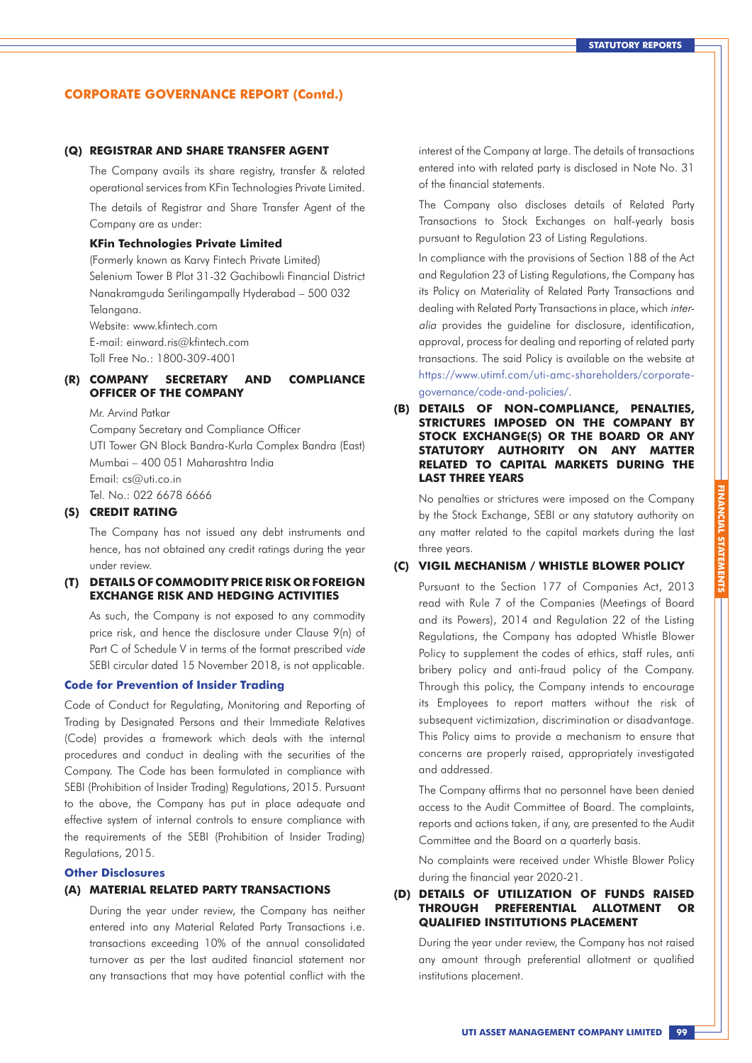## CORPORATE GOVERNANCE REPORT (Contd.)

### (Q) REGISTRAR AND SHARE TRANSFER AGENT

The Company avails its share registry, transfer & related operational services from KFin Technologies Private Limited.

The details of Registrar and Share Transfer Agent of the Company are as under:

**KFin Technologies Private Limited**
(Formerly known as Karvy Fintech Private Limited)
Selenium Tower B Plot 31-32 Gachibowli Financial District
Nanakramguda Serilingampally Hyderabad – 500 032
Telangana.
Website: www.kfintech.com
E-mail: einward.ris@kfintech.com
Toll Free No.: 1800-309-4001

### (R) COMPANY SECRETARY AND COMPLIANCE OFFICER OF THE COMPANY

Mr. Arvind Patkar
Company Secretary and Compliance Officer
UTI Tower GN Block Bandra-Kurla Complex Bandra (East)
Mumbai – 400 051 Maharashtra India
Email: cs@uti.co.in
Tel. No.: 022 6678 6666

### (S) CREDIT RATING

The Company has not issued any debt instruments and hence, has not obtained any credit ratings during the year under review.

### (T) DETAILS OF COMMODITY PRICE RISK OR FOREIGN EXCHANGE RISK AND HEDGING ACTIVITIES

As such, the Company is not exposed to any commodity price risk, and hence the disclosure under Clause 9(n) of Part C of Schedule V in terms of the format prescribed *vide* SEBI circular dated 15 November 2018, is not applicable.

### Code for Prevention of Insider Trading

Code of Conduct for Regulating, Monitoring and Reporting of Trading by Designated Persons and their Immediate Relatives (Code) provides a framework which deals with the internal procedures and conduct in dealing with the securities of the Company. The Code has been formulated in compliance with SEBI (Prohibition of Insider Trading) Regulations, 2015. Pursuant to the above, the Company has put in place adequate and effective system of internal controls to ensure compliance with the requirements of the SEBI (Prohibition of Insider Trading) Regulations, 2015.

### Other Disclosures

### (A) MATERIAL RELATED PARTY TRANSACTIONS

During the year under review, the Company has neither entered into any Material Related Party Transactions i.e. transactions exceeding 10% of the annual consolidated turnover as per the last audited financial statement nor any transactions that may have potential conflict with the interest of the Company at large. The details of transactions entered into with related party is disclosed in Note No. 31 of the financial statements.

The Company also discloses details of Related Party Transactions to Stock Exchanges on half-yearly basis pursuant to Regulation 23 of Listing Regulations.

In compliance with the provisions of Section 188 of the Act and Regulation 23 of Listing Regulations, the Company has its Policy on Materiality of Related Party Transactions and dealing with Related Party Transactions in place, which *inter-alia* provides the guideline for disclosure, identification, approval, process for dealing and reporting of related party transactions. The said Policy is available on the website at https://www.utimf.com/uti-amc-shareholders/corporate-governance/code-and-policies/.

### (B) DETAILS OF NON-COMPLIANCE, PENALTIES, STRICTURES IMPOSED ON THE COMPANY BY STOCK EXCHANGE(S) OR THE BOARD OR ANY STATUTORY AUTHORITY ON ANY MATTER RELATED TO CAPITAL MARKETS DURING THE LAST THREE YEARS

No penalties or strictures were imposed on the Company by the Stock Exchange, SEBI or any statutory authority on any matter related to the capital markets during the last three years.

### (C) VIGIL MECHANISM / WHISTLE BLOWER POLICY

Pursuant to the Section 177 of Companies Act, 2013 read with Rule 7 of the Companies (Meetings of Board and its Powers), 2014 and Regulation 22 of the Listing Regulations, the Company has adopted Whistle Blower Policy to supplement the codes of ethics, staff rules, anti bribery policy and anti-fraud policy of the Company. Through this policy, the Company intends to encourage its Employees to report matters without the risk of subsequent victimization, discrimination or disadvantage. This Policy aims to provide a mechanism to ensure that concerns are properly raised, appropriately investigated and addressed.

The Company affirms that no personnel have been denied access to the Audit Committee of Board. The complaints, reports and actions taken, if any, are presented to the Audit Committee and the Board on a quarterly basis.

No complaints were received under Whistle Blower Policy during the financial year 2020-21.

### (D) DETAILS OF UTILIZATION OF FUNDS RAISED THROUGH PREFERENTIAL ALLOTMENT OR QUALIFIED INSTITUTIONS PLACEMENT

During the year under review, the Company has not raised any amount through preferential allotment or qualified institutions placement.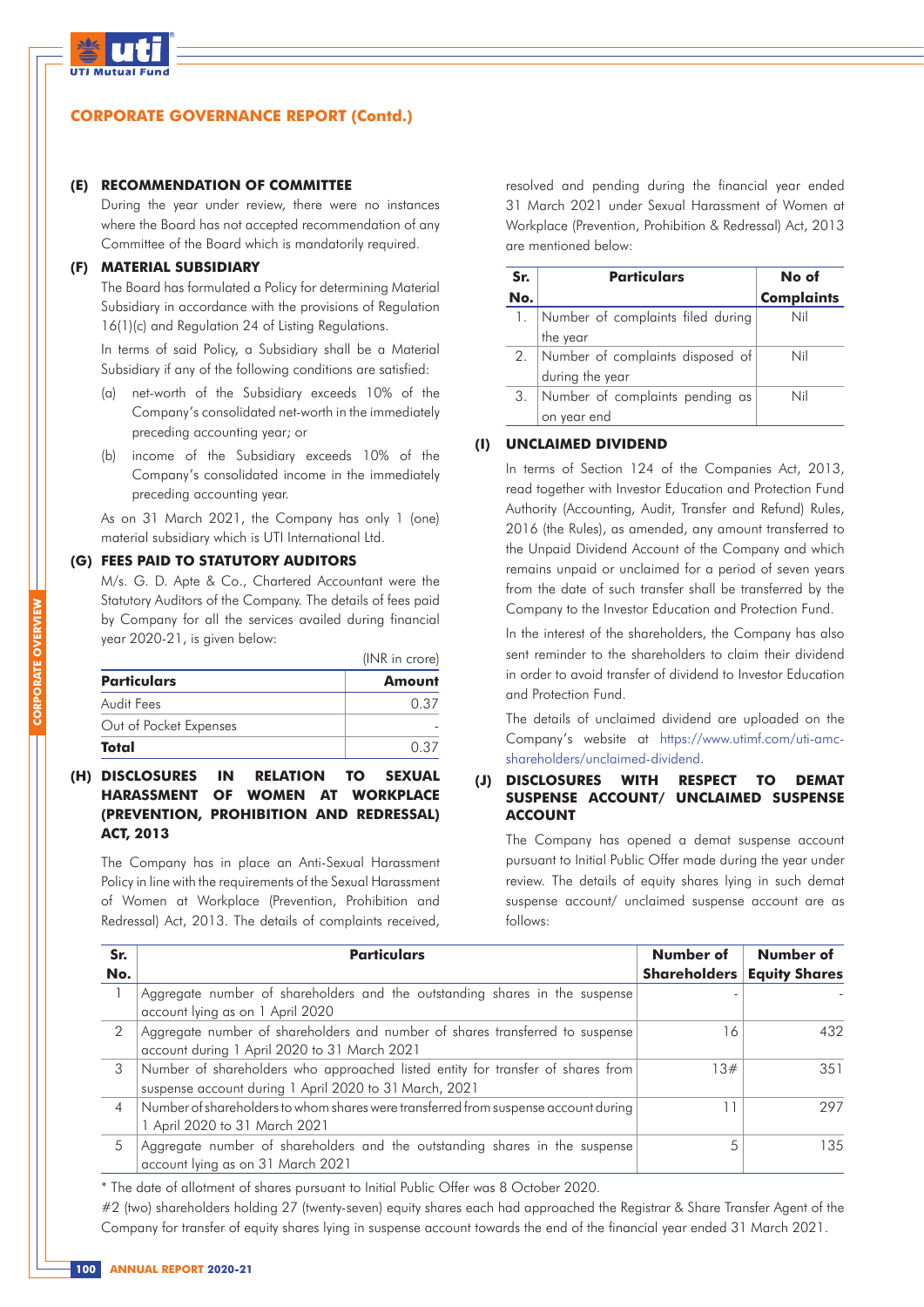## CORPORATE GOVERNANCE REPORT (Contd.)

### (E) RECOMMENDATION OF COMMITTEE

During the year under review, there were no instances where the Board has not accepted recommendation of any Committee of the Board which is mandatorily required.

### (F) MATERIAL SUBSIDIARY

The Board has formulated a Policy for determining Material Subsidiary in accordance with the provisions of Regulation 16(1)(c) and Regulation 24 of Listing Regulations.

In terms of said Policy, a Subsidiary shall be a Material Subsidiary if any of the following conditions are satisfied:

(a) net-worth of the Subsidiary exceeds 10% of the Company's consolidated net-worth in the immediately preceding accounting year; or

(b) income of the Subsidiary exceeds 10% of the Company's consolidated income in the immediately preceding accounting year.

As on 31 March 2021, the Company has only 1 (one) material subsidiary which is UTI International Ltd.

### (G) FEES PAID TO STATUTORY AUDITORS

M/s. G. D. Apte & Co., Chartered Accountant were the Statutory Auditors of the Company. The details of fees paid by Company for all the services availed during financial year 2020-21, is given below:

(INR in crore)

| Particulars | Amount |
|---|---|
| Audit Fees | 0.37 |
| Out of Pocket Expenses | - |
| **Total** | **0.37** |

### (H) DISCLOSURES IN RELATION TO SEXUAL HARASSMENT OF WOMEN AT WORKPLACE (PREVENTION, PROHIBITION AND REDRESSAL) ACT, 2013

The Company has in place an Anti-Sexual Harassment Policy in line with the requirements of the Sexual Harassment of Women at Workplace (Prevention, Prohibition and Redressal) Act, 2013. The details of complaints received, resolved and pending during the financial year ended 31 March 2021 under Sexual Harassment of Women at Workplace (Prevention, Prohibition & Redressal) Act, 2013 are mentioned below:

| Sr. No. | Particulars | No of Complaints |
|---|---|---|
| 1. | Number of complaints filed during the year | Nil |
| 2. | Number of complaints disposed of during the year | Nil |
| 3. | Number of complaints pending as on year end | Nil |

### (I) UNCLAIMED DIVIDEND

In terms of Section 124 of the Companies Act, 2013, read together with Investor Education and Protection Fund Authority (Accounting, Audit, Transfer and Refund) Rules, 2016 (the Rules), as amended, any amount transferred to the Unpaid Dividend Account of the Company and which remains unpaid or unclaimed for a period of seven years from the date of such transfer shall be transferred by the Company to the Investor Education and Protection Fund.

In the interest of the shareholders, the Company has also sent reminder to the shareholders to claim their dividend in order to avoid transfer of dividend to Investor Education and Protection Fund.

The details of unclaimed dividend are uploaded on the Company's website at https://www.utimf.com/uti-amc-shareholders/unclaimed-dividend.

### (J) DISCLOSURES WITH RESPECT TO DEMAT SUSPENSE ACCOUNT/ UNCLAIMED SUSPENSE ACCOUNT

The Company has opened a demat suspense account pursuant to Initial Public Offer made during the year under review. The details of equity shares lying in such demat suspense account/ unclaimed suspense account are as follows:

| Sr. No. | Particulars | Number of Shareholders | Number of Equity Shares |
|---|---|---|---|
| 1 | Aggregate number of shareholders and the outstanding shares in the suspense account lying as on 1 April 2020 | - | - |
| 2 | Aggregate number of shareholders and number of shares transferred to suspense account during 1 April 2020 to 31 March 2021 | 16 | 432 |
| 3 | Number of shareholders who approached listed entity for transfer of shares from suspense account during 1 April 2020 to 31 March, 2021 | 13# | 351 |
| 4 | Number of shareholders to whom shares were transferred from suspense account during 1 April 2020 to 31 March 2021 | 11 | 297 |
| 5 | Aggregate number of shareholders and the outstanding shares in the suspense account lying as on 31 March 2021 | 5 | 135 |

* The date of allotment of shares pursuant to Initial Public Offer was 8 October 2020.

#2 (two) shareholders holding 27 (twenty-seven) equity shares each had approached the Registrar & Share Transfer Agent of the Company for transfer of equity shares lying in suspense account towards the end of the financial year ended 31 March 2021.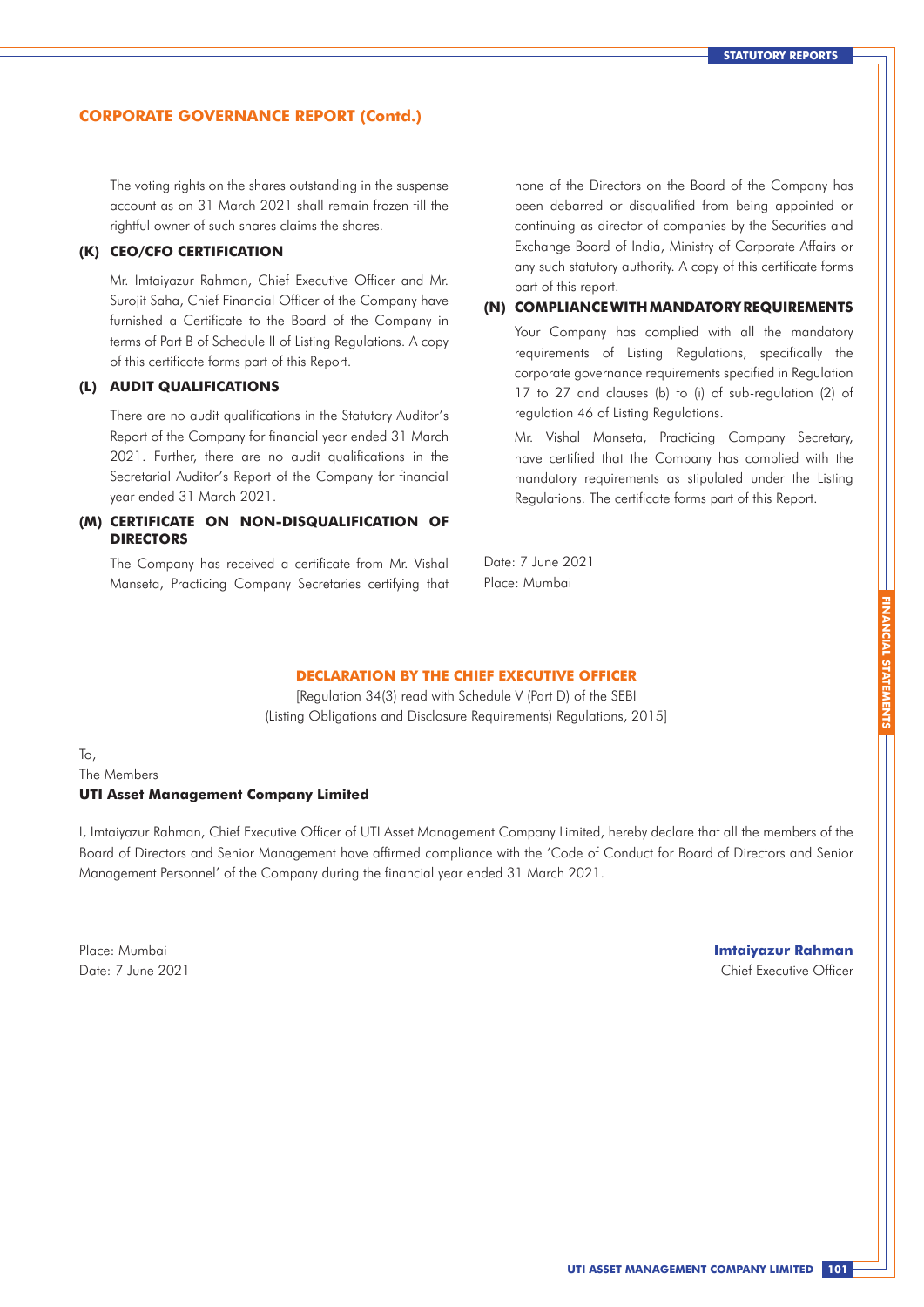## CORPORATE GOVERNANCE REPORT (Contd.)

The voting rights on the shares outstanding in the suspense account as on 31 March 2021 shall remain frozen till the rightful owner of such shares claims the shares.

### (K) CEO/CFO CERTIFICATION

Mr. Imtaiyazur Rahman, Chief Executive Officer and Mr. Surojit Saha, Chief Financial Officer of the Company have furnished a Certificate to the Board of the Company in terms of Part B of Schedule II of Listing Regulations. A copy of this certificate forms part of this Report.

### (L) AUDIT QUALIFICATIONS

There are no audit qualifications in the Statutory Auditor's Report of the Company for financial year ended 31 March 2021. Further, there are no audit qualifications in the Secretarial Auditor's Report of the Company for financial year ended 31 March 2021.

### (M) CERTIFICATE ON NON-DISQUALIFICATION OF DIRECTORS

The Company has received a certificate from Mr. Vishal Manseta, Practicing Company Secretaries certifying that none of the Directors on the Board of the Company has been debarred or disqualified from being appointed or continuing as director of companies by the Securities and Exchange Board of India, Ministry of Corporate Affairs or any such statutory authority. A copy of this certificate forms part of this report.

### (N) COMPLIANCE WITH MANDATORY REQUIREMENTS

Your Company has complied with all the mandatory requirements of Listing Regulations, specifically the corporate governance requirements specified in Regulation 17 to 27 and clauses (b) to (i) of sub-regulation (2) of regulation 46 of Listing Regulations.

Mr. Vishal Manseta, Practicing Company Secretary, have certified that the Company has complied with the mandatory requirements as stipulated under the Listing Regulations. The certificate forms part of this Report.

Date: 7 June 2021
Place: Mumbai

## DECLARATION BY THE CHIEF EXECUTIVE OFFICER

[Regulation 34(3) read with Schedule V (Part D) of the SEBI (Listing Obligations and Disclosure Requirements) Regulations, 2015]

To,
The Members
**UTI Asset Management Company Limited**

I, Imtaiyazur Rahman, Chief Executive Officer of UTI Asset Management Company Limited, hereby declare that all the members of the Board of Directors and Senior Management have affirmed compliance with the 'Code of Conduct for Board of Directors and Senior Management Personnel' of the Company during the financial year ended 31 March 2021.

Place: Mumbai
Date: 7 June 2021

**Imtaiyazur Rahman**
Chief Executive Officer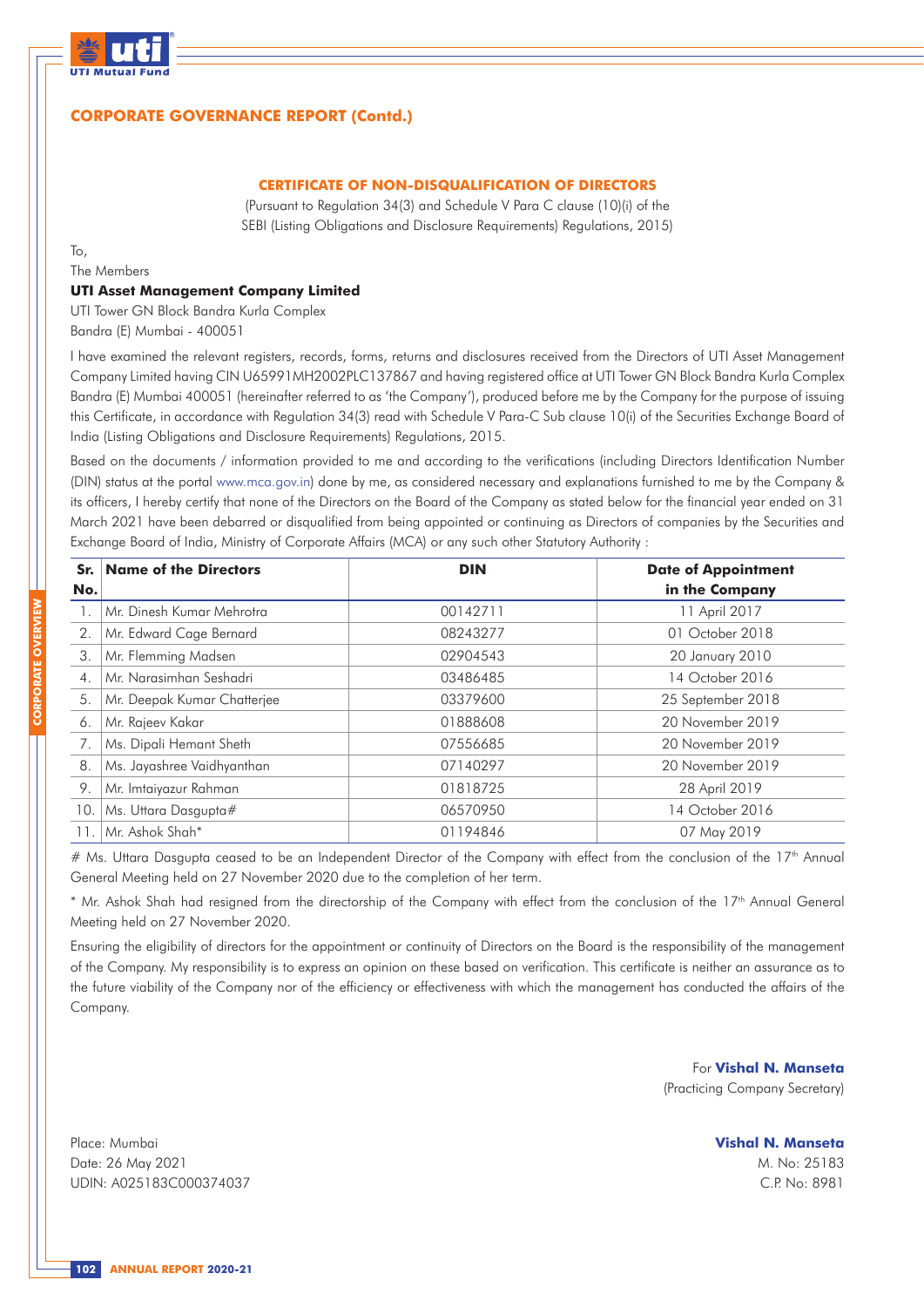## CORPORATE GOVERNANCE REPORT (Contd.)

### CERTIFICATE OF NON-DISQUALIFICATION OF DIRECTORS

(Pursuant to Regulation 34(3) and Schedule V Para C clause (10)(i) of the SEBI (Listing Obligations and Disclosure Requirements) Regulations, 2015)

To,

The Members

**UTI Asset Management Company Limited**

UTI Tower GN Block Bandra Kurla Complex

Bandra (E) Mumbai - 400051

I have examined the relevant registers, records, forms, returns and disclosures received from the Directors of UTI Asset Management Company Limited having CIN U65991MH2002PLC137867 and having registered office at UTI Tower GN Block Bandra Kurla Complex Bandra (E) Mumbai 400051 (hereinafter referred to as 'the Company'), produced before me by the Company for the purpose of issuing this Certificate, in accordance with Regulation 34(3) read with Schedule V Para-C Sub clause 10(i) of the Securities Exchange Board of India (Listing Obligations and Disclosure Requirements) Regulations, 2015.

Based on the documents / information provided to me and according to the verifications (including Directors Identification Number (DIN) status at the portal www.mca.gov.in) done by me, as considered necessary and explanations furnished to me by the Company & its officers, I hereby certify that none of the Directors on the Board of the Company as stated below for the financial year ended on 31 March 2021 have been debarred or disqualified from being appointed or continuing as Directors of companies by the Securities and Exchange Board of India, Ministry of Corporate Affairs (MCA) or any such other Statutory Authority :

| Sr. No. | Name of the Directors | DIN | Date of Appointment in the Company |
|---|---|---|---|
| 1. | Mr. Dinesh Kumar Mehrotra | 00142711 | 11 April 2017 |
| 2. | Mr. Edward Cage Bernard | 08243277 | 01 October 2018 |
| 3. | Mr. Flemming Madsen | 02904543 | 20 January 2010 |
| 4. | Mr. Narasimhan Seshadri | 03486485 | 14 October 2016 |
| 5. | Mr. Deepak Kumar Chatterjee | 03379600 | 25 September 2018 |
| 6. | Mr. Rajeev Kakar | 01888608 | 20 November 2019 |
| 7. | Ms. Dipali Hemant Sheth | 07556685 | 20 November 2019 |
| 8. | Ms. Jayashree Vaidhyanthan | 07140297 | 20 November 2019 |
| 9. | Mr. Imtaiyazur Rahman | 01818725 | 28 April 2019 |
| 10. | Ms. Uttara Dasgupta# | 06570950 | 14 October 2016 |
| 11. | Mr. Ashok Shah* | 01194846 | 07 May 2019 |

# Ms. Uttara Dasgupta ceased to be an Independent Director of the Company with effect from the conclusion of the 17th Annual General Meeting held on 27 November 2020 due to the completion of her term.

* Mr. Ashok Shah had resigned from the directorship of the Company with effect from the conclusion of the 17th Annual General Meeting held on 27 November 2020.

Ensuring the eligibility of directors for the appointment or continuity of Directors on the Board is the responsibility of the management of the Company. My responsibility is to express an opinion on these based on verification. This certificate is neither an assurance as to the future viability of the Company nor of the efficiency or effectiveness with which the management has conducted the affairs of the Company.

For **Vishal N. Manseta**
(Practicing Company Secretary)

Place: Mumbai
Date: 26 May 2021
UDIN: A025183C000374037

**Vishal N. Manseta**
M. No: 25183
C.P. No: 8981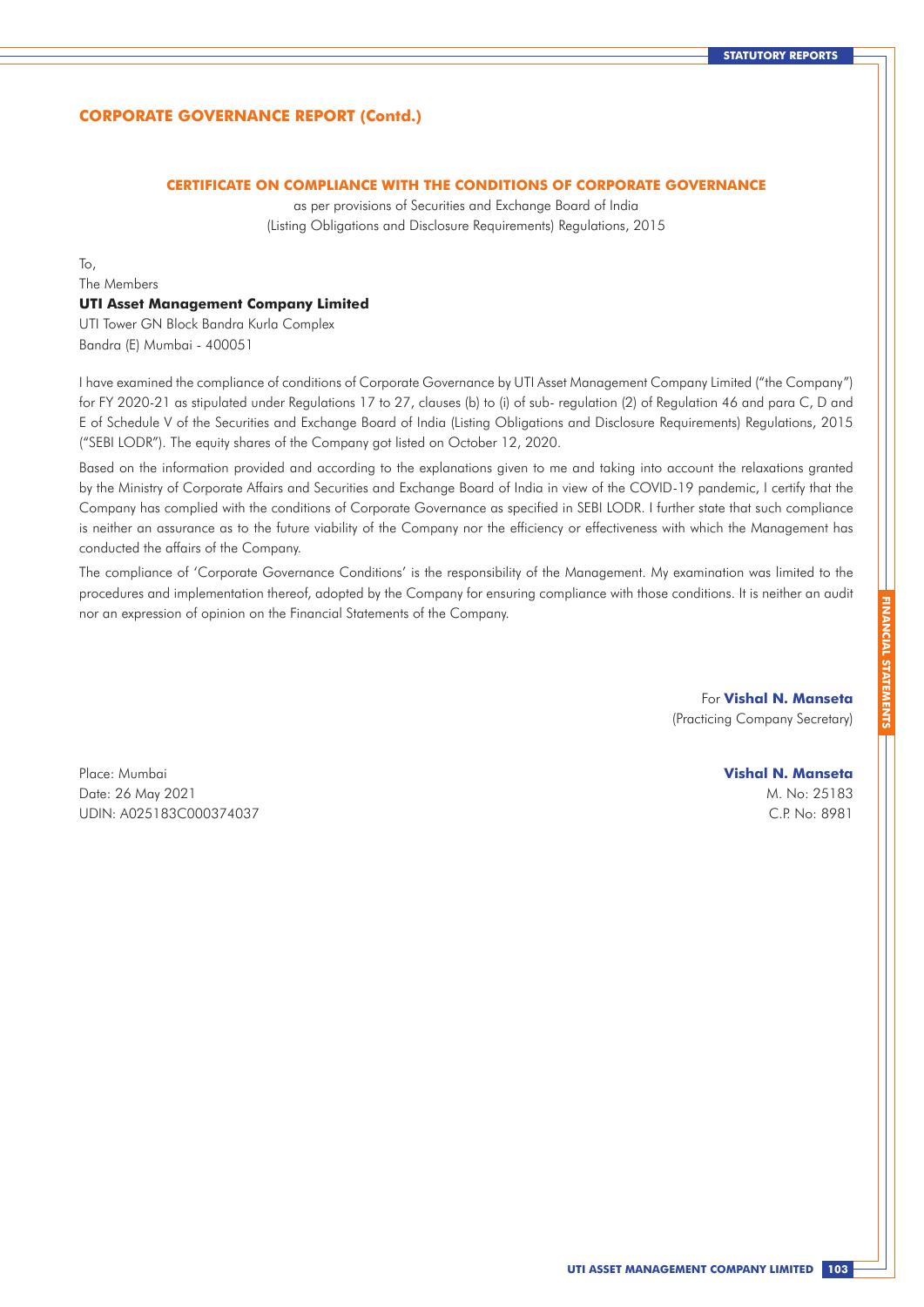## CORPORATE GOVERNANCE REPORT (Contd.)

### CERTIFICATE ON COMPLIANCE WITH THE CONDITIONS OF CORPORATE GOVERNANCE

as per provisions of Securities and Exchange Board of India
(Listing Obligations and Disclosure Requirements) Regulations, 2015

To,
The Members
**UTI Asset Management Company Limited**
UTI Tower GN Block Bandra Kurla Complex
Bandra (E) Mumbai - 400051

I have examined the compliance of conditions of Corporate Governance by UTI Asset Management Company Limited ("the Company") for FY 2020-21 as stipulated under Regulations 17 to 27, clauses (b) to (i) of sub- regulation (2) of Regulation 46 and para C, D and E of Schedule V of the Securities and Exchange Board of India (Listing Obligations and Disclosure Requirements) Regulations, 2015 ("SEBI LODR"). The equity shares of the Company got listed on October 12, 2020.

Based on the information provided and according to the explanations given to me and taking into account the relaxations granted by the Ministry of Corporate Affairs and Securities and Exchange Board of India in view of the COVID-19 pandemic, I certify that the Company has complied with the conditions of Corporate Governance as specified in SEBI LODR. I further state that such compliance is neither an assurance as to the future viability of the Company nor the efficiency or effectiveness with which the Management has conducted the affairs of the Company.

The compliance of 'Corporate Governance Conditions' is the responsibility of the Management. My examination was limited to the procedures and implementation thereof, adopted by the Company for ensuring compliance with those conditions. It is neither an audit nor an expression of opinion on the Financial Statements of the Company.

For **Vishal N. Manseta**
(Practicing Company Secretary)

Place: Mumbai
Date: 26 May 2021
UDIN: A025183C000374037

**Vishal N. Manseta**
M. No: 25183
C.P. No: 8981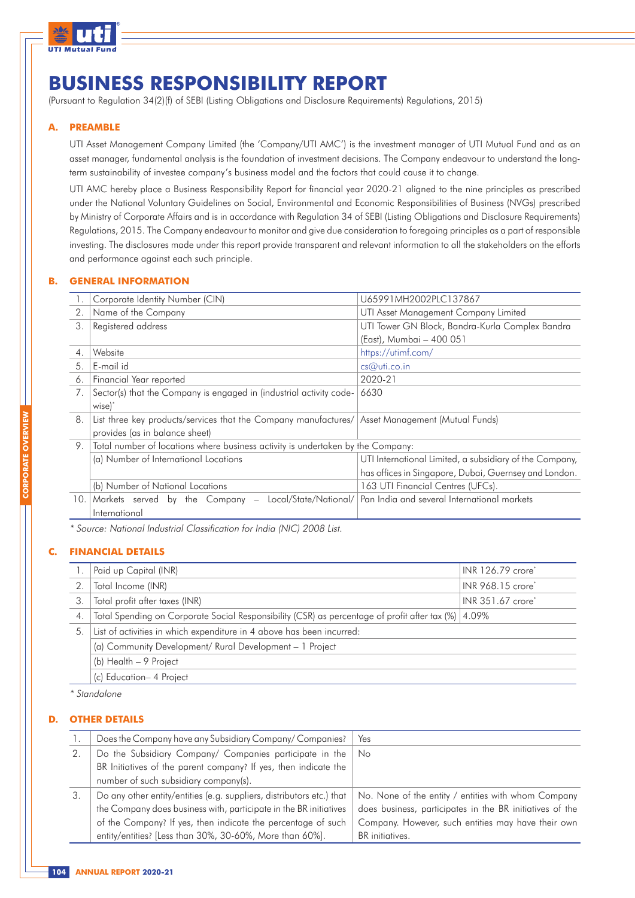# BUSINESS RESPONSIBILITY REPORT

(Pursuant to Regulation 34(2)(f) of SEBI (Listing Obligations and Disclosure Requirements) Regulations, 2015)

## A. PREAMBLE

UTI Asset Management Company Limited (the 'Company/UTI AMC') is the investment manager of UTI Mutual Fund and as an asset manager, fundamental analysis is the foundation of investment decisions. The Company endeavour to understand the long-term sustainability of investee company's business model and the factors that could cause it to change.

UTI AMC hereby place a Business Responsibility Report for financial year 2020-21 aligned to the nine principles as prescribed under the National Voluntary Guidelines on Social, Environmental and Economic Responsibilities of Business (NVGs) prescribed by Ministry of Corporate Affairs and is in accordance with Regulation 34 of SEBI (Listing Obligations and Disclosure Requirements) Regulations, 2015. The Company endeavour to monitor and give due consideration to foregoing principles as a part of responsible investing. The disclosures made under this report provide transparent and relevant information to all the stakeholders on the efforts and performance against each such principle.

## B. GENERAL INFORMATION

| | | |
|---|---|---|
| 1. | Corporate Identity Number (CIN) | U65991MH2002PLC137867 |
| 2. | Name of the Company | UTI Asset Management Company Limited |
| 3. | Registered address | UTI Tower GN Block, Bandra-Kurla Complex Bandra (East), Mumbai – 400 051 |
| 4. | Website | https://utimf.com/ |
| 5. | E-mail id | cs@uti.co.in |
| 6. | Financial Year reported | 2020-21 |
| 7. | Sector(s) that the Company is engaged in (industrial activity code-wise)* | 6630 |
| 8. | List three key products/services that the Company manufactures/ provides (as in balance sheet) | Asset Management (Mutual Funds) |
| 9. | Total number of locations where business activity is undertaken by the Company: | |
| | (a) Number of International Locations | UTI International Limited, a subsidiary of the Company, has offices in Singapore, Dubai, Guernsey and London. |
| | (b) Number of National Locations | 163 UTI Financial Centres (UFCs). |
| 10. | Markets served by the Company – Local/State/National/ International | Pan India and several International markets |

*\* Source: National Industrial Classification for India (NIC) 2008 List.*

## C. FINANCIAL DETAILS

| | | |
|---|---|---|
| 1. | Paid up Capital (INR) | INR 126.79 crore* |
| 2. | Total Income (INR) | INR 968.15 crore* |
| 3. | Total profit after taxes (INR) | INR 351.67 crore* |
| 4. | Total Spending on Corporate Social Responsibility (CSR) as percentage of profit after tax (%) | 4.09% |
| 5. | List of activities in which expenditure in 4 above has been incurred: | |
| | (a) Community Development/ Rural Development – 1 Project | |
| | (b) Health – 9 Project | |
| | (c) Education– 4 Project | |

*\* Standalone*

## D. OTHER DETAILS

| | | |
|---|---|---|
| 1. | Does the Company have any Subsidiary Company/ Companies? | Yes |
| 2. | Do the Subsidiary Company/ Companies participate in the BR Initiatives of the parent company? If yes, then indicate the number of such subsidiary company(s). | No |
| 3. | Do any other entity/entities (e.g. suppliers, distributors etc.) that the Company does business with, participate in the BR initiatives of the Company? If yes, then indicate the percentage of such entity/entities? [Less than 30%, 30-60%, More than 60%]. | No. None of the entity / entities with whom Company does business, participates in the BR initiatives of the Company. However, such entities may have their own BR initiatives. |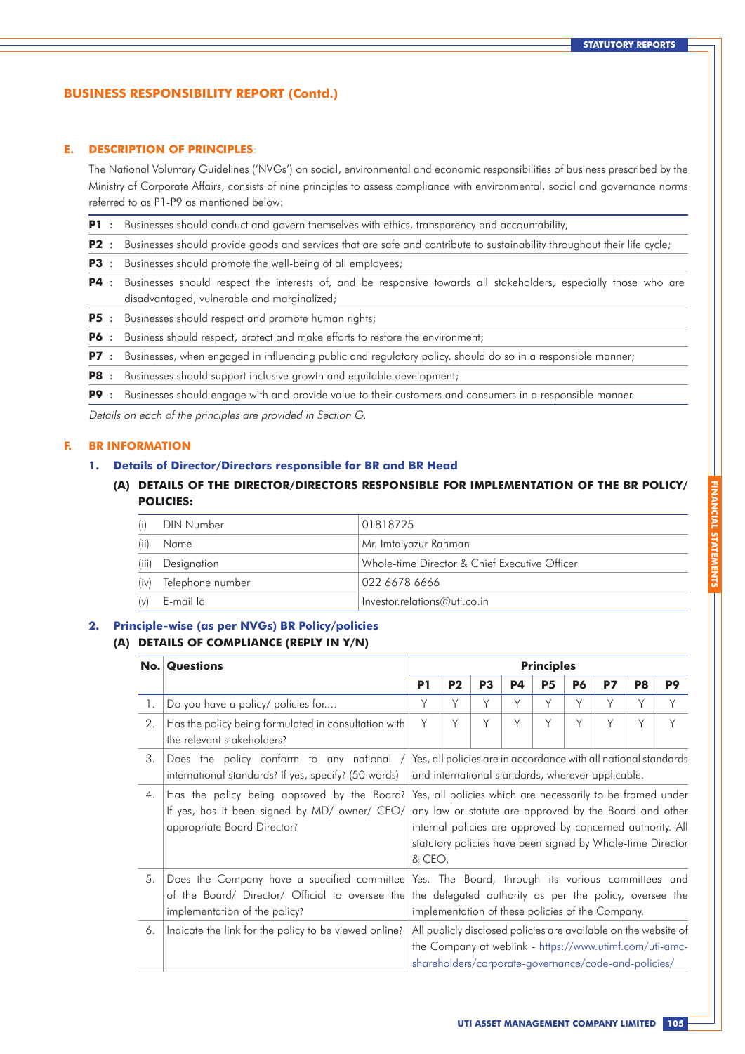## BUSINESS RESPONSIBILITY REPORT (Contd.)

### E. DESCRIPTION OF PRINCIPLES:

The National Voluntary Guidelines ('NVGs') on social, environmental and economic responsibilities of business prescribed by the Ministry of Corporate Affairs, consists of nine principles to assess compliance with environmental, social and governance norms referred to as P1-P9 as mentioned below:

**P1** : Businesses should conduct and govern themselves with ethics, transparency and accountability;

**P2** : Businesses should provide goods and services that are safe and contribute to sustainability throughout their life cycle;

**P3** : Businesses should promote the well-being of all employees;

**P4** : Businesses should respect the interests of, and be responsive towards all stakeholders, especially those who are disadvantaged, vulnerable and marginalized;

**P5** : Businesses should respect and promote human rights;

**P6** : Business should respect, protect and make efforts to restore the environment;

**P7** : Businesses, when engaged in influencing public and regulatory policy, should do so in a responsible manner;

**P8** : Businesses should support inclusive growth and equitable development;

**P9** : Businesses should engage with and provide value to their customers and consumers in a responsible manner.

*Details on each of the principles are provided in Section G.*

### F. BR INFORMATION

#### 1. Details of Director/Directors responsible for BR and BR Head

##### (A) DETAILS OF THE DIRECTOR/DIRECTORS RESPONSIBLE FOR IMPLEMENTATION OF THE BR POLICY/ POLICIES:

| | | |
|---|---|---|
| (i) | DIN Number | 01818725 |
| (ii) | Name | Mr. Imtaiyazur Rahman |
| (iii) | Designation | Whole-time Director & Chief Executive Officer |
| (iv) | Telephone number | 022 6678 6666 |
| (v) | E-mail Id | Investor.relations@uti.co.in |

#### 2. Principle-wise (as per NVGs) BR Policy/policies

##### (A) DETAILS OF COMPLIANCE (REPLY IN Y/N)

| No. | Questions | Principles | | | | | | | | |
|---|---|---|---|---|---|---|---|---|---|---|
| | | P1 | P2 | P3 | P4 | P5 | P6 | P7 | P8 | P9 |
| 1. | Do you have a policy/ policies for.... | Y | Y | Y | Y | Y | Y | Y | Y | Y |
| 2. | Has the policy being formulated in consultation with the relevant stakeholders? | Y | Y | Y | Y | Y | Y | Y | Y | Y |
| 3. | Does the policy conform to any national / international standards? If yes, specify? (50 words) | Yes, all policies are in accordance with all national standards and international standards, wherever applicable. | | | | | | | | |
| 4. | Has the policy being approved by the Board? If yes, has it been signed by MD/ owner/ CEO/ appropriate Board Director? | Yes, all policies which are necessarily to be framed under any law or statute are approved by the Board and other internal policies are approved by concerned authority. All statutory policies have been signed by Whole-time Director & CEO. | | | | | | | | |
| 5. | Does the Company have a specified committee of the Board/ Director/ Official to oversee the implementation of the policy? | Yes. The Board, through its various committees and the delegated authority as per the policy, oversee the implementation of these policies of the Company. | | | | | | | | |
| 6. | Indicate the link for the policy to be viewed online? | All publicly disclosed policies are available on the website of the Company at weblink - https://www.utimf.com/uti-amc-shareholders/corporate-governance/code-and-policies/ | | | | | | | | |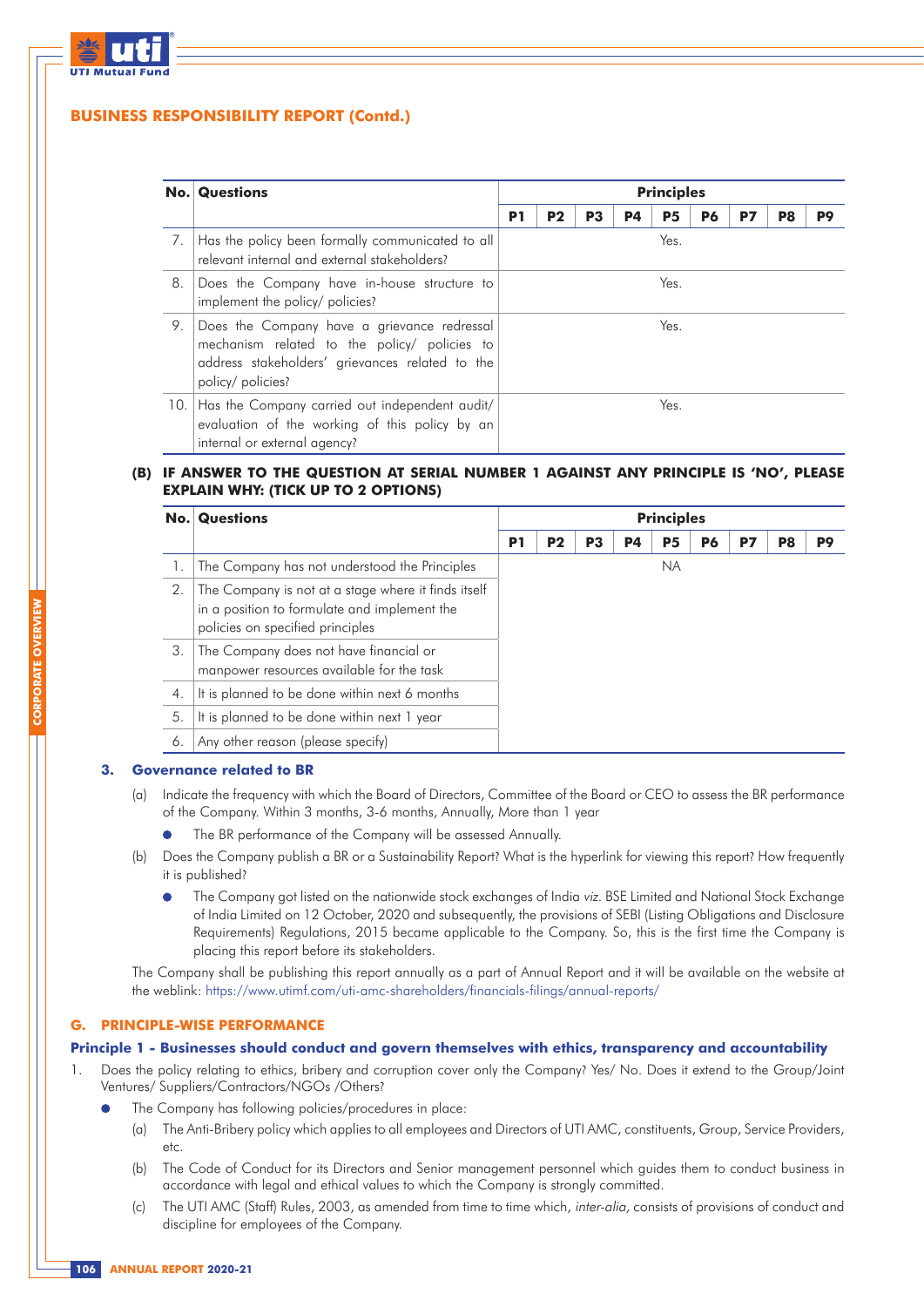## BUSINESS RESPONSIBILITY REPORT (Contd.)

| No. | Questions | Principles | | | | | | | | |
|---|---|---|---|---|---|---|---|---|---|---|
| | | P1 | P2 | P3 | P4 | P5 | P6 | P7 | P8 | P9 |
| 7. | Has the policy been formally communicated to all relevant internal and external stakeholders? | | | | | Yes. | | | | |
| 8. | Does the Company have in-house structure to implement the policy/ policies? | | | | | Yes. | | | | |
| 9. | Does the Company have a grievance redressal mechanism related to the policy/ policies to address stakeholders' grievances related to the policy/ policies? | | | | | Yes. | | | | |
| 10. | Has the Company carried out independent audit/ evaluation of the working of this policy by an internal or external agency? | | | | | Yes. | | | | |

**(B) IF ANSWER TO THE QUESTION AT SERIAL NUMBER 1 AGAINST ANY PRINCIPLE IS 'NO', PLEASE EXPLAIN WHY: (TICK UP TO 2 OPTIONS)**

| No. | Questions | Principles | | | | | | | | |
|---|---|---|---|---|---|---|---|---|---|---|
| | | P1 | P2 | P3 | P4 | P5 | P6 | P7 | P8 | P9 |
| 1. | The Company has not understood the Principles | | | | | NA | | | | |
| 2. | The Company is not at a stage where it finds itself in a position to formulate and implement the policies on specified principles | | | | | | | | | |
| 3. | The Company does not have financial or manpower resources available for the task | | | | | | | | | |
| 4. | It is planned to be done within next 6 months | | | | | | | | | |
| 5. | It is planned to be done within next 1 year | | | | | | | | | |
| 6. | Any other reason (please specify) | | | | | | | | | |

### 3. Governance related to BR

(a) Indicate the frequency with which the Board of Directors, Committee of the Board or CEO to assess the BR performance of the Company. Within 3 months, 3-6 months, Annually, More than 1 year

- The BR performance of the Company will be assessed Annually.

(b) Does the Company publish a BR or a Sustainability Report? What is the hyperlink for viewing this report? How frequently it is published?

- The Company got listed on the nationwide stock exchanges of India *viz.* BSE Limited and National Stock Exchange of India Limited on 12 October, 2020 and subsequently, the provisions of SEBI (Listing Obligations and Disclosure Requirements) Regulations, 2015 became applicable to the Company. So, this is the first time the Company is placing this report before its stakeholders.

The Company shall be publishing this report annually as a part of Annual Report and it will be available on the website at the weblink: https://www.utimf.com/uti-amc-shareholders/financials-filings/annual-reports/

## G. PRINCIPLE-WISE PERFORMANCE

### Principle 1 - Businesses should conduct and govern themselves with ethics, transparency and accountability

1. Does the policy relating to ethics, bribery and corruption cover only the Company? Yes/ No. Does it extend to the Group/Joint Ventures/ Suppliers/Contractors/NGOs /Others?

- The Company has following policies/procedures in place:

  (a) The Anti-Bribery policy which applies to all employees and Directors of UTI AMC, constituents, Group, Service Providers, etc.

  (b) The Code of Conduct for its Directors and Senior management personnel which guides them to conduct business in accordance with legal and ethical values to which the Company is strongly committed.

  (c) The UTI AMC (Staff) Rules, 2003, as amended from time to time which, *inter-alia,* consists of provisions of conduct and discipline for employees of the Company.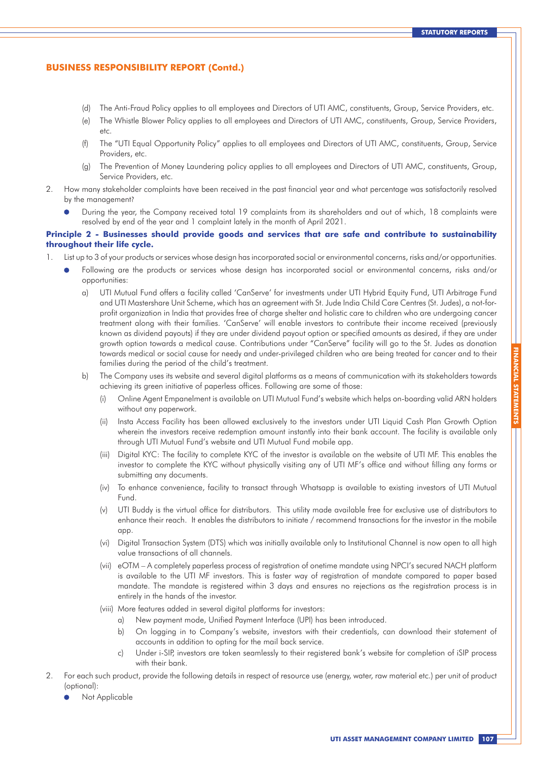## BUSINESS RESPONSIBILITY REPORT (Contd.)

(d) The Anti-Fraud Policy applies to all employees and Directors of UTI AMC, constituents, Group, Service Providers, etc.

(e) The Whistle Blower Policy applies to all employees and Directors of UTI AMC, constituents, Group, Service Providers, etc.

(f) The "UTI Equal Opportunity Policy" applies to all employees and Directors of UTI AMC, constituents, Group, Service Providers, etc.

(g) The Prevention of Money Laundering policy applies to all employees and Directors of UTI AMC, constituents, Group, Service Providers, etc.

2. How many stakeholder complaints have been received in the past financial year and what percentage was satisfactorily resolved by the management?

   - During the year, the Company received total 19 complaints from its shareholders and out of which, 18 complaints were resolved by end of the year and 1 complaint lately in the month of April 2021.

**Principle 2 - Businesses should provide goods and services that are safe and contribute to sustainability throughout their life cycle.**

1. List up to 3 of your products or services whose design has incorporated social or environmental concerns, risks and/or opportunities.

   - Following are the products or services whose design has incorporated social or environmental concerns, risks and/or opportunities:

     a) UTI Mutual Fund offers a facility called 'CanServe' for investments under UTI Hybrid Equity Fund, UTI Arbitrage Fund and UTI Mastershare Unit Scheme, which has an agreement with St. Jude India Child Care Centres (St. Judes), a not-for-profit organization in India that provides free of charge shelter and holistic care to children who are undergoing cancer treatment along with their families. 'CanServe' will enable investors to contribute their income received (previously known as dividend payouts) if they are under dividend payout option or specified amounts as desired, if they are under growth option towards a medical cause. Contributions under "CanServe" facility will go to the St. Judes as donation towards medical or social cause for needy and under-privileged children who are being treated for cancer and to their families during the period of the child's treatment.

     b) The Company uses its website and several digital platforms as a means of communication with its stakeholders towards achieving its green initiative of paperless offices. Following are some of those:

        (i) Online Agent Empanelment is available on UTI Mutual Fund's website which helps on-boarding valid ARN holders without any paperwork.

        (ii) Insta Access Facility has been allowed exclusively to the investors under UTI Liquid Cash Plan Growth Option wherein the investors receive redemption amount instantly into their bank account. The facility is available only through UTI Mutual Fund's website and UTI Mutual Fund mobile app.

        (iii) Digital KYC: The facility to complete KYC of the investor is available on the website of UTI MF. This enables the investor to complete the KYC without physically visiting any of UTI MF's office and without filling any forms or submitting any documents.

        (iv) To enhance convenience, facility to transact through Whatsapp is available to existing investors of UTI Mutual Fund.

        (v) UTI Buddy is the virtual office for distributors. This utility made available free for exclusive use of distributors to enhance their reach. It enables the distributors to initiate / recommend transactions for the investor in the mobile app.

        (vi) Digital Transaction System (DTS) which was initially available only to Institutional Channel is now open to all high value transactions of all channels.

        (vii) eOTM – A completely paperless process of registration of onetime mandate using NPCI's secured NACH platform is available to the UTI MF investors. This is faster way of registration of mandate compared to paper based mandate. The mandate is registered within 3 days and ensures no rejections as the registration process is in entirely in the hands of the investor.

        (viii) More features added in several digital platforms for investors:

           a) New payment mode, Unified Payment Interface (UPI) has been introduced.

           b) On logging in to Company's website, investors with their credentials, can download their statement of accounts in addition to opting for the mail back service.

           c) Under i-SIP, investors are taken seamlessly to their registered bank's website for completion of iSIP process with their bank.

2. For each such product, provide the following details in respect of resource use (energy, water, raw material etc.) per unit of product (optional):

   - Not Applicable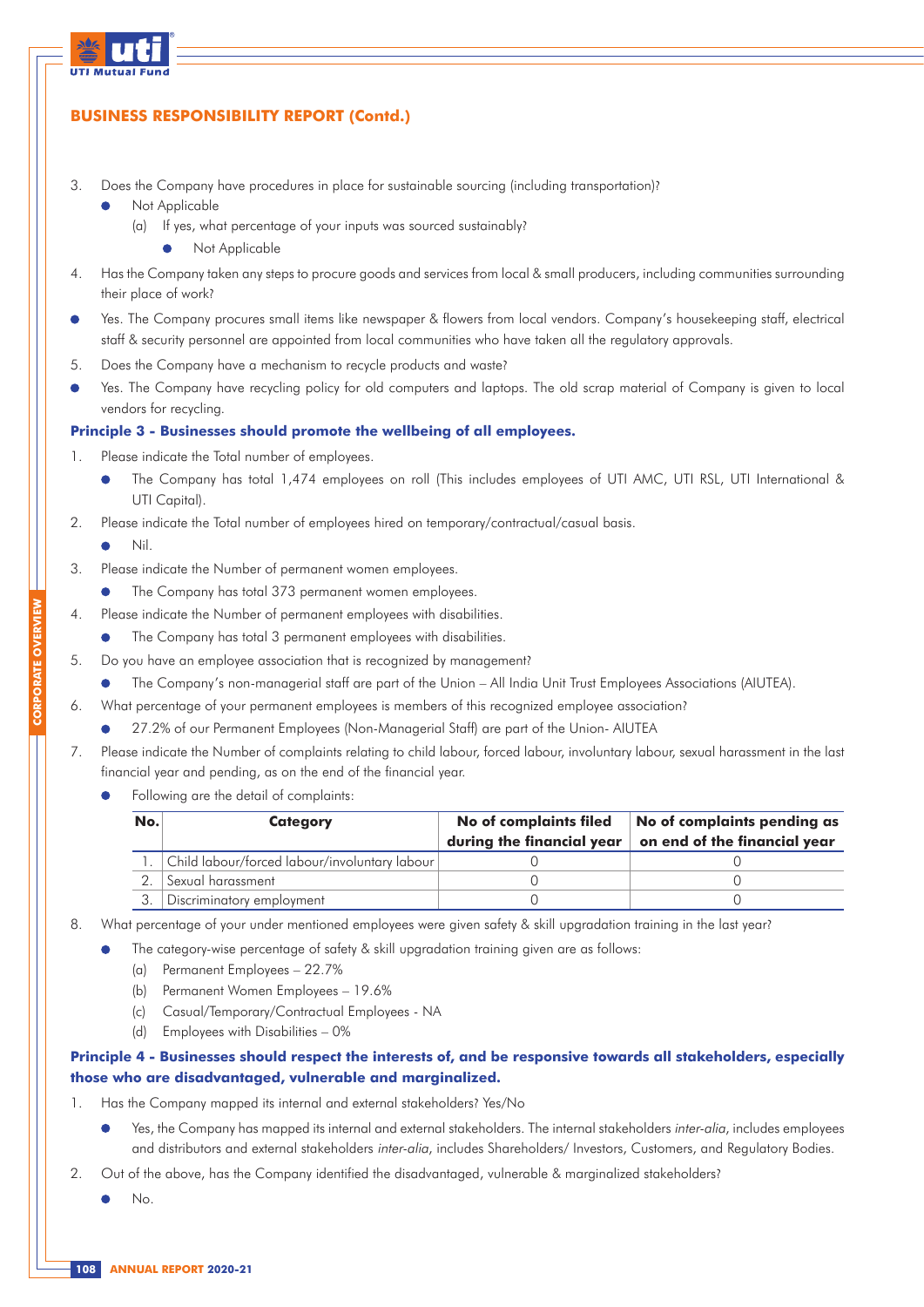## BUSINESS RESPONSIBILITY REPORT (Contd.)

3. Does the Company have procedures in place for sustainable sourcing (including transportation)?
    - Not Applicable
    
    (a) If yes, what percentage of your inputs was sourced sustainably?
    
    - Not Applicable

4. Has the Company taken any steps to procure goods and services from local & small producers, including communities surrounding their place of work?

- Yes. The Company procures small items like newspaper & flowers from local vendors. Company's housekeeping staff, electrical staff & security personnel are appointed from local communities who have taken all the regulatory approvals.

5. Does the Company have a mechanism to recycle products and waste?

- Yes. The Company have recycling policy for old computers and laptops. The old scrap material of Company is given to local vendors for recycling.

**Principle 3 - Businesses should promote the wellbeing of all employees.**

1. Please indicate the Total number of employees.
    - The Company has total 1,474 employees on roll (This includes employees of UTI AMC, UTI RSL, UTI International & UTI Capital).
2. Please indicate the Total number of employees hired on temporary/contractual/casual basis.
    - Nil.
3. Please indicate the Number of permanent women employees.
    - The Company has total 373 permanent women employees.
4. Please indicate the Number of permanent employees with disabilities.
    - The Company has total 3 permanent employees with disabilities.
5. Do you have an employee association that is recognized by management?
    - The Company's non-managerial staff are part of the Union – All India Unit Trust Employees Associations (AIUTEA).
6. What percentage of your permanent employees is members of this recognized employee association?
    - 27.2% of our Permanent Employees (Non-Managerial Staff) are part of the Union- AIUTEA
7. Please indicate the Number of complaints relating to child labour, forced labour, involuntary labour, sexual harassment in the last financial year and pending, as on the end of the financial year.
    - Following are the detail of complaints:

| No. | Category | No of complaints filed during the financial year | No of complaints pending as on end of the financial year |
|---|---|---|---|
| 1. | Child labour/forced labour/involuntary labour | 0 | 0 |
| 2. | Sexual harassment | 0 | 0 |
| 3. | Discriminatory employment | 0 | 0 |

8. What percentage of your under mentioned employees were given safety & skill upgradation training in the last year?
    - The category-wise percentage of safety & skill upgradation training given are as follows:
        
        (a) Permanent Employees – 22.7%
        
        (b) Permanent Women Employees – 19.6%
        
        (c) Casual/Temporary/Contractual Employees - NA
        
        (d) Employees with Disabilities – 0%

**Principle 4 - Businesses should respect the interests of, and be responsive towards all stakeholders, especially those who are disadvantaged, vulnerable and marginalized.**

1. Has the Company mapped its internal and external stakeholders? Yes/No
    - Yes, the Company has mapped its internal and external stakeholders. The internal stakeholders *inter-alia*, includes employees and distributors and external stakeholders *inter-alia*, includes Shareholders/ Investors, Customers, and Regulatory Bodies.
2. Out of the above, has the Company identified the disadvantaged, vulnerable & marginalized stakeholders?
    - No.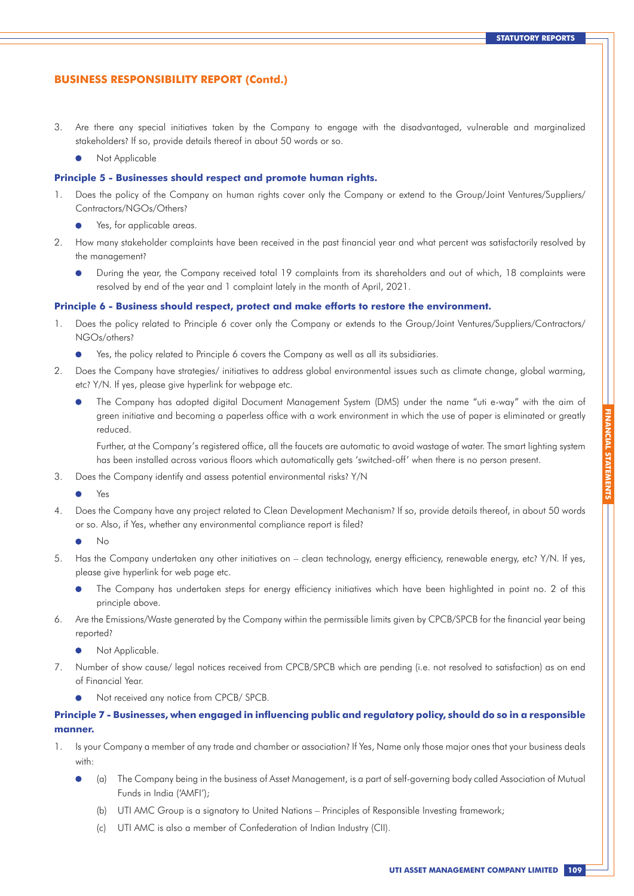## BUSINESS RESPONSIBILITY REPORT (Contd.)

3. Are there any special initiatives taken by the Company to engage with the disadvantaged, vulnerable and marginalized stakeholders? If so, provide details thereof in about 50 words or so.
   - Not Applicable

**Principle 5 - Businesses should respect and promote human rights.**

1. Does the policy of the Company on human rights cover only the Company or extend to the Group/Joint Ventures/Suppliers/Contractors/NGOs/Others?
   - Yes, for applicable areas.
2. How many stakeholder complaints have been received in the past financial year and what percent was satisfactorily resolved by the management?
   - During the year, the Company received total 19 complaints from its shareholders and out of which, 18 complaints were resolved by end of the year and 1 complaint lately in the month of April, 2021.

**Principle 6 - Business should respect, protect and make efforts to restore the environment.**

1. Does the policy related to Principle 6 cover only the Company or extends to the Group/Joint Ventures/Suppliers/Contractors/NGOs/others?
   - Yes, the policy related to Principle 6 covers the Company as well as all its subsidiaries.
2. Does the Company have strategies/ initiatives to address global environmental issues such as climate change, global warming, etc? Y/N. If yes, please give hyperlink for webpage etc.
   - The Company has adopted digital Document Management System (DMS) under the name "uti e-way" with the aim of green initiative and becoming a paperless office with a work environment in which the use of paper is eliminated or greatly reduced.

     Further, at the Company's registered office, all the faucets are automatic to avoid wastage of water. The smart lighting system has been installed across various floors which automatically gets 'switched-off' when there is no person present.
3. Does the Company identify and assess potential environmental risks? Y/N
   - Yes
4. Does the Company have any project related to Clean Development Mechanism? If so, provide details thereof, in about 50 words or so. Also, if Yes, whether any environmental compliance report is filed?
   - No
5. Has the Company undertaken any other initiatives on – clean technology, energy efficiency, renewable energy, etc? Y/N. If yes, please give hyperlink for web page etc.
   - The Company has undertaken steps for energy efficiency initiatives which have been highlighted in point no. 2 of this principle above.
6. Are the Emissions/Waste generated by the Company within the permissible limits given by CPCB/SPCB for the financial year being reported?
   - Not Applicable.
7. Number of show cause/ legal notices received from CPCB/SPCB which are pending (i.e. not resolved to satisfaction) as on end of Financial Year.
   - Not received any notice from CPCB/ SPCB.

**Principle 7 - Businesses, when engaged in influencing public and regulatory policy, should do so in a responsible manner.**

1. Is your Company a member of any trade and chamber or association? If Yes, Name only those major ones that your business deals with:
   - (a) The Company being in the business of Asset Management, is a part of self-governing body called Association of Mutual Funds in India ('AMFI');

     (b) UTI AMC Group is a signatory to United Nations – Principles of Responsible Investing framework;

     (c) UTI AMC is also a member of Confederation of Indian Industry (CII).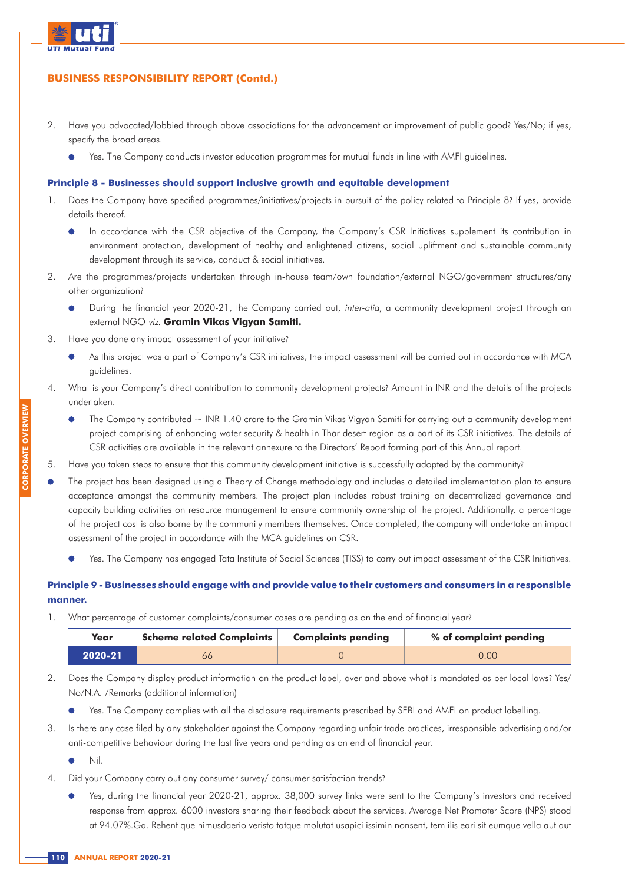## BUSINESS RESPONSIBILITY REPORT (Contd.)

2. Have you advocated/lobbied through above associations for the advancement or improvement of public good? Yes/No; if yes, specify the broad areas.

   - Yes. The Company conducts investor education programmes for mutual funds in line with AMFI guidelines.

### Principle 8 - Businesses should support inclusive growth and equitable development

1. Does the Company have specified programmes/initiatives/projects in pursuit of the policy related to Principle 8? If yes, provide details thereof.

   - In accordance with the CSR objective of the Company, the Company's CSR Initiatives supplement its contribution in environment protection, development of healthy and enlightened citizens, social upliftment and sustainable community development through its service, conduct & social initiatives.

2. Are the programmes/projects undertaken through in-house team/own foundation/external NGO/government structures/any other organization?

   - During the financial year 2020-21, the Company carried out, *inter-alia*, a community development project through an external NGO *viz.* **Gramin Vikas Vigyan Samiti.**

3. Have you done any impact assessment of your initiative?

   - As this project was a part of Company's CSR initiatives, the impact assessment will be carried out in accordance with MCA guidelines.

4. What is your Company's direct contribution to community development projects? Amount in INR and the details of the projects undertaken.

   - The Company contributed ~ INR 1.40 crore to the Gramin Vikas Vigyan Samiti for carrying out a community development project comprising of enhancing water security & health in Thar desert region as a part of its CSR initiatives. The details of CSR activities are available in the relevant annexure to the Directors' Report forming part of this Annual report.

5. Have you taken steps to ensure that this community development initiative is successfully adopted by the community?

- The project has been designed using a Theory of Change methodology and includes a detailed implementation plan to ensure acceptance amongst the community members. The project plan includes robust training on decentralized governance and capacity building activities on resource management to ensure community ownership of the project. Additionally, a percentage of the project cost is also borne by the community members themselves. Once completed, the company will undertake an impact assessment of the project in accordance with the MCA guidelines on CSR.

   - Yes. The Company has engaged Tata Institute of Social Sciences (TISS) to carry out impact assessment of the CSR Initiatives.

### Principle 9 - Businesses should engage with and provide value to their customers and consumers in a responsible manner.

1. What percentage of customer complaints/consumer cases are pending as on the end of financial year?

| Year | Scheme related Complaints | Complaints pending | % of complaint pending |
|---|---|---|---|
| 2020-21 | 66 | 0 | 0.00 |

2. Does the Company display product information on the product label, over and above what is mandated as per local laws? Yes/No/N.A. /Remarks (additional information)

   - Yes. The Company complies with all the disclosure requirements prescribed by SEBI and AMFI on product labelling.

3. Is there any case filed by any stakeholder against the Company regarding unfair trade practices, irresponsible advertising and/or anti-competitive behaviour during the last five years and pending as on end of financial year.

   - Nil.

4. Did your Company carry out any consumer survey/ consumer satisfaction trends?

   - Yes, during the financial year 2020-21, approx. 38,000 survey links were sent to the Company's investors and received response from approx. 6000 investors sharing their feedback about the services. Average Net Promoter Score (NPS) stood at 94.07%.Ga. Rehent que nimusdaerio veristo tatque molutat usapici issimin nonsent, tem ilis eari sit eumque vella aut aut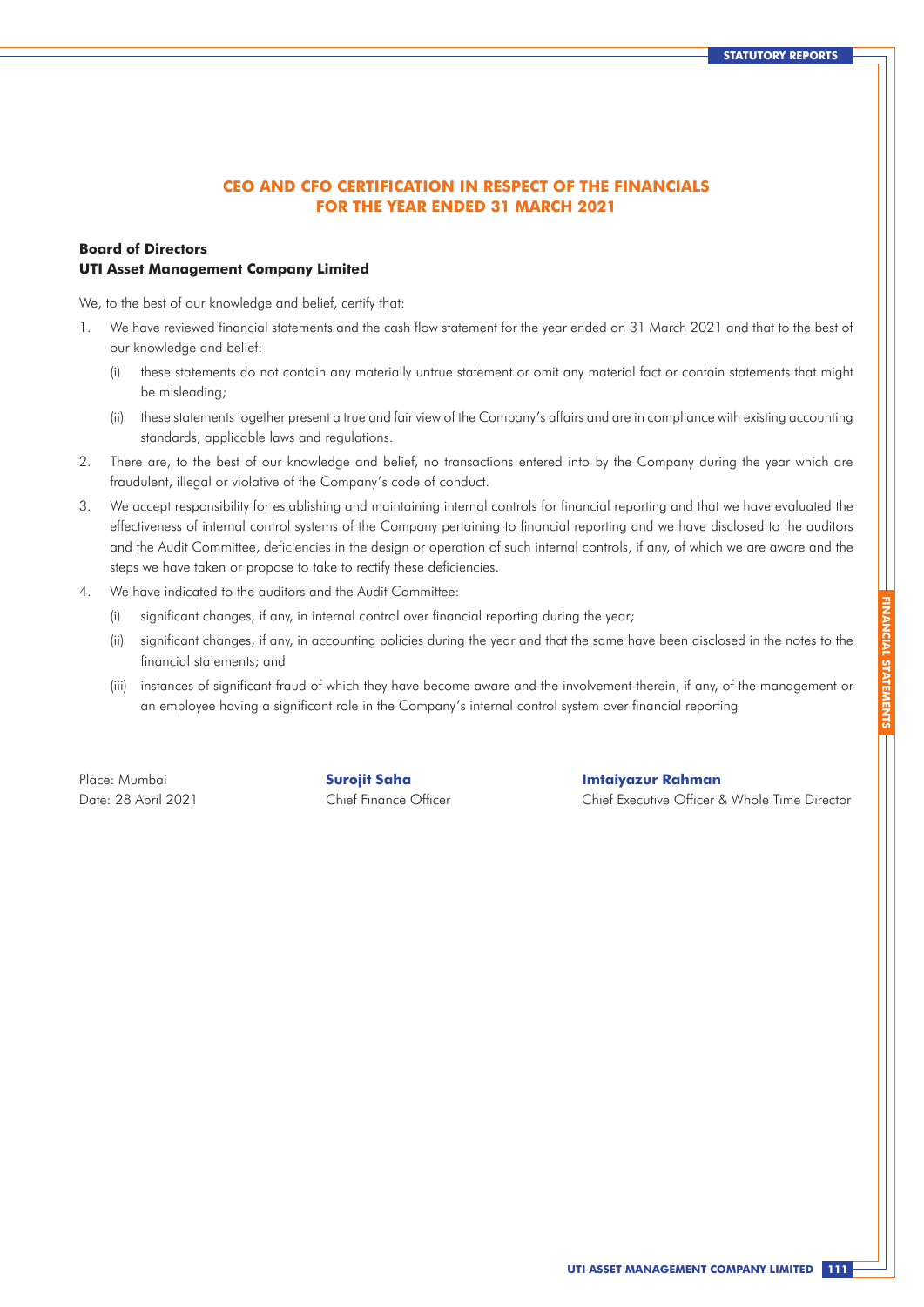# CEO AND CFO CERTIFICATION IN RESPECT OF THE FINANCIALS FOR THE YEAR ENDED 31 MARCH 2021

**Board of Directors**
**UTI Asset Management Company Limited**

We, to the best of our knowledge and belief, certify that:

1. We have reviewed financial statements and the cash flow statement for the year ended on 31 March 2021 and that to the best of our knowledge and belief:
   (i) these statements do not contain any materially untrue statement or omit any material fact or contain statements that might be misleading;
   (ii) these statements together present a true and fair view of the Company's affairs and are in compliance with existing accounting standards, applicable laws and regulations.
2. There are, to the best of our knowledge and belief, no transactions entered into by the Company during the year which are fraudulent, illegal or violative of the Company's code of conduct.
3. We accept responsibility for establishing and maintaining internal controls for financial reporting and that we have evaluated the effectiveness of internal control systems of the Company pertaining to financial reporting and we have disclosed to the auditors and the Audit Committee, deficiencies in the design or operation of such internal controls, if any, of which we are aware and the steps we have taken or propose to take to rectify these deficiencies.
4. We have indicated to the auditors and the Audit Committee:
   (i) significant changes, if any, in internal control over financial reporting during the year;
   (ii) significant changes, if any, in accounting policies during the year and that the same have been disclosed in the notes to the financial statements; and
   (iii) instances of significant fraud of which they have become aware and the involvement therein, if any, of the management or an employee having a significant role in the Company's internal control system over financial reporting

Place: Mumbai
Date: 28 April 2021

**Surojit Saha**
Chief Finance Officer

**Imtaiyazur Rahman**
Chief Executive Officer & Whole Time Director